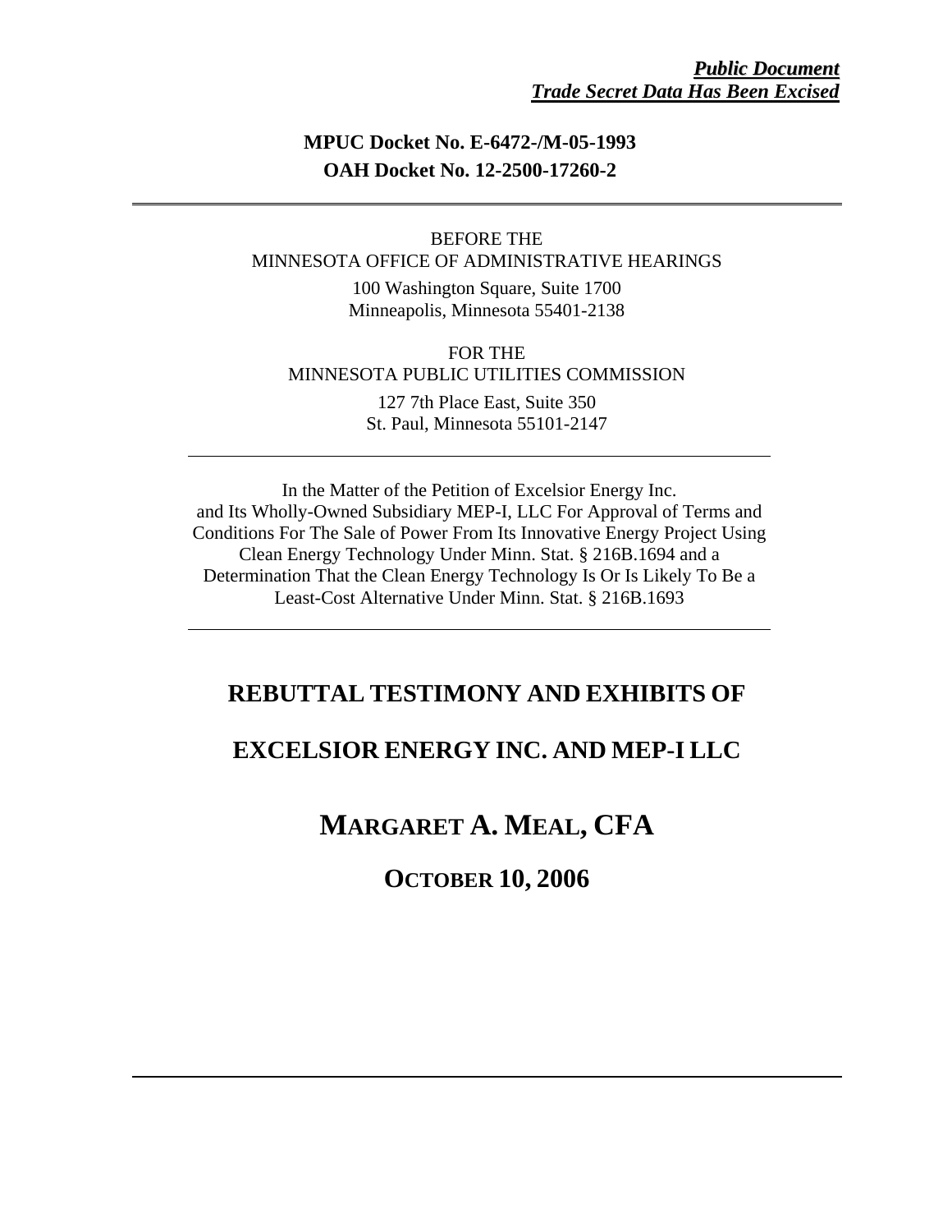***Public Document***
***Trade Secret Data Has Been Excised***

**MPUC Docket No. E-6472-/M-05-1993**
**OAH Docket No. 12-2500-17260-2**

---

BEFORE THE
MINNESOTA OFFICE OF ADMINISTRATIVE HEARINGS
100 Washington Square, Suite 1700
Minneapolis, Minnesota 55401-2138

FOR THE
MINNESOTA PUBLIC UTILITIES COMMISSION
127 7th Place East, Suite 350
St. Paul, Minnesota 55101-2147

---

In the Matter of the Petition of Excelsior Energy Inc. and Its Wholly-Owned Subsidiary MEP-I, LLC For Approval of Terms and Conditions For The Sale of Power From Its Innovative Energy Project Using Clean Energy Technology Under Minn. Stat. § 216B.1694 and a Determination That the Clean Energy Technology Is Or Is Likely To Be a Least-Cost Alternative Under Minn. Stat. § 216B.1693

---

# REBUTTAL TESTIMONY AND EXHIBITS OF

# EXCELSIOR ENERGY INC. AND MEP-I LLC

# MARGARET A. MEAL, CFA

## OCTOBER 10, 2006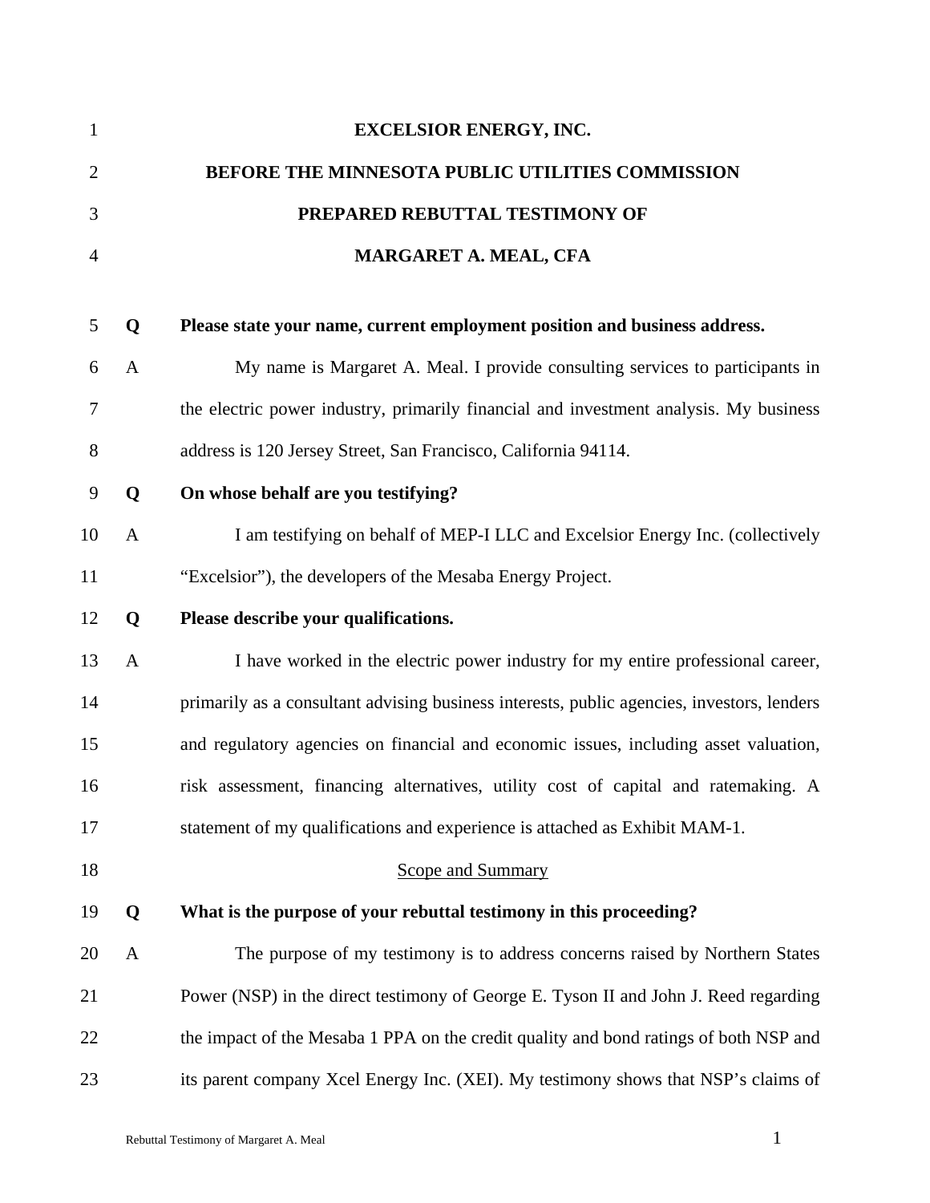**EXCELSIOR ENERGY, INC.**

**BEFORE THE MINNESOTA PUBLIC UTILITIES COMMISSION**

**PREPARED REBUTTAL TESTIMONY OF**

**MARGARET A. MEAL, CFA**

**Q Please state your name, current employment position and business address.**

A My name is Margaret A. Meal. I provide consulting services to participants in the electric power industry, primarily financial and investment analysis. My business address is 120 Jersey Street, San Francisco, California 94114.

**Q On whose behalf are you testifying?**

A I am testifying on behalf of MEP-I LLC and Excelsior Energy Inc. (collectively "Excelsior"), the developers of the Mesaba Energy Project.

**Q Please describe your qualifications.**

A I have worked in the electric power industry for my entire professional career, primarily as a consultant advising business interests, public agencies, investors, lenders and regulatory agencies on financial and economic issues, including asset valuation, risk assessment, financing alternatives, utility cost of capital and ratemaking. A statement of my qualifications and experience is attached as Exhibit MAM-1.

## Scope and Summary

**Q What is the purpose of your rebuttal testimony in this proceeding?**

A The purpose of my testimony is to address concerns raised by Northern States Power (NSP) in the direct testimony of George E. Tyson II and John J. Reed regarding the impact of the Mesaba 1 PPA on the credit quality and bond ratings of both NSP and its parent company Xcel Energy Inc. (XEI). My testimony shows that NSP's claims of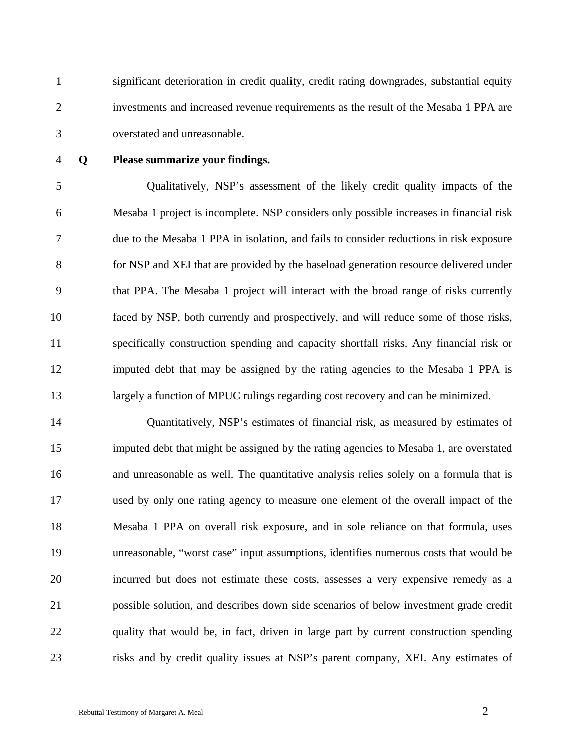significant deterioration in credit quality, credit rating downgrades, substantial equity investments and increased revenue requirements as the result of the Mesaba 1 PPA are overstated and unreasonable.

**Q Please summarize your findings.**

Qualitatively, NSP's assessment of the likely credit quality impacts of the Mesaba 1 project is incomplete. NSP considers only possible increases in financial risk due to the Mesaba 1 PPA in isolation, and fails to consider reductions in risk exposure for NSP and XEI that are provided by the baseload generation resource delivered under that PPA. The Mesaba 1 project will interact with the broad range of risks currently faced by NSP, both currently and prospectively, and will reduce some of those risks, specifically construction spending and capacity shortfall risks. Any financial risk or imputed debt that may be assigned by the rating agencies to the Mesaba 1 PPA is largely a function of MPUC rulings regarding cost recovery and can be minimized.

Quantitatively, NSP's estimates of financial risk, as measured by estimates of imputed debt that might be assigned by the rating agencies to Mesaba 1, are overstated and unreasonable as well. The quantitative analysis relies solely on a formula that is used by only one rating agency to measure one element of the overall impact of the Mesaba 1 PPA on overall risk exposure, and in sole reliance on that formula, uses unreasonable, "worst case" input assumptions, identifies numerous costs that would be incurred but does not estimate these costs, assesses a very expensive remedy as a possible solution, and describes down side scenarios of below investment grade credit quality that would be, in fact, driven in large part by current construction spending risks and by credit quality issues at NSP's parent company, XEI. Any estimates of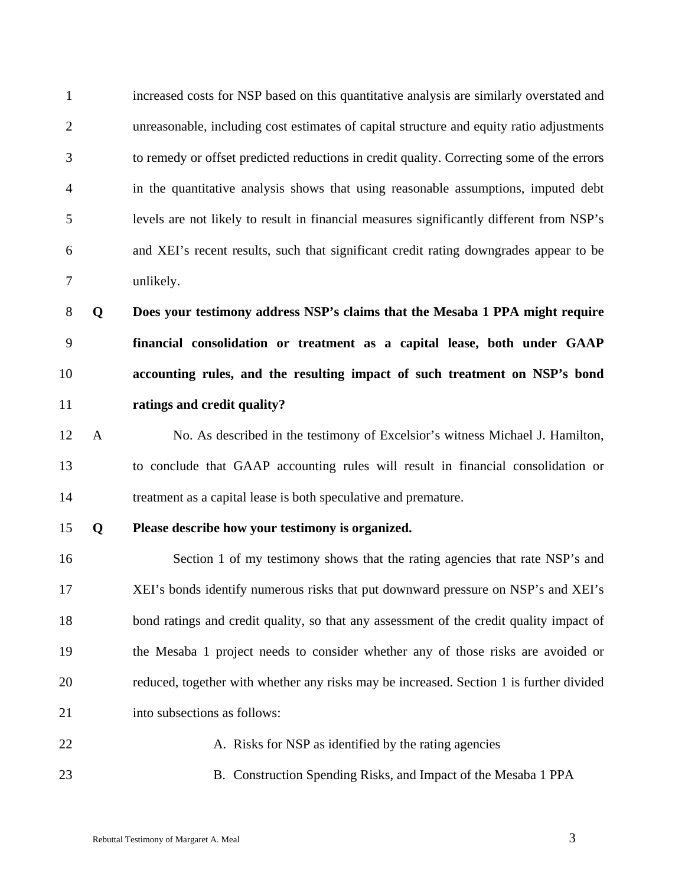increased costs for NSP based on this quantitative analysis are similarly overstated and unreasonable, including cost estimates of capital structure and equity ratio adjustments to remedy or offset predicted reductions in credit quality. Correcting some of the errors in the quantitative analysis shows that using reasonable assumptions, imputed debt levels are not likely to result in financial measures significantly different from NSP's and XEI's recent results, such that significant credit rating downgrades appear to be unlikely.

**Q Does your testimony address NSP's claims that the Mesaba 1 PPA might require financial consolidation or treatment as a capital lease, both under GAAP accounting rules, and the resulting impact of such treatment on NSP's bond ratings and credit quality?**

A No. As described in the testimony of Excelsior's witness Michael J. Hamilton, to conclude that GAAP accounting rules will result in financial consolidation or treatment as a capital lease is both speculative and premature.

**Q Please describe how your testimony is organized.**

Section 1 of my testimony shows that the rating agencies that rate NSP's and XEI's bonds identify numerous risks that put downward pressure on NSP's and XEI's bond ratings and credit quality, so that any assessment of the credit quality impact of the Mesaba 1 project needs to consider whether any of those risks are avoided or reduced, together with whether any risks may be increased. Section 1 is further divided into subsections as follows:

A. Risks for NSP as identified by the rating agencies

B. Construction Spending Risks, and Impact of the Mesaba 1 PPA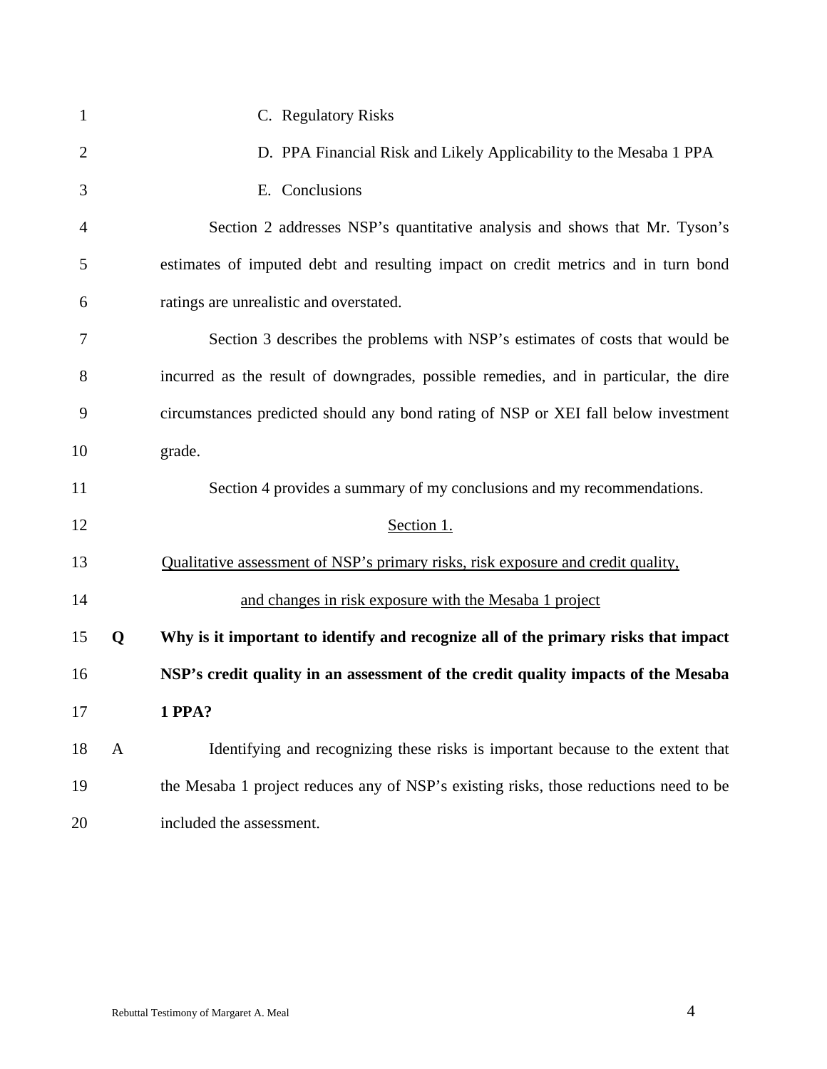C. Regulatory Risks

D. PPA Financial Risk and Likely Applicability to the Mesaba 1 PPA

E. Conclusions

Section 2 addresses NSP's quantitative analysis and shows that Mr. Tyson's estimates of imputed debt and resulting impact on credit metrics and in turn bond ratings are unrealistic and overstated.

Section 3 describes the problems with NSP's estimates of costs that would be incurred as the result of downgrades, possible remedies, and in particular, the dire circumstances predicted should any bond rating of NSP or XEI fall below investment grade.

Section 4 provides a summary of my conclusions and my recommendations.

## Section 1.

## Qualitative assessment of NSP's primary risks, risk exposure and credit quality, and changes in risk exposure with the Mesaba 1 project

**Q Why is it important to identify and recognize all of the primary risks that impact NSP's credit quality in an assessment of the credit quality impacts of the Mesaba 1 PPA?**

A Identifying and recognizing these risks is important because to the extent that the Mesaba 1 project reduces any of NSP's existing risks, those reductions need to be included the assessment.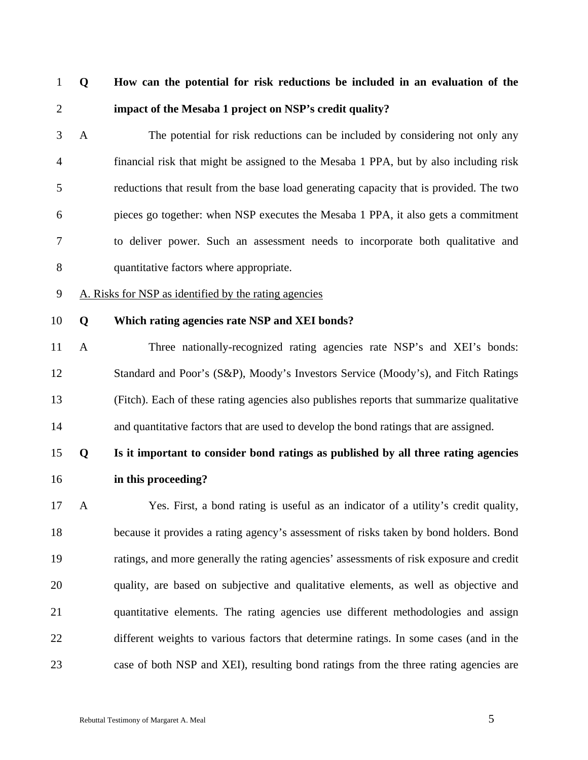**Q How can the potential for risk reductions be included in an evaluation of the impact of the Mesaba 1 project on NSP's credit quality?**

A The potential for risk reductions can be included by considering not only any financial risk that might be assigned to the Mesaba 1 PPA, but by also including risk reductions that result from the base load generating capacity that is provided. The two pieces go together: when NSP executes the Mesaba 1 PPA, it also gets a commitment to deliver power. Such an assessment needs to incorporate both qualitative and quantitative factors where appropriate.

<u>A. Risks for NSP as identified by the rating agencies</u>

**Q Which rating agencies rate NSP and XEI bonds?**

A Three nationally-recognized rating agencies rate NSP's and XEI's bonds: Standard and Poor's (S&P), Moody's Investors Service (Moody's), and Fitch Ratings (Fitch). Each of these rating agencies also publishes reports that summarize qualitative and quantitative factors that are used to develop the bond ratings that are assigned.

**Q Is it important to consider bond ratings as published by all three rating agencies in this proceeding?**

A Yes. First, a bond rating is useful as an indicator of a utility's credit quality, because it provides a rating agency's assessment of risks taken by bond holders. Bond ratings, and more generally the rating agencies' assessments of risk exposure and credit quality, are based on subjective and qualitative elements, as well as objective and quantitative elements. The rating agencies use different methodologies and assign different weights to various factors that determine ratings. In some cases (and in the case of both NSP and XEI), resulting bond ratings from the three rating agencies are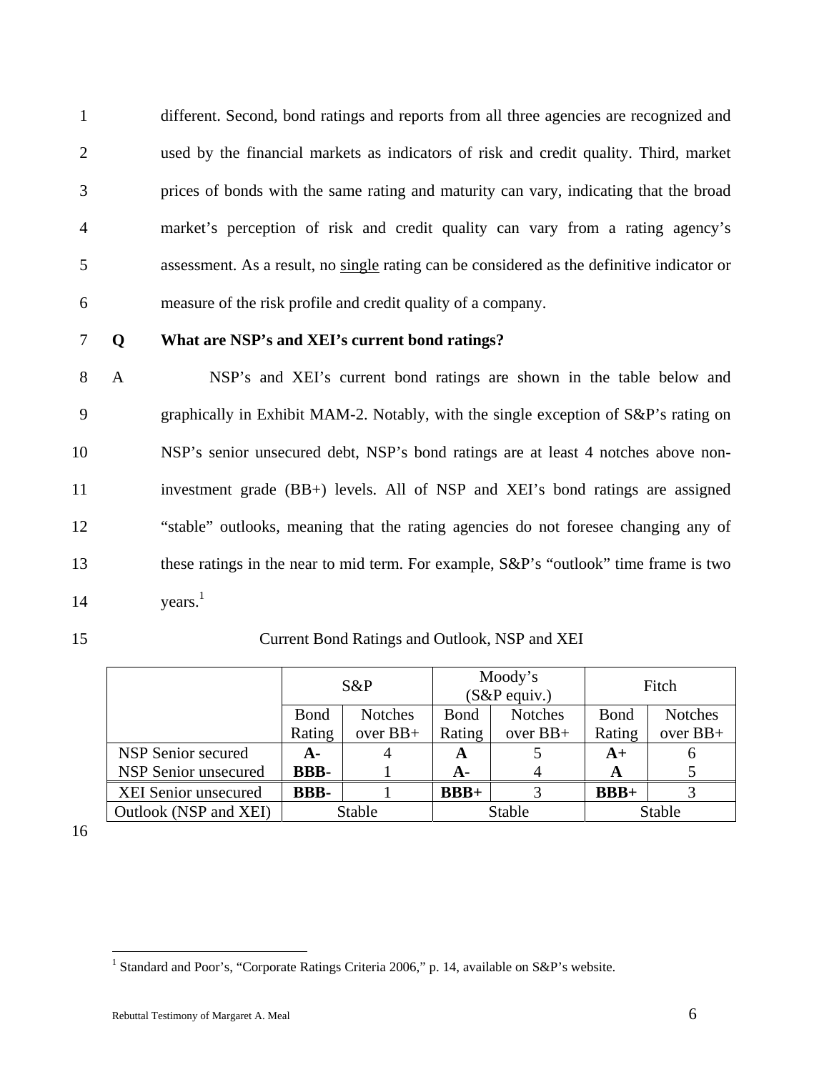different. Second, bond ratings and reports from all three agencies are recognized and used by the financial markets as indicators of risk and credit quality. Third, market prices of bonds with the same rating and maturity can vary, indicating that the broad market's perception of risk and credit quality can vary from a rating agency's assessment. As a result, no single rating can be considered as the definitive indicator or measure of the risk profile and credit quality of a company.

**Q What are NSP's and XEI's current bond ratings?**

A NSP's and XEI's current bond ratings are shown in the table below and graphically in Exhibit MAM-2. Notably, with the single exception of S&P's rating on NSP's senior unsecured debt, NSP's bond ratings are at least 4 notches above non-investment grade (BB+) levels. All of NSP and XEI's bond ratings are assigned "stable" outlooks, meaning that the rating agencies do not foresee changing any of these ratings in the near to mid term. For example, S&P's "outlook" time frame is two years.[1]

Current Bond Ratings and Outlook, NSP and XEI

| | S&P | | Moody's (S&P equiv.) | | Fitch | |
|---|---|---|---|---|---|---|
| | Bond Rating | Notches over BB+ | Bond Rating | Notches over BB+ | Bond Rating | Notches over BB+ |
| NSP Senior secured | **A-** | 4 | **A** | 5 | **A+** | 6 |
| NSP Senior unsecured | **BBB-** | 1 | **A-** | 4 | **A** | 5 |
| XEI Senior unsecured | **BBB-** | 1 | **BBB+** | 3 | **BBB+** | 3 |
| Outlook (NSP and XEI) | Stable | | Stable | | Stable | |

[1] Standard and Poor's, "Corporate Ratings Criteria 2006," p. 14, available on S&P's website.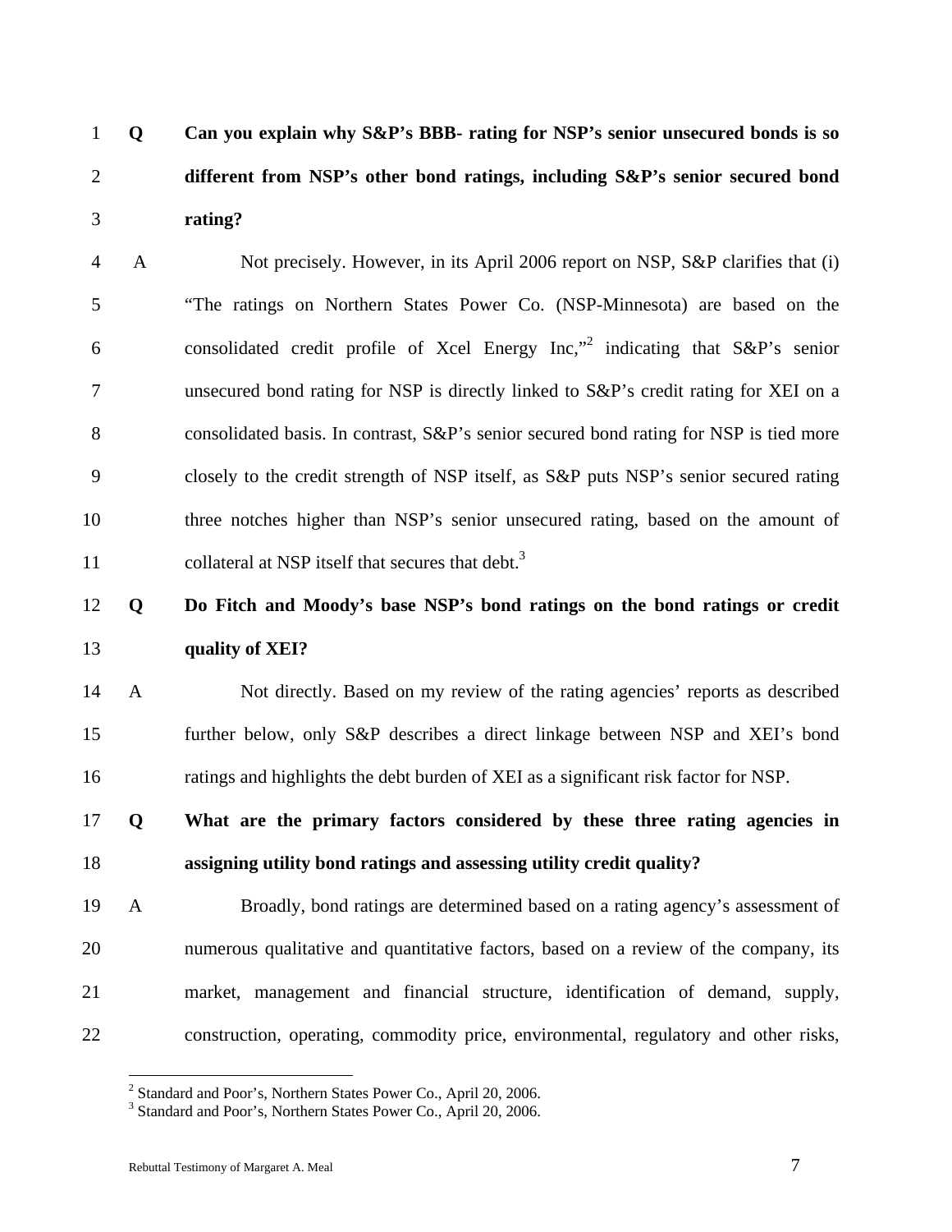**Q Can you explain why S&P's BBB- rating for NSP's senior unsecured bonds is so different from NSP's other bond ratings, including S&P's senior secured bond rating?**

A Not precisely. However, in its April 2006 report on NSP, S&P clarifies that (i) "The ratings on Northern States Power Co. (NSP-Minnesota) are based on the consolidated credit profile of Xcel Energy Inc,"[2] indicating that S&P's senior unsecured bond rating for NSP is directly linked to S&P's credit rating for XEI on a consolidated basis. In contrast, S&P's senior secured bond rating for NSP is tied more closely to the credit strength of NSP itself, as S&P puts NSP's senior secured rating three notches higher than NSP's senior unsecured rating, based on the amount of collateral at NSP itself that secures that debt.[3]

**Q Do Fitch and Moody's base NSP's bond ratings on the bond ratings or credit quality of XEI?**

A Not directly. Based on my review of the rating agencies' reports as described further below, only S&P describes a direct linkage between NSP and XEI's bond ratings and highlights the debt burden of XEI as a significant risk factor for NSP.

**Q What are the primary factors considered by these three rating agencies in assigning utility bond ratings and assessing utility credit quality?**

A Broadly, bond ratings are determined based on a rating agency's assessment of numerous qualitative and quantitative factors, based on a review of the company, its market, management and financial structure, identification of demand, supply, construction, operating, commodity price, environmental, regulatory and other risks,

---

[2] Standard and Poor's, Northern States Power Co., April 20, 2006.

[3] Standard and Poor's, Northern States Power Co., April 20, 2006.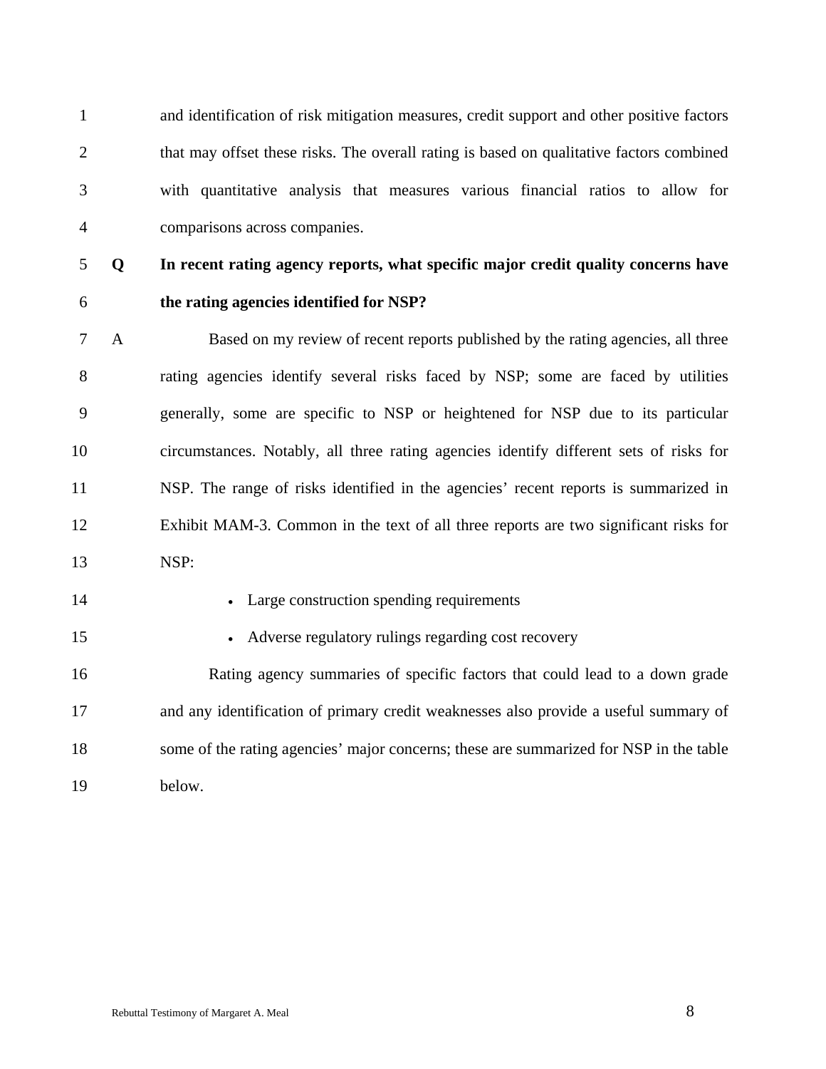and identification of risk mitigation measures, credit support and other positive factors that may offset these risks. The overall rating is based on qualitative factors combined with quantitative analysis that measures various financial ratios to allow for comparisons across companies.

**Q In recent rating agency reports, what specific major credit quality concerns have the rating agencies identified for NSP?**

A Based on my review of recent reports published by the rating agencies, all three rating agencies identify several risks faced by NSP; some are faced by utilities generally, some are specific to NSP or heightened for NSP due to its particular circumstances. Notably, all three rating agencies identify different sets of risks for NSP. The range of risks identified in the agencies' recent reports is summarized in Exhibit MAM-3. Common in the text of all three reports are two significant risks for NSP:

- Large construction spending requirements
- Adverse regulatory rulings regarding cost recovery

Rating agency summaries of specific factors that could lead to a down grade and any identification of primary credit weaknesses also provide a useful summary of some of the rating agencies' major concerns; these are summarized for NSP in the table below.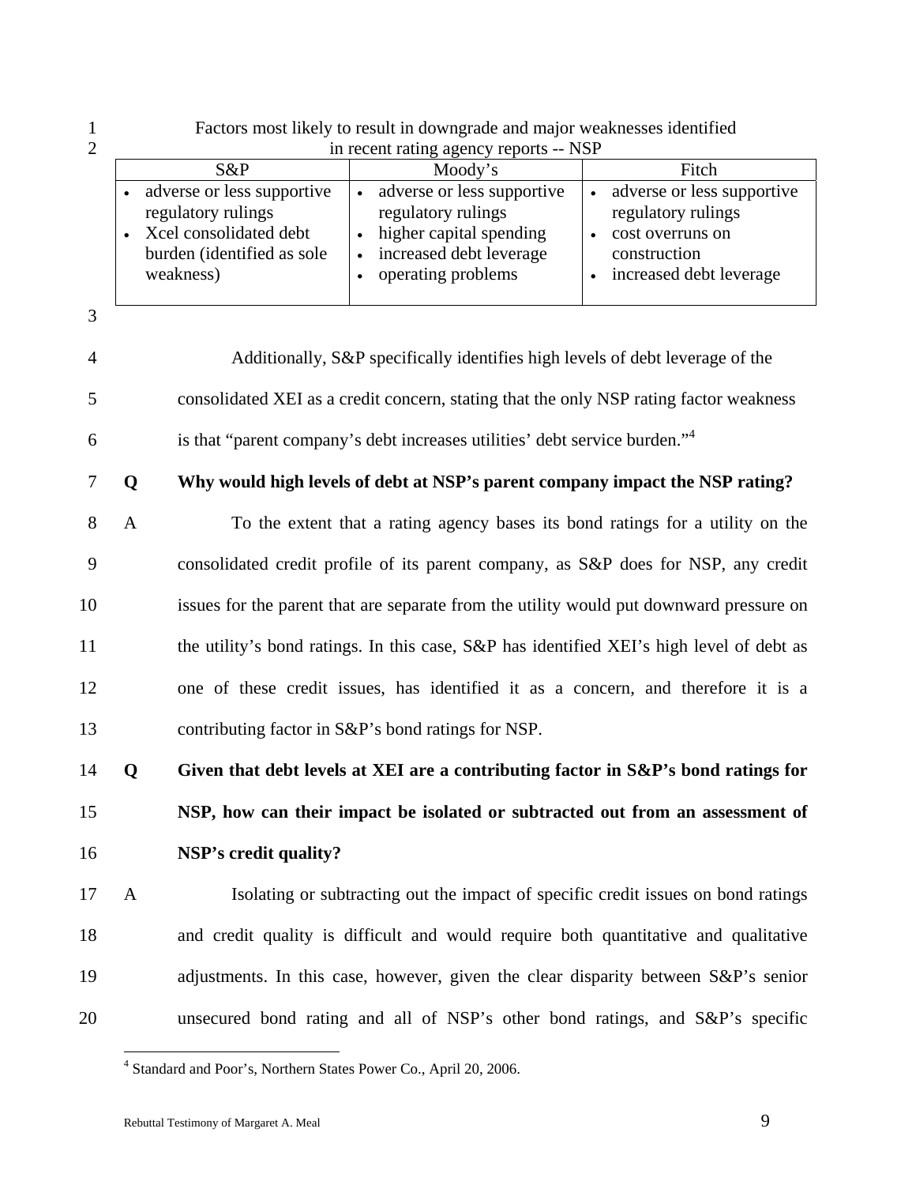Factors most likely to result in downgrade and major weaknesses identified in recent rating agency reports -- NSP

| S&P | Moody's | Fitch |
|---|---|---|
| • adverse or less supportive regulatory rulings<br>• Xcel consolidated debt burden (identified as sole weakness) | • adverse or less supportive regulatory rulings<br>• higher capital spending<br>• increased debt leverage<br>• operating problems | • adverse or less supportive regulatory rulings<br>• cost overruns on construction<br>• increased debt leverage |

Additionally, S&P specifically identifies high levels of debt leverage of the consolidated XEI as a credit concern, stating that the only NSP rating factor weakness is that "parent company's debt increases utilities' debt service burden."[4]

**Q Why would high levels of debt at NSP's parent company impact the NSP rating?**

A To the extent that a rating agency bases its bond ratings for a utility on the consolidated credit profile of its parent company, as S&P does for NSP, any credit issues for the parent that are separate from the utility would put downward pressure on the utility's bond ratings. In this case, S&P has identified XEI's high level of debt as one of these credit issues, has identified it as a concern, and therefore it is a contributing factor in S&P's bond ratings for NSP.

**Q Given that debt levels at XEI are a contributing factor in S&P's bond ratings for NSP, how can their impact be isolated or subtracted out from an assessment of NSP's credit quality?**

A Isolating or subtracting out the impact of specific credit issues on bond ratings and credit quality is difficult and would require both quantitative and qualitative adjustments. In this case, however, given the clear disparity between S&P's senior unsecured bond rating and all of NSP's other bond ratings, and S&P's specific

[4] Standard and Poor's, Northern States Power Co., April 20, 2006.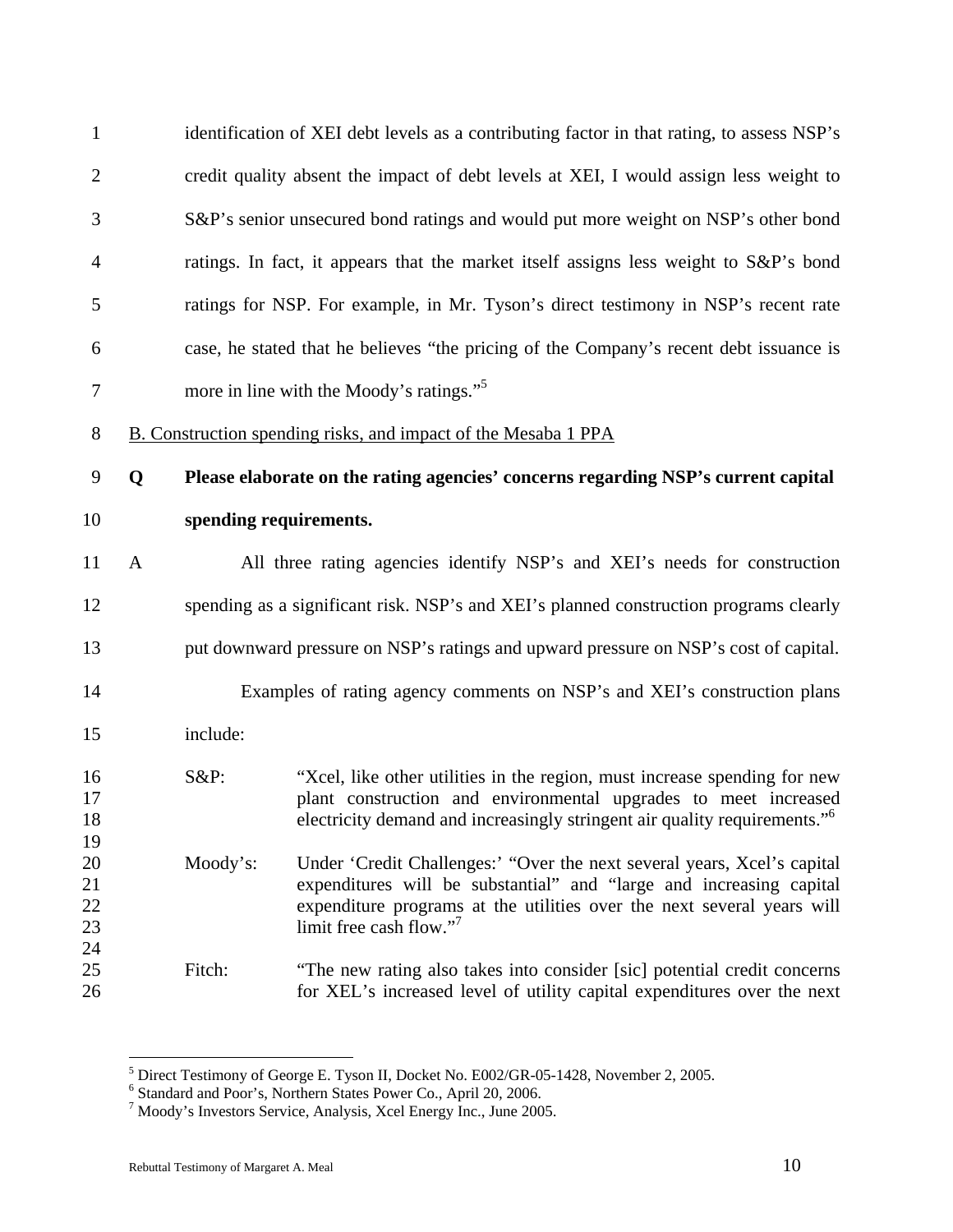identification of XEI debt levels as a contributing factor in that rating, to assess NSP's credit quality absent the impact of debt levels at XEI, I would assign less weight to S&P's senior unsecured bond ratings and would put more weight on NSP's other bond ratings. In fact, it appears that the market itself assigns less weight to S&P's bond ratings for NSP. For example, in Mr. Tyson's direct testimony in NSP's recent rate case, he stated that he believes "the pricing of the Company's recent debt issuance is more in line with the Moody's ratings."[5]

B. Construction spending risks, and impact of the Mesaba 1 PPA

**Q Please elaborate on the rating agencies' concerns regarding NSP's current capital spending requirements.**

A All three rating agencies identify NSP's and XEI's needs for construction spending as a significant risk. NSP's and XEI's planned construction programs clearly put downward pressure on NSP's ratings and upward pressure on NSP's cost of capital.

Examples of rating agency comments on NSP's and XEI's construction plans include:

S&P: "Xcel, like other utilities in the region, must increase spending for new plant construction and environmental upgrades to meet increased electricity demand and increasingly stringent air quality requirements."[6]

Moody's: Under 'Credit Challenges:' "Over the next several years, Xcel's capital expenditures will be substantial" and "large and increasing capital expenditure programs at the utilities over the next several years will limit free cash flow."[7]

Fitch: "The new rating also takes into consider [sic] potential credit concerns for XEL's increased level of utility capital expenditures over the next

[5] Direct Testimony of George E. Tyson II, Docket No. E002/GR-05-1428, November 2, 2005.
[6] Standard and Poor's, Northern States Power Co., April 20, 2006.
[7] Moody's Investors Service, Analysis, Xcel Energy Inc., June 2005.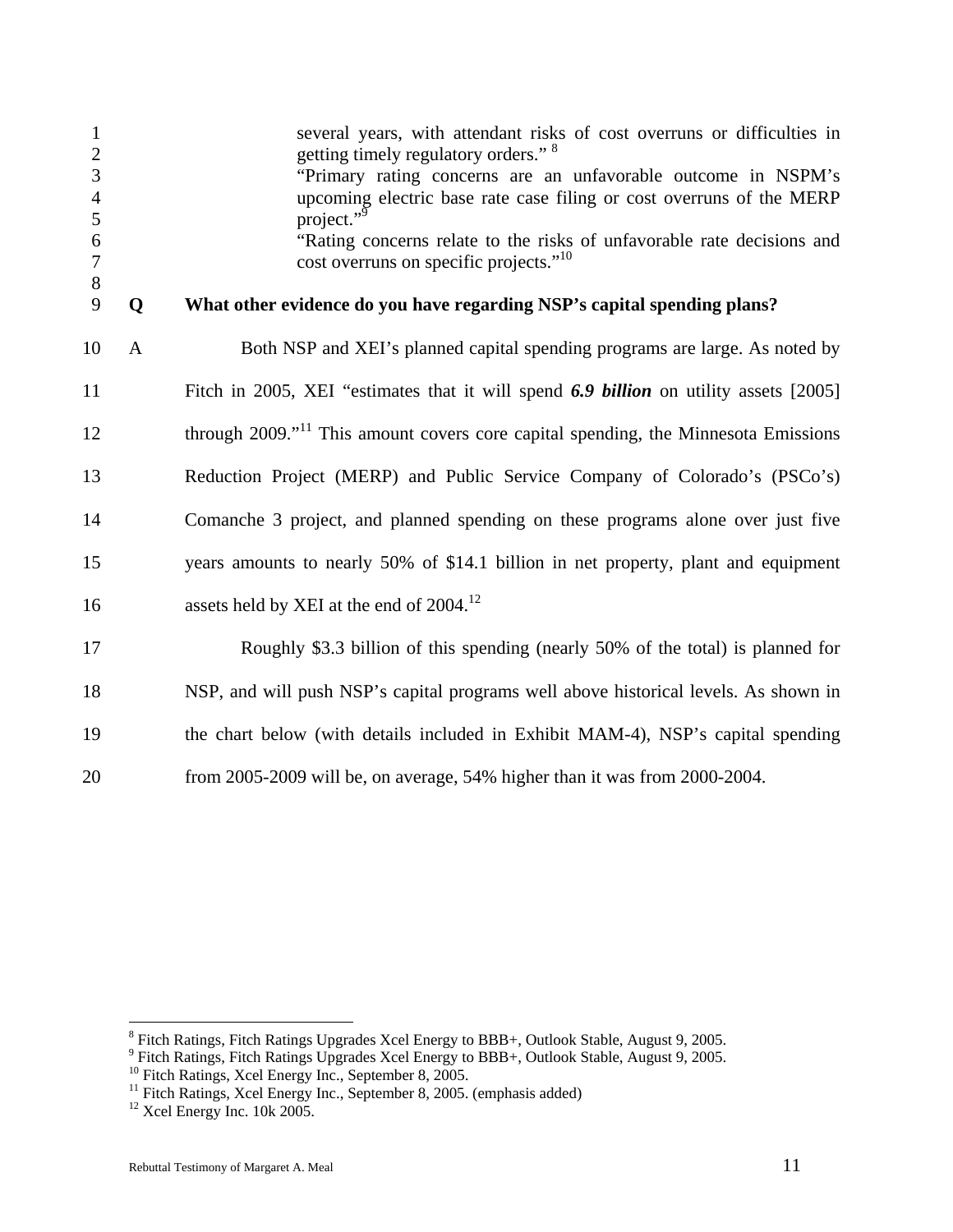> several years, with attendant risks of cost overruns or difficulties in getting timely regulatory orders." [8]
>
> "Primary rating concerns are an unfavorable outcome in NSPM's upcoming electric base rate case filing or cost overruns of the MERP project."[9]
>
> "Rating concerns relate to the risks of unfavorable rate decisions and cost overruns on specific projects."[10]

**Q What other evidence do you have regarding NSP's capital spending plans?**

A Both NSP and XEI's planned capital spending programs are large. As noted by Fitch in 2005, XEI "estimates that it will spend ***6.9 billion*** on utility assets [2005] through 2009."[11] This amount covers core capital spending, the Minnesota Emissions Reduction Project (MERP) and Public Service Company of Colorado's (PSCo's) Comanche 3 project, and planned spending on these programs alone over just five years amounts to nearly 50% of $14.1 billion in net property, plant and equipment assets held by XEI at the end of 2004.[12]

Roughly $3.3 billion of this spending (nearly 50% of the total) is planned for NSP, and will push NSP's capital programs well above historical levels. As shown in the chart below (with details included in Exhibit MAM-4), NSP's capital spending from 2005-2009 will be, on average, 54% higher than it was from 2000-2004.

---

[8] Fitch Ratings, Fitch Ratings Upgrades Xcel Energy to BBB+, Outlook Stable, August 9, 2005.
[9] Fitch Ratings, Fitch Ratings Upgrades Xcel Energy to BBB+, Outlook Stable, August 9, 2005.
[10] Fitch Ratings, Xcel Energy Inc., September 8, 2005.
[11] Fitch Ratings, Xcel Energy Inc., September 8, 2005. (emphasis added)
[12] Xcel Energy Inc. 10k 2005.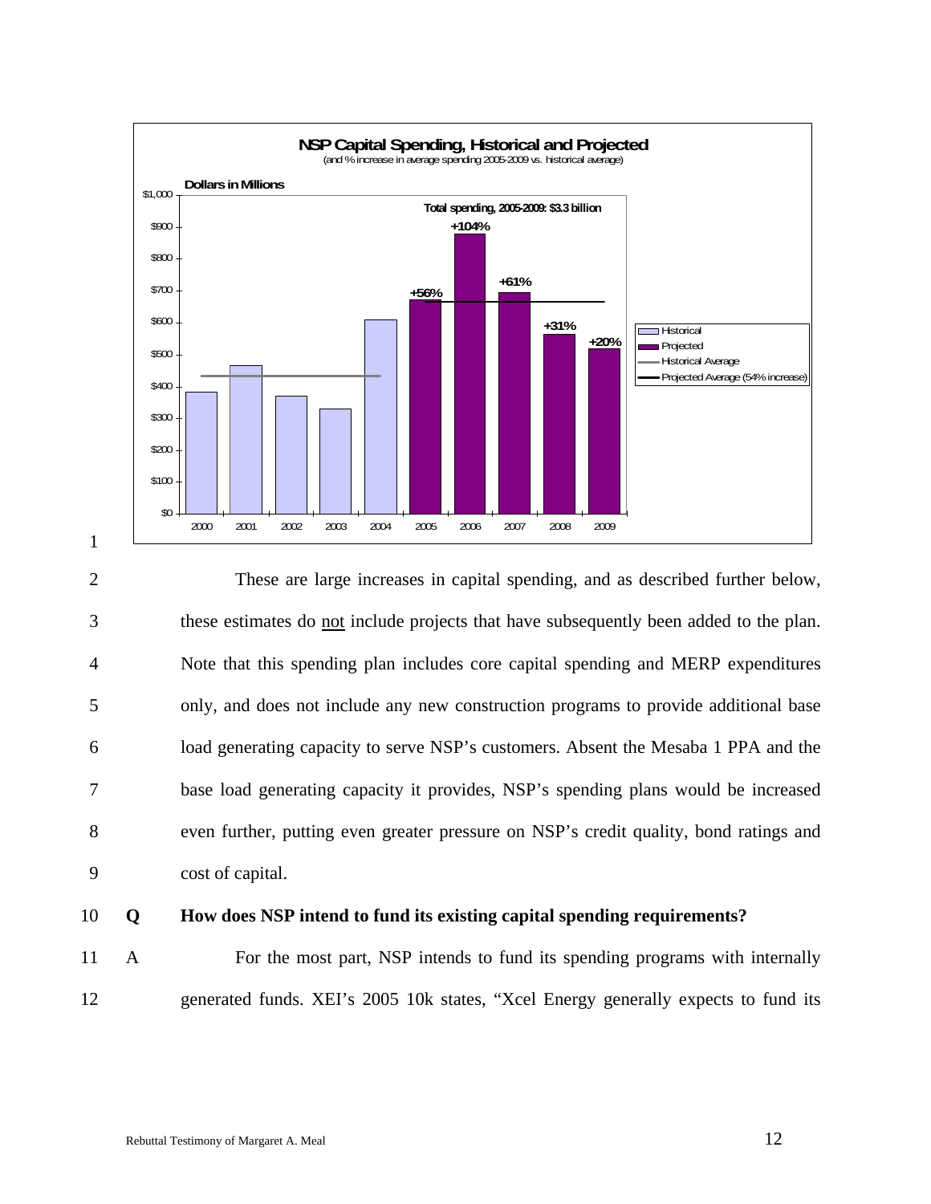**NSP Capital Spending, Historical and Projected**
(and % increase in average spending 2005-2009 vs. historical average)

These are large increases in capital spending, and as described further below, these estimates do not include projects that have subsequently been added to the plan. Note that this spending plan includes core capital spending and MERP expenditures only, and does not include any new construction programs to provide additional base load generating capacity to serve NSP's customers. Absent the Mesaba 1 PPA and the base load generating capacity it provides, NSP's spending plans would be increased even further, putting even greater pressure on NSP's credit quality, bond ratings and cost of capital.

**Q How does NSP intend to fund its existing capital spending requirements?**

A For the most part, NSP intends to fund its spending programs with internally generated funds. XEI's 2005 10k states, "Xcel Energy generally expects to fund its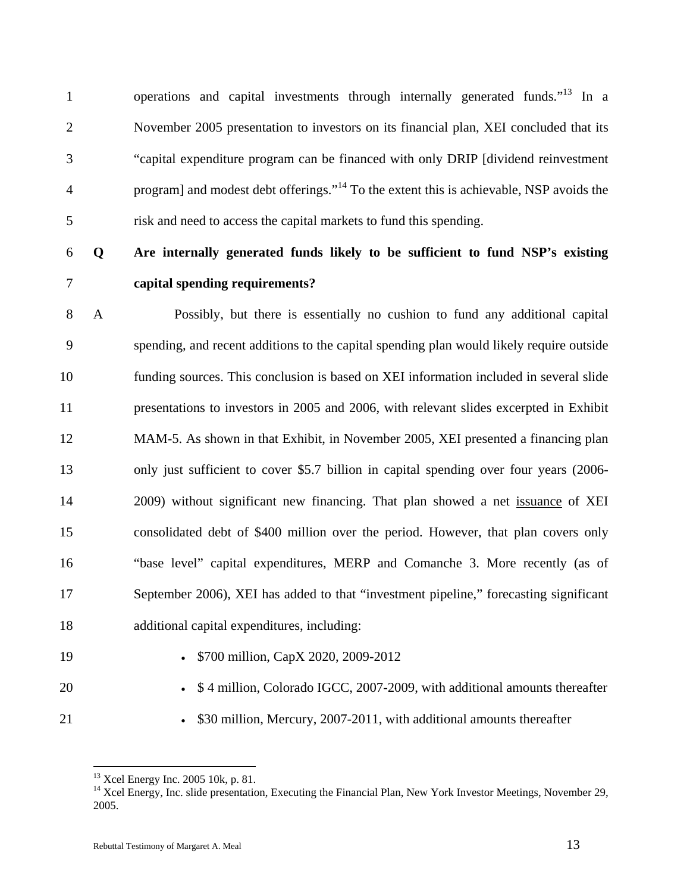operations and capital investments through internally generated funds."[13] In a November 2005 presentation to investors on its financial plan, XEI concluded that its "capital expenditure program can be financed with only DRIP [dividend reinvestment program] and modest debt offerings."[14] To the extent this is achievable, NSP avoids the risk and need to access the capital markets to fund this spending.

**Q Are internally generated funds likely to be sufficient to fund NSP's existing capital spending requirements?**

A Possibly, but there is essentially no cushion to fund any additional capital spending, and recent additions to the capital spending plan would likely require outside funding sources. This conclusion is based on XEI information included in several slide presentations to investors in 2005 and 2006, with relevant slides excerpted in Exhibit MAM-5. As shown in that Exhibit, in November 2005, XEI presented a financing plan only just sufficient to cover $5.7 billion in capital spending over four years (2006-2009) without significant new financing. That plan showed a net <u>issuance</u> of XEI consolidated debt of $400 million over the period. However, that plan covers only "base level" capital expenditures, MERP and Comanche 3. More recently (as of September 2006), XEI has added to that "investment pipeline," forecasting significant additional capital expenditures, including:

- $700 million, CapX 2020, 2009-2012
- $ 4 million, Colorado IGCC, 2007-2009, with additional amounts thereafter
- $30 million, Mercury, 2007-2011, with additional amounts thereafter

---

[13] Xcel Energy Inc. 2005 10k, p. 81.

[14] Xcel Energy, Inc. slide presentation, Executing the Financial Plan, New York Investor Meetings, November 29, 2005.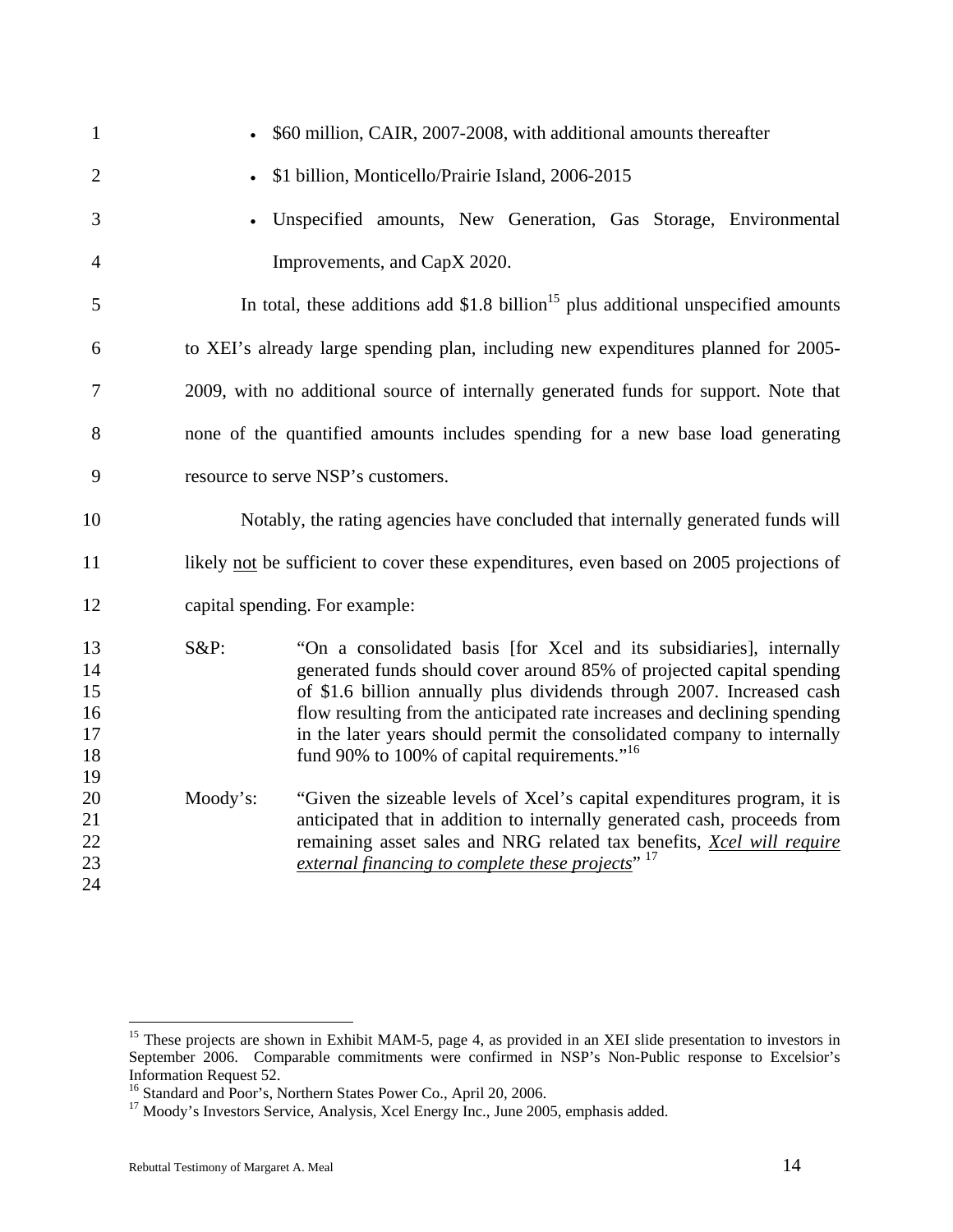- $60 million, CAIR, 2007-2008, with additional amounts thereafter
- $1 billion, Monticello/Prairie Island, 2006-2015
- Unspecified amounts, New Generation, Gas Storage, Environmental Improvements, and CapX 2020.

In total, these additions add $1.8 billion[15] plus additional unspecified amounts to XEI's already large spending plan, including new expenditures planned for 2005-2009, with no additional source of internally generated funds for support. Note that none of the quantified amounts includes spending for a new base load generating resource to serve NSP's customers.

Notably, the rating agencies have concluded that internally generated funds will likely not be sufficient to cover these expenditures, even based on 2005 projections of capital spending. For example:

S&P: "On a consolidated basis [for Xcel and its subsidiaries], internally generated funds should cover around 85% of projected capital spending of $1.6 billion annually plus dividends through 2007. Increased cash flow resulting from the anticipated rate increases and declining spending in the later years should permit the consolidated company to internally fund 90% to 100% of capital requirements."[16]

Moody's: "Given the sizeable levels of Xcel's capital expenditures program, it is anticipated that in addition to internally generated cash, proceeds from remaining asset sales and NRG related tax benefits, ***Xcel will require external financing to complete these projects***"[17]

---

[15] These projects are shown in Exhibit MAM-5, page 4, as provided in an XEI slide presentation to investors in September 2006. Comparable commitments were confirmed in NSP's Non-Public response to Excelsior's Information Request 52.

[16] Standard and Poor's, Northern States Power Co., April 20, 2006.

[17] Moody's Investors Service, Analysis, Xcel Energy Inc., June 2005, emphasis added.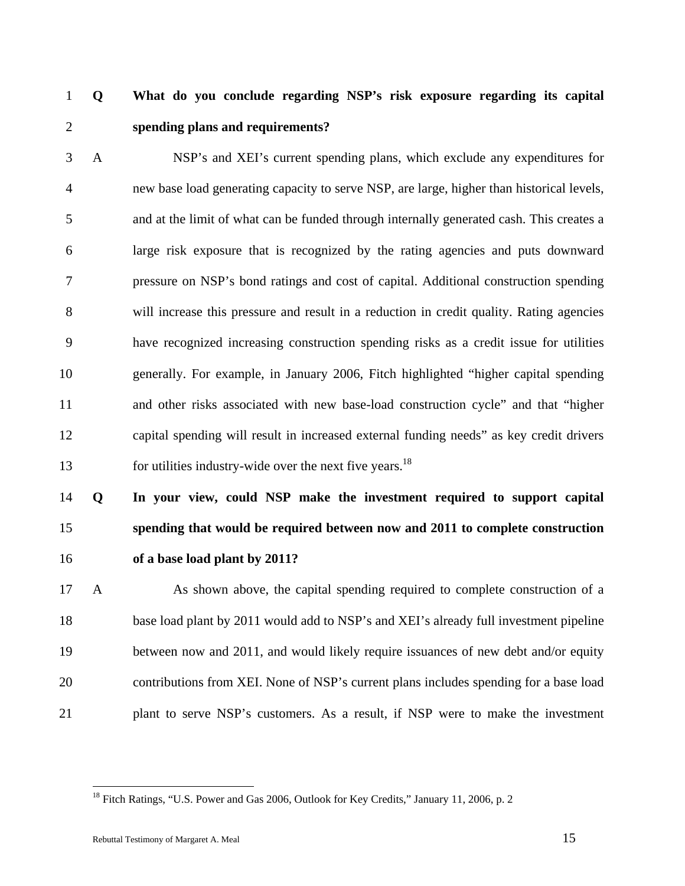**Q What do you conclude regarding NSP's risk exposure regarding its capital spending plans and requirements?**

A NSP's and XEI's current spending plans, which exclude any expenditures for new base load generating capacity to serve NSP, are large, higher than historical levels, and at the limit of what can be funded through internally generated cash. This creates a large risk exposure that is recognized by the rating agencies and puts downward pressure on NSP's bond ratings and cost of capital. Additional construction spending will increase this pressure and result in a reduction in credit quality. Rating agencies have recognized increasing construction spending risks as a credit issue for utilities generally. For example, in January 2006, Fitch highlighted "higher capital spending and other risks associated with new base-load construction cycle" and that "higher capital spending will result in increased external funding needs" as key credit drivers for utilities industry-wide over the next five years.[18]

**Q In your view, could NSP make the investment required to support capital spending that would be required between now and 2011 to complete construction of a base load plant by 2011?**

A As shown above, the capital spending required to complete construction of a base load plant by 2011 would add to NSP's and XEI's already full investment pipeline between now and 2011, and would likely require issuances of new debt and/or equity contributions from XEI. None of NSP's current plans includes spending for a base load plant to serve NSP's customers. As a result, if NSP were to make the investment

---

[18] Fitch Ratings, "U.S. Power and Gas 2006, Outlook for Key Credits," January 11, 2006, p. 2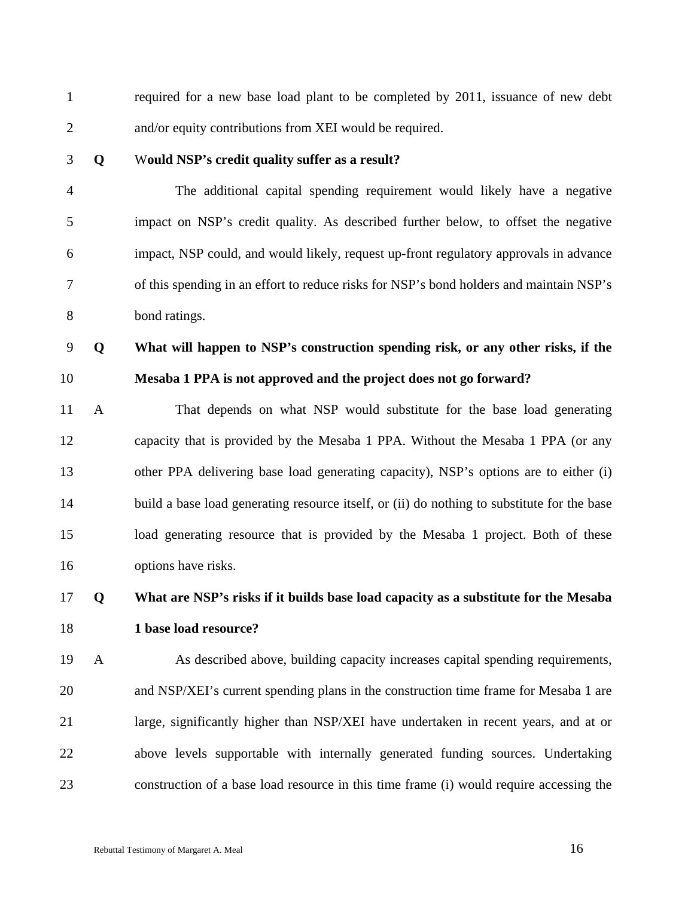required for a new base load plant to be completed by 2011, issuance of new debt and/or equity contributions from XEI would be required.

**Q Would NSP's credit quality suffer as a result?**

The additional capital spending requirement would likely have a negative impact on NSP's credit quality. As described further below, to offset the negative impact, NSP could, and would likely, request up-front regulatory approvals in advance of this spending in an effort to reduce risks for NSP's bond holders and maintain NSP's bond ratings.

**Q What will happen to NSP's construction spending risk, or any other risks, if the Mesaba 1 PPA is not approved and the project does not go forward?**

A That depends on what NSP would substitute for the base load generating capacity that is provided by the Mesaba 1 PPA. Without the Mesaba 1 PPA (or any other PPA delivering base load generating capacity), NSP's options are to either (i) build a base load generating resource itself, or (ii) do nothing to substitute for the base load generating resource that is provided by the Mesaba 1 project. Both of these options have risks.

**Q What are NSP's risks if it builds base load capacity as a substitute for the Mesaba 1 base load resource?**

A As described above, building capacity increases capital spending requirements, and NSP/XEI's current spending plans in the construction time frame for Mesaba 1 are large, significantly higher than NSP/XEI have undertaken in recent years, and at or above levels supportable with internally generated funding sources. Undertaking construction of a base load resource in this time frame (i) would require accessing the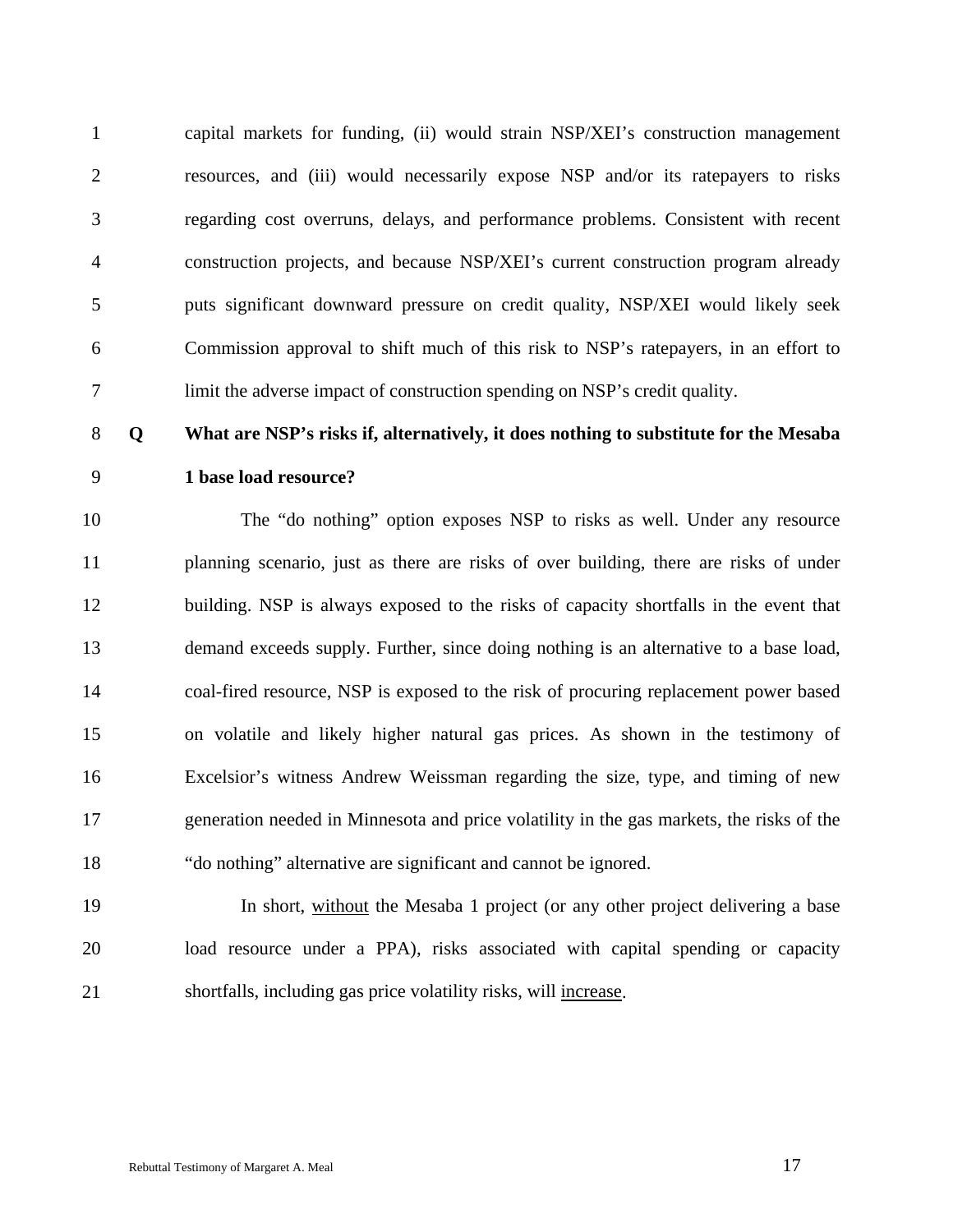capital markets for funding, (ii) would strain NSP/XEI's construction management resources, and (iii) would necessarily expose NSP and/or its ratepayers to risks regarding cost overruns, delays, and performance problems. Consistent with recent construction projects, and because NSP/XEI's current construction program already puts significant downward pressure on credit quality, NSP/XEI would likely seek Commission approval to shift much of this risk to NSP's ratepayers, in an effort to limit the adverse impact of construction spending on NSP's credit quality.

**Q What are NSP's risks if, alternatively, it does nothing to substitute for the Mesaba 1 base load resource?**

The "do nothing" option exposes NSP to risks as well. Under any resource planning scenario, just as there are risks of over building, there are risks of under building. NSP is always exposed to the risks of capacity shortfalls in the event that demand exceeds supply. Further, since doing nothing is an alternative to a base load, coal-fired resource, NSP is exposed to the risk of procuring replacement power based on volatile and likely higher natural gas prices. As shown in the testimony of Excelsior's witness Andrew Weissman regarding the size, type, and timing of new generation needed in Minnesota and price volatility in the gas markets, the risks of the "do nothing" alternative are significant and cannot be ignored.

In short, <u>without</u> the Mesaba 1 project (or any other project delivering a base load resource under a PPA), risks associated with capital spending or capacity shortfalls, including gas price volatility risks, will <u>increase</u>.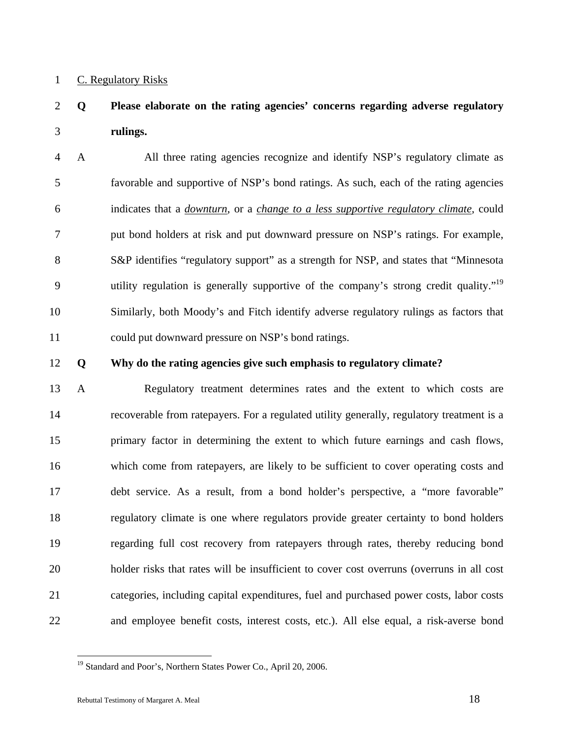C. Regulatory Risks

**Q Please elaborate on the rating agencies' concerns regarding adverse regulatory rulings.**

A All three rating agencies recognize and identify NSP's regulatory climate as favorable and supportive of NSP's bond ratings. As such, each of the rating agencies indicates that a *downturn*, or a *change to a less supportive regulatory climate*, could put bond holders at risk and put downward pressure on NSP's ratings. For example, S&P identifies "regulatory support" as a strength for NSP, and states that "Minnesota utility regulation is generally supportive of the company's strong credit quality."[19] Similarly, both Moody's and Fitch identify adverse regulatory rulings as factors that could put downward pressure on NSP's bond ratings.

**Q Why do the rating agencies give such emphasis to regulatory climate?**

A Regulatory treatment determines rates and the extent to which costs are recoverable from ratepayers. For a regulated utility generally, regulatory treatment is a primary factor in determining the extent to which future earnings and cash flows, which come from ratepayers, are likely to be sufficient to cover operating costs and debt service. As a result, from a bond holder's perspective, a "more favorable" regulatory climate is one where regulators provide greater certainty to bond holders regarding full cost recovery from ratepayers through rates, thereby reducing bond holder risks that rates will be insufficient to cover cost overruns (overruns in all cost categories, including capital expenditures, fuel and purchased power costs, labor costs and employee benefit costs, interest costs, etc.). All else equal, a risk-averse bond

---

[19] Standard and Poor's, Northern States Power Co., April 20, 2006.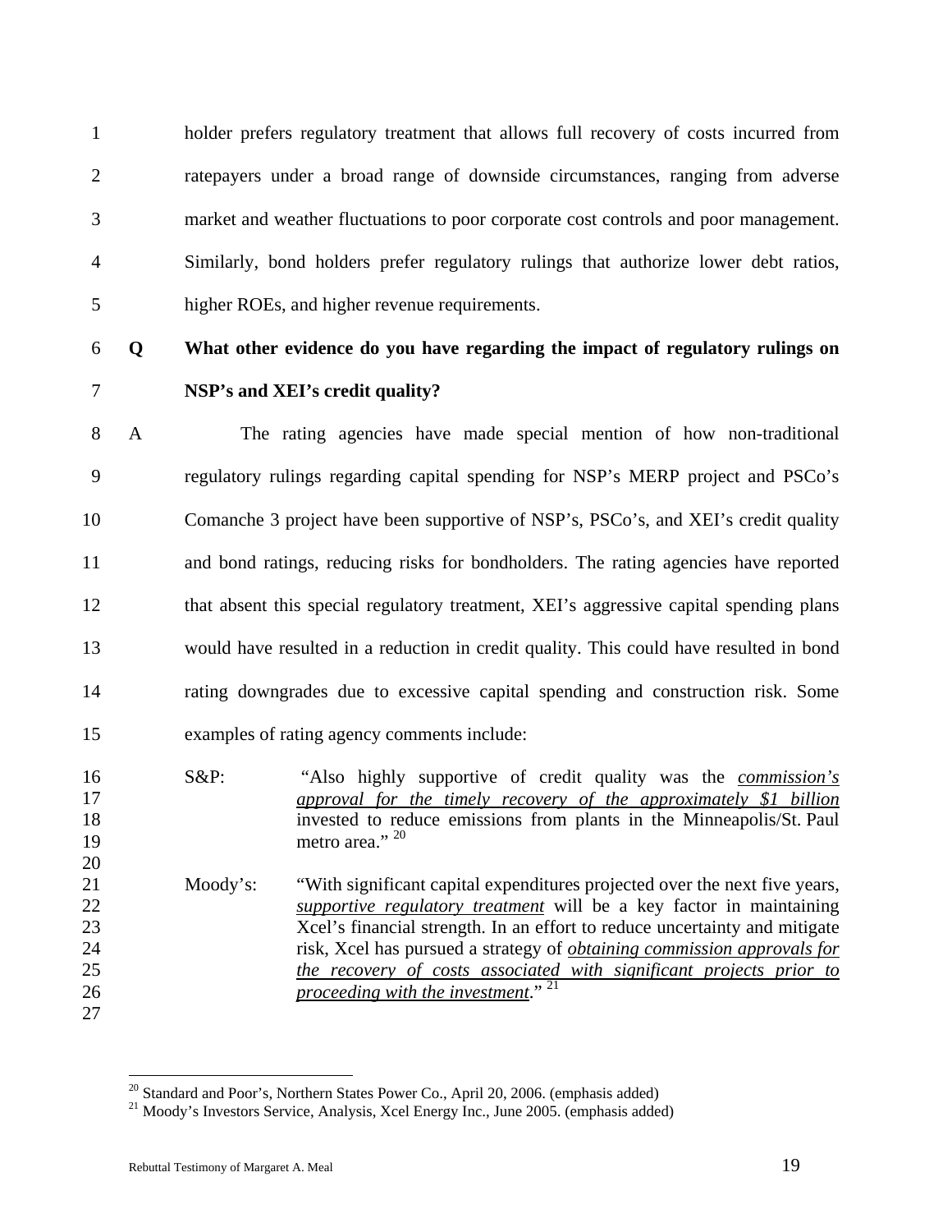holder prefers regulatory treatment that allows full recovery of costs incurred from ratepayers under a broad range of downside circumstances, ranging from adverse market and weather fluctuations to poor corporate cost controls and poor management. Similarly, bond holders prefer regulatory rulings that authorize lower debt ratios, higher ROEs, and higher revenue requirements.

**Q What other evidence do you have regarding the impact of regulatory rulings on NSP's and XEI's credit quality?**

A The rating agencies have made special mention of how non-traditional regulatory rulings regarding capital spending for NSP's MERP project and PSCo's Comanche 3 project have been supportive of NSP's, PSCo's, and XEI's credit quality and bond ratings, reducing risks for bondholders. The rating agencies have reported that absent this special regulatory treatment, XEI's aggressive capital spending plans would have resulted in a reduction in credit quality. This could have resulted in bond rating downgrades due to excessive capital spending and construction risk. Some examples of rating agency comments include:

S&P: "Also highly supportive of credit quality was the _commission's approval for the timely recovery of the approximately $1 billion_ invested to reduce emissions from plants in the Minneapolis/St. Paul metro area."[20]

Moody's: "With significant capital expenditures projected over the next five years, _supportive regulatory treatment_ will be a key factor in maintaining Xcel's financial strength. In an effort to reduce uncertainty and mitigate risk, Xcel has pursued a strategy of _obtaining commission approvals for the recovery of costs associated with significant projects prior to proceeding with the investment_."[21]

---

[20] Standard and Poor's, Northern States Power Co., April 20, 2006. (emphasis added)
[21] Moody's Investors Service, Analysis, Xcel Energy Inc., June 2005. (emphasis added)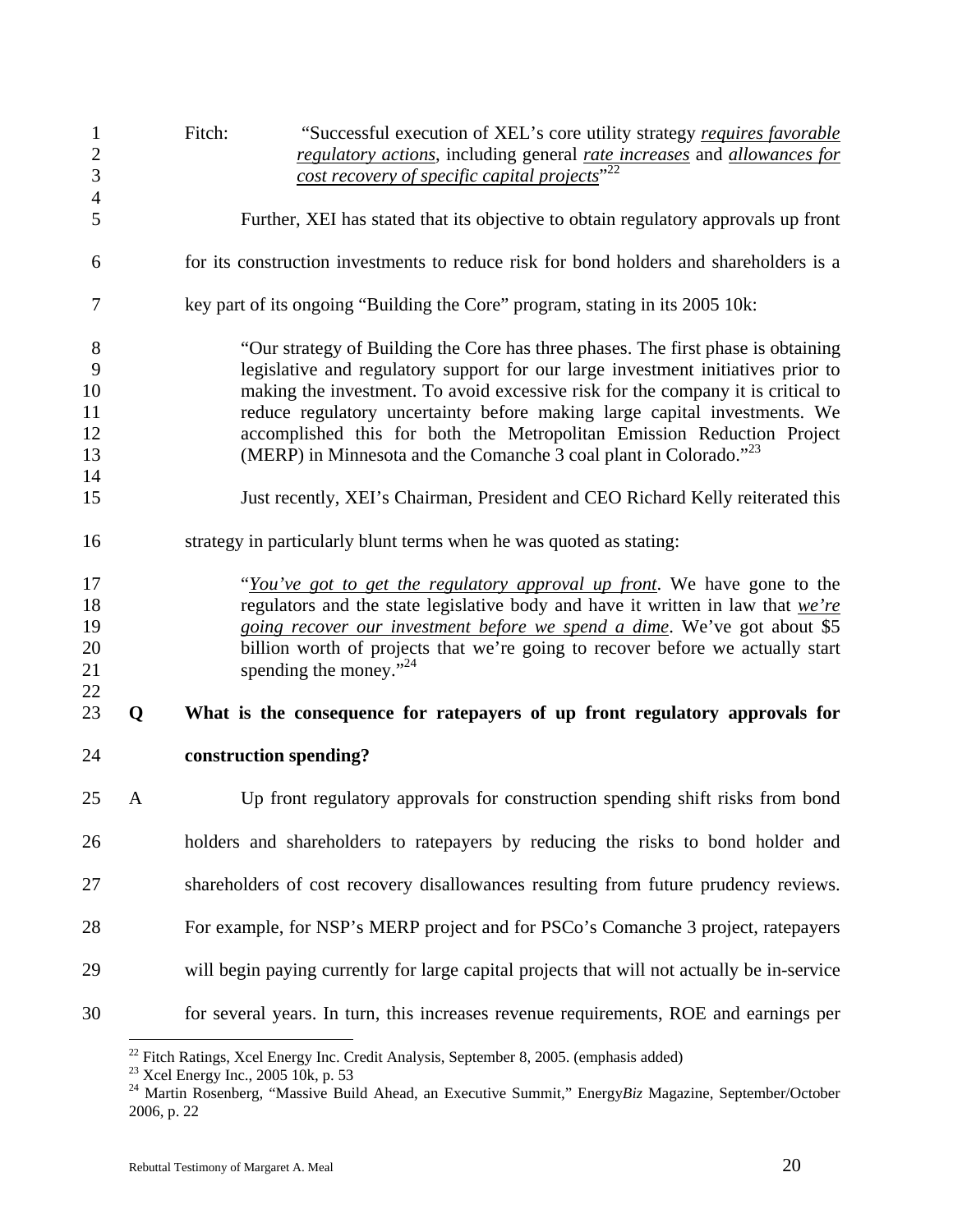Fitch: "Successful execution of XEL's core utility strategy *requires favorable regulatory actions*, including general *rate increases* and *allowances for cost recovery of specific capital projects*"[22]

Further, XEI has stated that its objective to obtain regulatory approvals up front for its construction investments to reduce risk for bond holders and shareholders is a key part of its ongoing "Building the Core" program, stating in its 2005 10k:

> "Our strategy of Building the Core has three phases. The first phase is obtaining legislative and regulatory support for our large investment initiatives prior to making the investment. To avoid excessive risk for the company it is critical to reduce regulatory uncertainty before making large capital investments. We accomplished this for both the Metropolitan Emission Reduction Project (MERP) in Minnesota and the Comanche 3 coal plant in Colorado."[23]

Just recently, XEI's Chairman, President and CEO Richard Kelly reiterated this strategy in particularly blunt terms when he was quoted as stating:

> "*You've got to get the regulatory approval up front*. We have gone to the regulators and the state legislative body and have it written in law that *we're going recover our investment before we spend a dime*. We've got about $5 billion worth of projects that we're going to recover before we actually start spending the money."[24]

**Q What is the consequence for ratepayers of up front regulatory approvals for construction spending?**

A Up front regulatory approvals for construction spending shift risks from bond holders and shareholders to ratepayers by reducing the risks to bond holder and shareholders of cost recovery disallowances resulting from future prudency reviews. For example, for NSP's MERP project and for PSCo's Comanche 3 project, ratepayers will begin paying currently for large capital projects that will not actually be in-service for several years. In turn, this increases revenue requirements, ROE and earnings per

---

[22] Fitch Ratings, Xcel Energy Inc. Credit Analysis, September 8, 2005. (emphasis added)

[23] Xcel Energy Inc., 2005 10k, p. 53

[24] Martin Rosenberg, "Massive Build Ahead, an Executive Summit," Energy*Biz* Magazine, September/October 2006, p. 22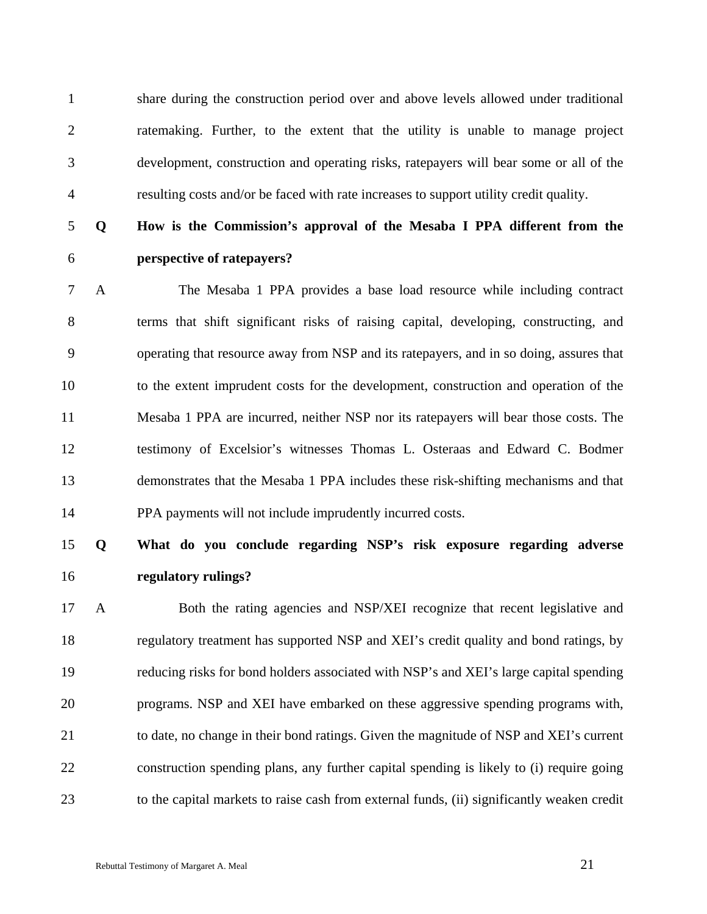share during the construction period over and above levels allowed under traditional ratemaking. Further, to the extent that the utility is unable to manage project development, construction and operating risks, ratepayers will bear some or all of the resulting costs and/or be faced with rate increases to support utility credit quality.

**Q How is the Commission's approval of the Mesaba I PPA different from the perspective of ratepayers?**

A The Mesaba 1 PPA provides a base load resource while including contract terms that shift significant risks of raising capital, developing, constructing, and operating that resource away from NSP and its ratepayers, and in so doing, assures that to the extent imprudent costs for the development, construction and operation of the Mesaba 1 PPA are incurred, neither NSP nor its ratepayers will bear those costs. The testimony of Excelsior's witnesses Thomas L. Osteraas and Edward C. Bodmer demonstrates that the Mesaba 1 PPA includes these risk-shifting mechanisms and that PPA payments will not include imprudently incurred costs.

**Q What do you conclude regarding NSP's risk exposure regarding adverse regulatory rulings?**

A Both the rating agencies and NSP/XEI recognize that recent legislative and regulatory treatment has supported NSP and XEI's credit quality and bond ratings, by reducing risks for bond holders associated with NSP's and XEI's large capital spending programs. NSP and XEI have embarked on these aggressive spending programs with, to date, no change in their bond ratings. Given the magnitude of NSP and XEI's current construction spending plans, any further capital spending is likely to (i) require going to the capital markets to raise cash from external funds, (ii) significantly weaken credit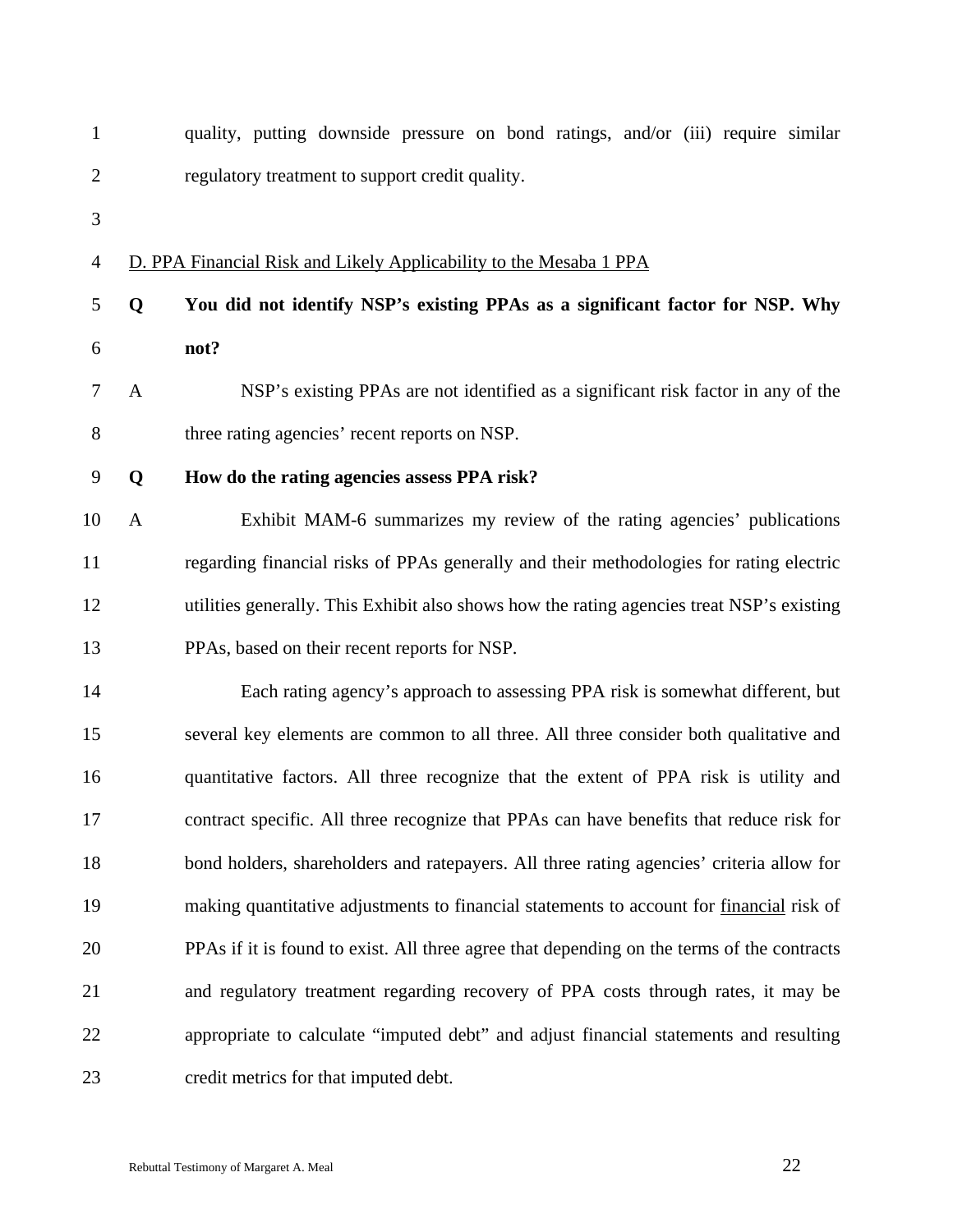quality, putting downside pressure on bond ratings, and/or (iii) require similar regulatory treatment to support credit quality.

D. PPA Financial Risk and Likely Applicability to the Mesaba 1 PPA

**Q You did not identify NSP's existing PPAs as a significant factor for NSP. Why not?**

A NSP's existing PPAs are not identified as a significant risk factor in any of the three rating agencies' recent reports on NSP.

**Q How do the rating agencies assess PPA risk?**

A Exhibit MAM-6 summarizes my review of the rating agencies' publications regarding financial risks of PPAs generally and their methodologies for rating electric utilities generally. This Exhibit also shows how the rating agencies treat NSP's existing PPAs, based on their recent reports for NSP.

Each rating agency's approach to assessing PPA risk is somewhat different, but several key elements are common to all three. All three consider both qualitative and quantitative factors. All three recognize that the extent of PPA risk is utility and contract specific. All three recognize that PPAs can have benefits that reduce risk for bond holders, shareholders and ratepayers. All three rating agencies' criteria allow for making quantitative adjustments to financial statements to account for financial risk of PPAs if it is found to exist. All three agree that depending on the terms of the contracts and regulatory treatment regarding recovery of PPA costs through rates, it may be appropriate to calculate "imputed debt" and adjust financial statements and resulting credit metrics for that imputed debt.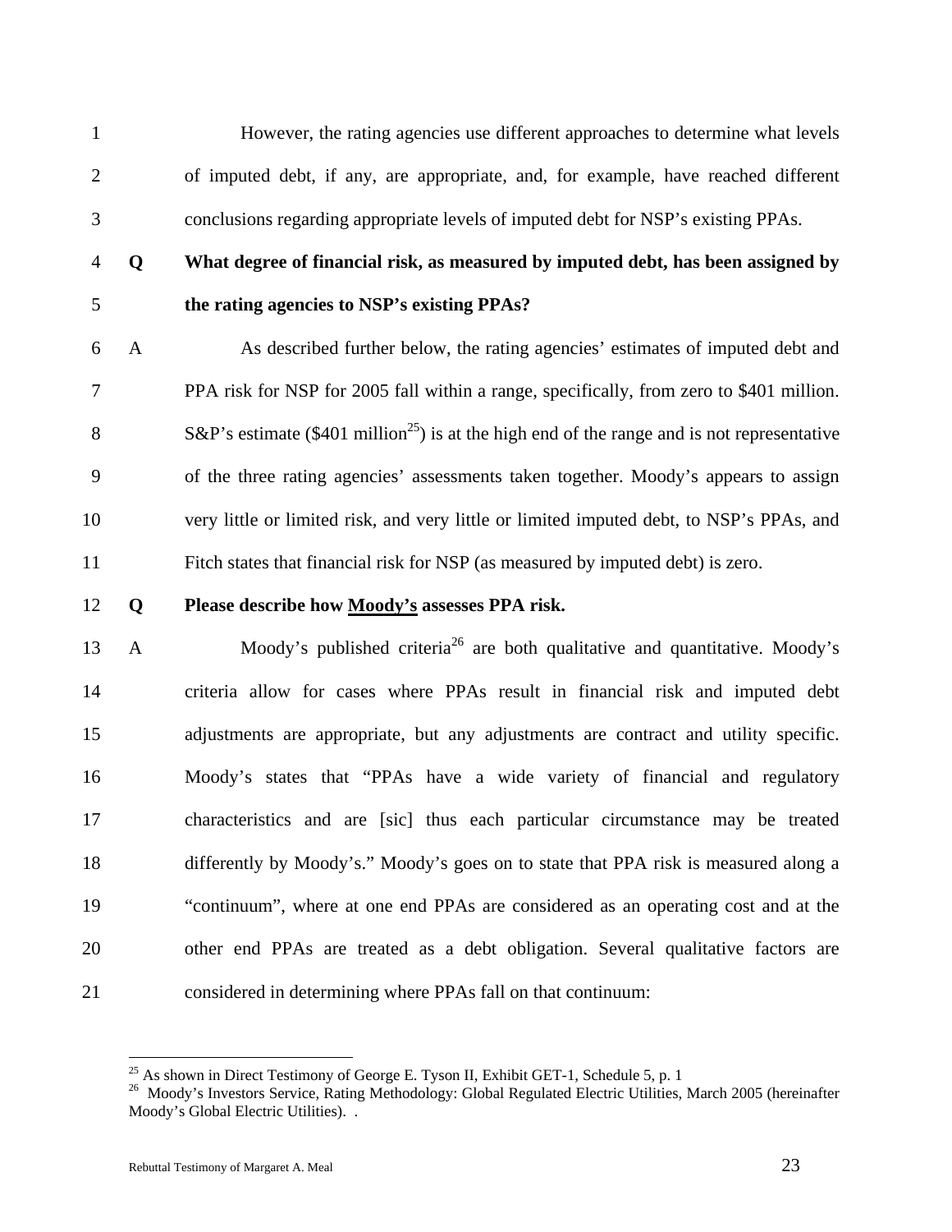However, the rating agencies use different approaches to determine what levels of imputed debt, if any, are appropriate, and, for example, have reached different conclusions regarding appropriate levels of imputed debt for NSP's existing PPAs.

**Q What degree of financial risk, as measured by imputed debt, has been assigned by the rating agencies to NSP's existing PPAs?**

A As described further below, the rating agencies' estimates of imputed debt and PPA risk for NSP for 2005 fall within a range, specifically, from zero to $401 million. S&P's estimate ($401 million[25]) is at the high end of the range and is not representative of the three rating agencies' assessments taken together. Moody's appears to assign very little or limited risk, and very little or limited imputed debt, to NSP's PPAs, and Fitch states that financial risk for NSP (as measured by imputed debt) is zero.

**Q Please describe how <u>Moody's</u> assesses PPA risk.**

A Moody's published criteria[26] are both qualitative and quantitative. Moody's criteria allow for cases where PPAs result in financial risk and imputed debt adjustments are appropriate, but any adjustments are contract and utility specific. Moody's states that "PPAs have a wide variety of financial and regulatory characteristics and are [sic] thus each particular circumstance may be treated differently by Moody's." Moody's goes on to state that PPA risk is measured along a "continuum", where at one end PPAs are considered as an operating cost and at the other end PPAs are treated as a debt obligation. Several qualitative factors are considered in determining where PPAs fall on that continuum:

---

[25] As shown in Direct Testimony of George E. Tyson II, Exhibit GET-1, Schedule 5, p. 1

[26] Moody's Investors Service, Rating Methodology: Global Regulated Electric Utilities, March 2005 (hereinafter Moody's Global Electric Utilities). .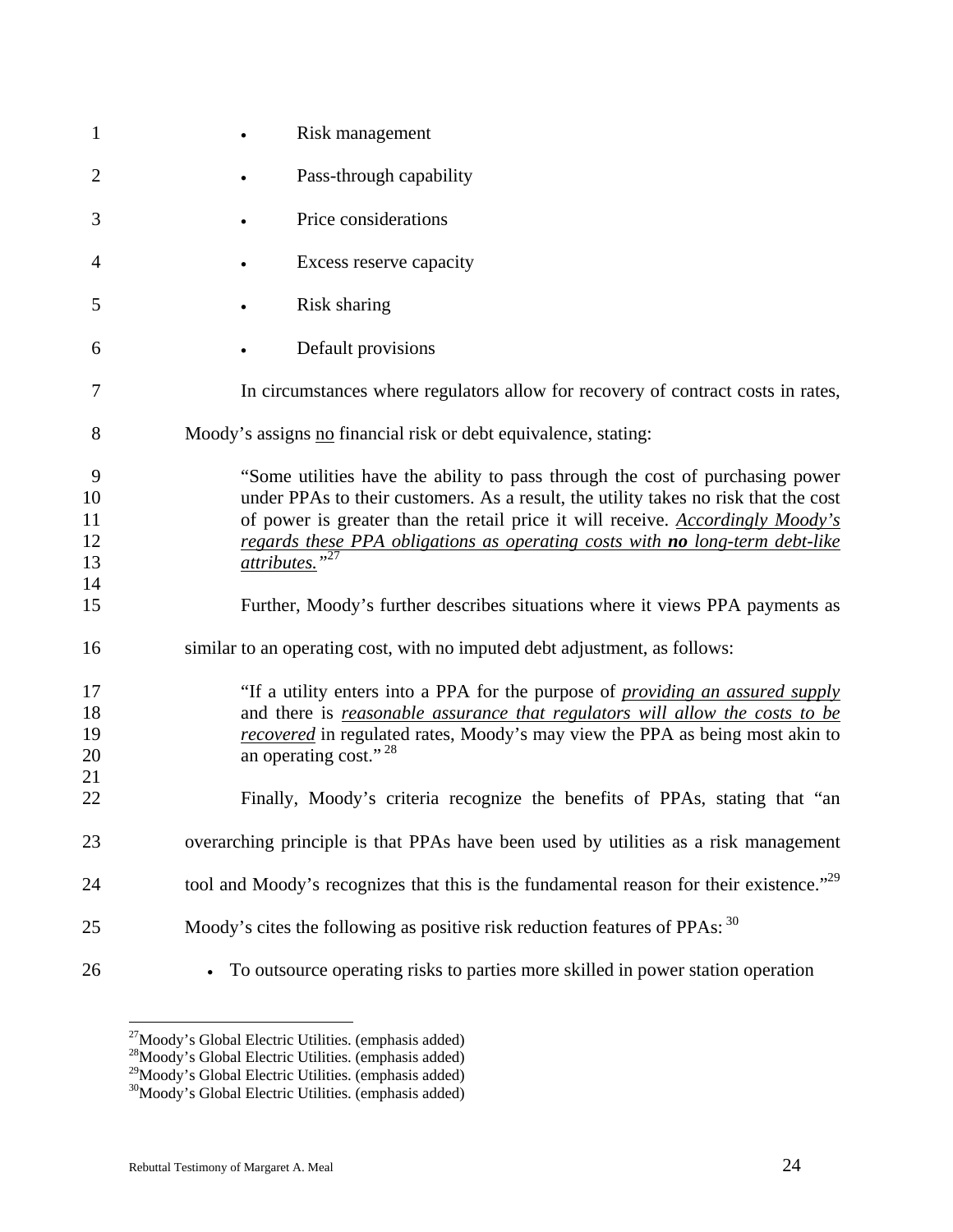- Risk management
- Pass-through capability
- Price considerations
- Excess reserve capacity
- Risk sharing
- Default provisions

In circumstances where regulators allow for recovery of contract costs in rates, Moody's assigns no financial risk or debt equivalence, stating:

> "Some utilities have the ability to pass through the cost of purchasing power under PPAs to their customers. As a result, the utility takes no risk that the cost of power is greater than the retail price it will receive. *Accordingly Moody's regards these PPA obligations as operating costs with **no** long-term debt-like attributes.*"[27]

Further, Moody's further describes situations where it views PPA payments as similar to an operating cost, with no imputed debt adjustment, as follows:

> "If a utility enters into a PPA for the purpose of *providing an assured supply* and there is *reasonable assurance that regulators will allow the costs to be recovered* in regulated rates, Moody's may view the PPA as being most akin to an operating cost." [28]

Finally, Moody's criteria recognize the benefits of PPAs, stating that "an overarching principle is that PPAs have been used by utilities as a risk management tool and Moody's recognizes that this is the fundamental reason for their existence."[29] Moody's cites the following as positive risk reduction features of PPAs: [30]

- To outsource operating risks to parties more skilled in power station operation

---

[27] Moody's Global Electric Utilities. (emphasis added)
[28] Moody's Global Electric Utilities. (emphasis added)
[29] Moody's Global Electric Utilities. (emphasis added)
[30] Moody's Global Electric Utilities. (emphasis added)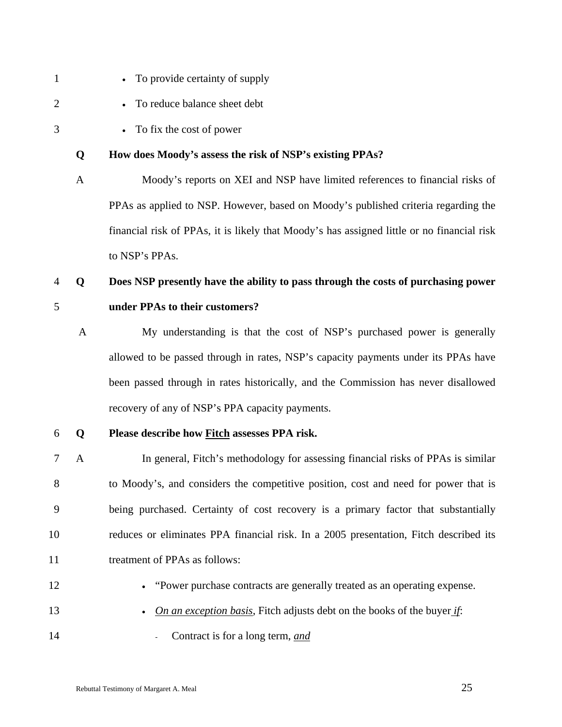- To provide certainty of supply
- To reduce balance sheet debt
- To fix the cost of power

**Q How does Moody's assess the risk of NSP's existing PPAs?**

A Moody's reports on XEI and NSP have limited references to financial risks of PPAs as applied to NSP. However, based on Moody's published criteria regarding the financial risk of PPAs, it is likely that Moody's has assigned little or no financial risk to NSP's PPAs.

**Q Does NSP presently have the ability to pass through the costs of purchasing power under PPAs to their customers?**

A My understanding is that the cost of NSP's purchased power is generally allowed to be passed through in rates, NSP's capacity payments under its PPAs have been passed through in rates historically, and the Commission has never disallowed recovery of any of NSP's PPA capacity payments.

**Q Please describe how <u>Fitch</u> assesses PPA risk.**

A In general, Fitch's methodology for assessing financial risks of PPAs is similar to Moody's, and considers the competitive position, cost and need for power that is being purchased. Certainty of cost recovery is a primary factor that substantially reduces or eliminates PPA financial risk. In a 2005 presentation, Fitch described its treatment of PPAs as follows:

- "Power purchase contracts are generally treated as an operating expense.
- <u>*On an exception basis*</u>, Fitch adjusts debt on the books of the buyer <u>*if*</u>:
  - Contract is for a long term, <u>*and*</u>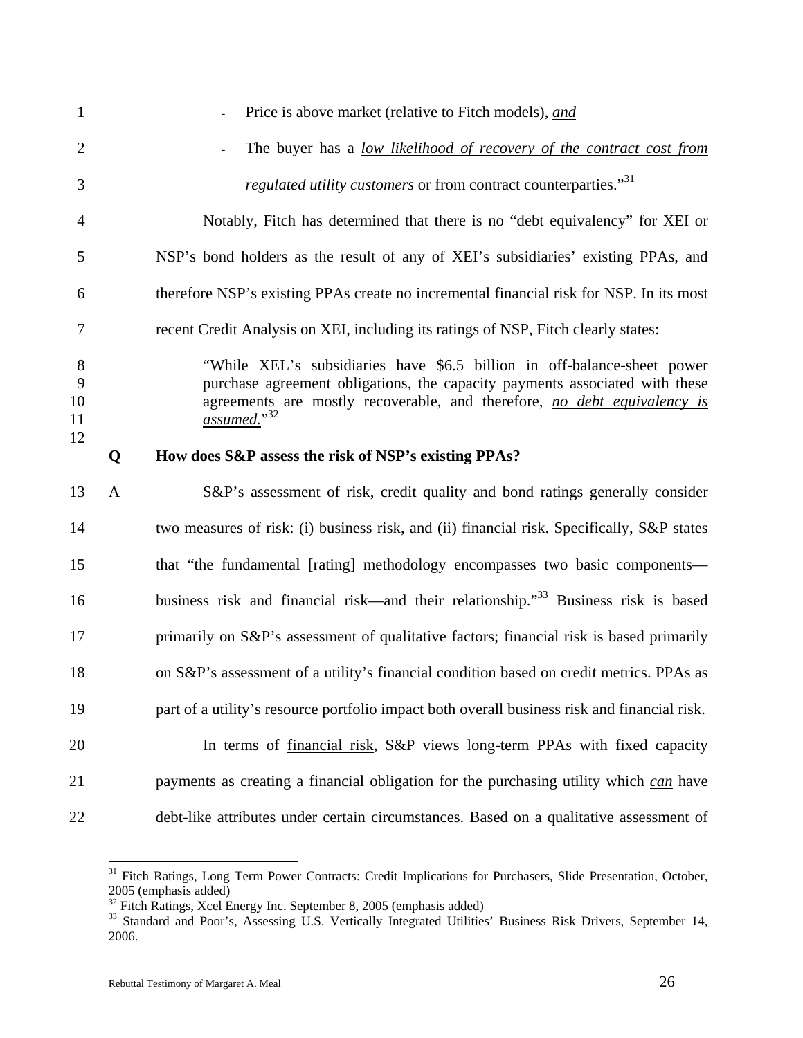- Price is above market (relative to Fitch models), *and*
- The buyer has a *low likelihood of recovery of the contract cost from regulated utility customers* or from contract counterparties."[31]

Notably, Fitch has determined that there is no "debt equivalency" for XEI or NSP's bond holders as the result of any of XEI's subsidiaries' existing PPAs, and therefore NSP's existing PPAs create no incremental financial risk for NSP. In its most recent Credit Analysis on XEI, including its ratings of NSP, Fitch clearly states:

> "While XEL's subsidiaries have \$6.5 billion in off-balance-sheet power purchase agreement obligations, the capacity payments associated with these agreements are mostly recoverable, and therefore, *no debt equivalency is assumed.*"[32]

**Q How does S&P assess the risk of NSP's existing PPAs?**

A S&P's assessment of risk, credit quality and bond ratings generally consider two measures of risk: (i) business risk, and (ii) financial risk. Specifically, S&P states that "the fundamental [rating] methodology encompasses two basic components—business risk and financial risk—and their relationship."[33] Business risk is based primarily on S&P's assessment of qualitative factors; financial risk is based primarily on S&P's assessment of a utility's financial condition based on credit metrics. PPAs as part of a utility's resource portfolio impact both overall business risk and financial risk.

In terms of financial risk, S&P views long-term PPAs with fixed capacity payments as creating a financial obligation for the purchasing utility which *can* have debt-like attributes under certain circumstances. Based on a qualitative assessment of

---

[31] Fitch Ratings, Long Term Power Contracts: Credit Implications for Purchasers, Slide Presentation, October, 2005 (emphasis added)

[32] Fitch Ratings, Xcel Energy Inc. September 8, 2005 (emphasis added)

[33] Standard and Poor's, Assessing U.S. Vertically Integrated Utilities' Business Risk Drivers, September 14, 2006.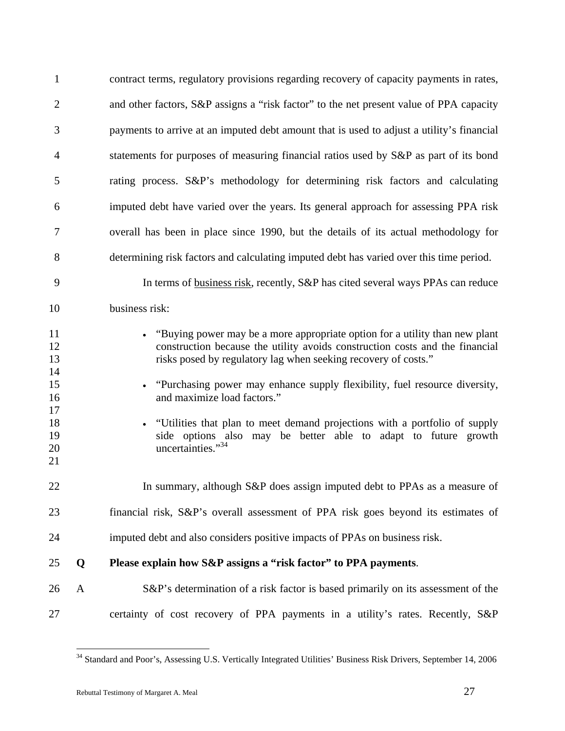contract terms, regulatory provisions regarding recovery of capacity payments in rates, and other factors, S&P assigns a "risk factor" to the net present value of PPA capacity payments to arrive at an imputed debt amount that is used to adjust a utility's financial statements for purposes of measuring financial ratios used by S&P as part of its bond rating process. S&P's methodology for determining risk factors and calculating imputed debt have varied over the years. Its general approach for assessing PPA risk overall has been in place since 1990, but the details of its actual methodology for determining risk factors and calculating imputed debt has varied over this time period.

In terms of business risk, recently, S&P has cited several ways PPAs can reduce business risk:

- "Buying power may be a more appropriate option for a utility than new plant construction because the utility avoids construction costs and the financial risks posed by regulatory lag when seeking recovery of costs."
- "Purchasing power may enhance supply flexibility, fuel resource diversity, and maximize load factors."
- "Utilities that plan to meet demand projections with a portfolio of supply side options also may be better able to adapt to future growth uncertainties."[34]

In summary, although S&P does assign imputed debt to PPAs as a measure of financial risk, S&P's overall assessment of PPA risk goes beyond its estimates of imputed debt and also considers positive impacts of PPAs on business risk.

**Q Please explain how S&P assigns a "risk factor" to PPA payments.**

A S&P's determination of a risk factor is based primarily on its assessment of the certainty of cost recovery of PPA payments in a utility's rates. Recently, S&P

[34] Standard and Poor's, Assessing U.S. Vertically Integrated Utilities' Business Risk Drivers, September 14, 2006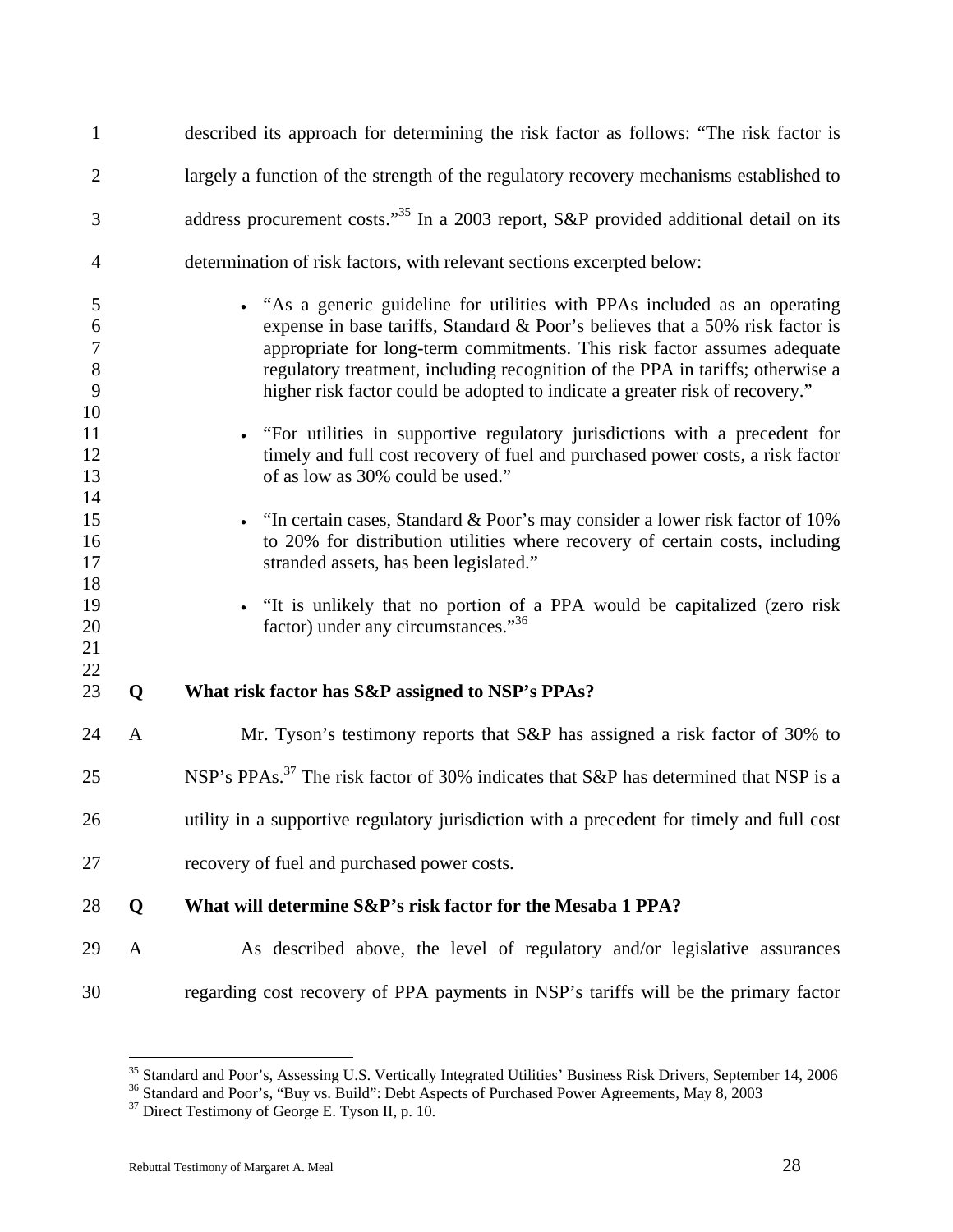described its approach for determining the risk factor as follows: "The risk factor is largely a function of the strength of the regulatory recovery mechanisms established to address procurement costs."[35] In a 2003 report, S&P provided additional detail on its determination of risk factors, with relevant sections excerpted below:

- "As a generic guideline for utilities with PPAs included as an operating expense in base tariffs, Standard & Poor's believes that a 50% risk factor is appropriate for long-term commitments. This risk factor assumes adequate regulatory treatment, including recognition of the PPA in tariffs; otherwise a higher risk factor could be adopted to indicate a greater risk of recovery."

- "For utilities in supportive regulatory jurisdictions with a precedent for timely and full cost recovery of fuel and purchased power costs, a risk factor of as low as 30% could be used."

- "In certain cases, Standard & Poor's may consider a lower risk factor of 10% to 20% for distribution utilities where recovery of certain costs, including stranded assets, has been legislated."

- "It is unlikely that no portion of a PPA would be capitalized (zero risk factor) under any circumstances."[36]

**Q What risk factor has S&P assigned to NSP's PPAs?**

A Mr. Tyson's testimony reports that S&P has assigned a risk factor of 30% to NSP's PPAs.[37] The risk factor of 30% indicates that S&P has determined that NSP is a utility in a supportive regulatory jurisdiction with a precedent for timely and full cost recovery of fuel and purchased power costs.

**Q What will determine S&P's risk factor for the Mesaba 1 PPA?**

A As described above, the level of regulatory and/or legislative assurances regarding cost recovery of PPA payments in NSP's tariffs will be the primary factor

---

[35] Standard and Poor's, Assessing U.S. Vertically Integrated Utilities' Business Risk Drivers, September 14, 2006
[36] Standard and Poor's, "Buy vs. Build": Debt Aspects of Purchased Power Agreements, May 8, 2003
[37] Direct Testimony of George E. Tyson II, p. 10.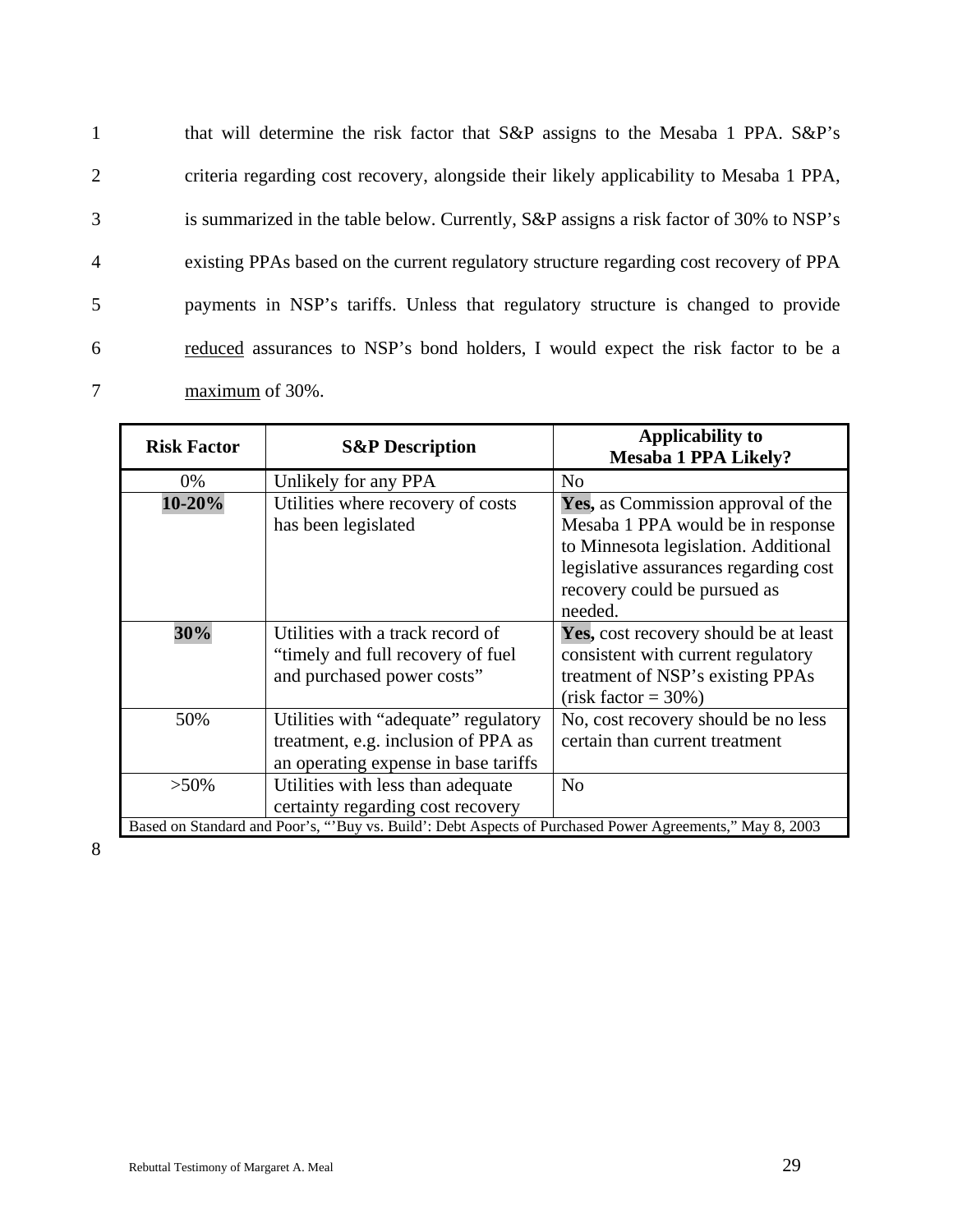that will determine the risk factor that S&P assigns to the Mesaba 1 PPA. S&P's criteria regarding cost recovery, alongside their likely applicability to Mesaba 1 PPA, is summarized in the table below. Currently, S&P assigns a risk factor of 30% to NSP's existing PPAs based on the current regulatory structure regarding cost recovery of PPA payments in NSP's tariffs. Unless that regulatory structure is changed to provide <u>reduced</u> assurances to NSP's bond holders, I would expect the risk factor to be a <u>maximum</u> of 30%.

| Risk Factor | S&P Description | Applicability to Mesaba 1 PPA Likely? |
|---|---|---|
| 0% | Unlikely for any PPA | No |
| **10-20%** | Utilities where recovery of costs has been legislated | **Yes,** as Commission approval of the Mesaba 1 PPA would be in response to Minnesota legislation. Additional legislative assurances regarding cost recovery could be pursued as needed. |
| **30%** | Utilities with a track record of "timely and full recovery of fuel and purchased power costs" | **Yes,** cost recovery should be at least consistent with current regulatory treatment of NSP's existing PPAs (risk factor = 30%) |
| 50% | Utilities with "adequate" regulatory treatment, e.g. inclusion of PPA as an operating expense in base tariffs | No, cost recovery should be no less certain than current treatment |
| >50% | Utilities with less than adequate certainty regarding cost recovery | No |

Based on Standard and Poor's, "'Buy vs. Build': Debt Aspects of Purchased Power Agreements," May 8, 2003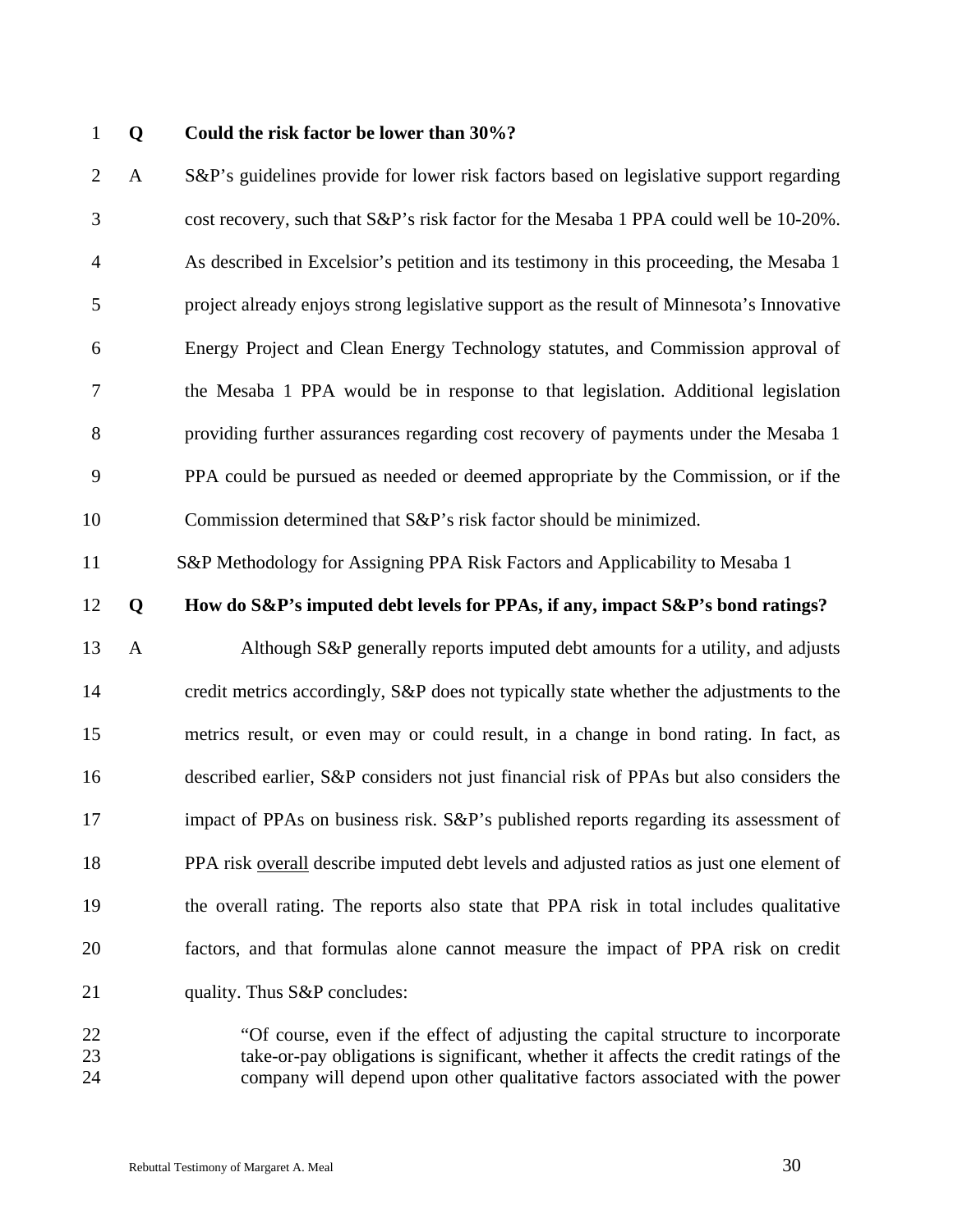**Q Could the risk factor be lower than 30%?**

A S&P's guidelines provide for lower risk factors based on legislative support regarding cost recovery, such that S&P's risk factor for the Mesaba 1 PPA could well be 10-20%. As described in Excelsior's petition and its testimony in this proceeding, the Mesaba 1 project already enjoys strong legislative support as the result of Minnesota's Innovative Energy Project and Clean Energy Technology statutes, and Commission approval of the Mesaba 1 PPA would be in response to that legislation. Additional legislation providing further assurances regarding cost recovery of payments under the Mesaba 1 PPA could be pursued as needed or deemed appropriate by the Commission, or if the Commission determined that S&P's risk factor should be minimized.

S&P Methodology for Assigning PPA Risk Factors and Applicability to Mesaba 1

**Q How do S&P's imputed debt levels for PPAs, if any, impact S&P's bond ratings?**

A Although S&P generally reports imputed debt amounts for a utility, and adjusts credit metrics accordingly, S&P does not typically state whether the adjustments to the metrics result, or even may or could result, in a change in bond rating. In fact, as described earlier, S&P considers not just financial risk of PPAs but also considers the impact of PPAs on business risk. S&P's published reports regarding its assessment of PPA risk <u>overall</u> describe imputed debt levels and adjusted ratios as just one element of the overall rating. The reports also state that PPA risk in total includes qualitative factors, and that formulas alone cannot measure the impact of PPA risk on credit quality. Thus S&P concludes:

> "Of course, even if the effect of adjusting the capital structure to incorporate take-or-pay obligations is significant, whether it affects the credit ratings of the company will depend upon other qualitative factors associated with the power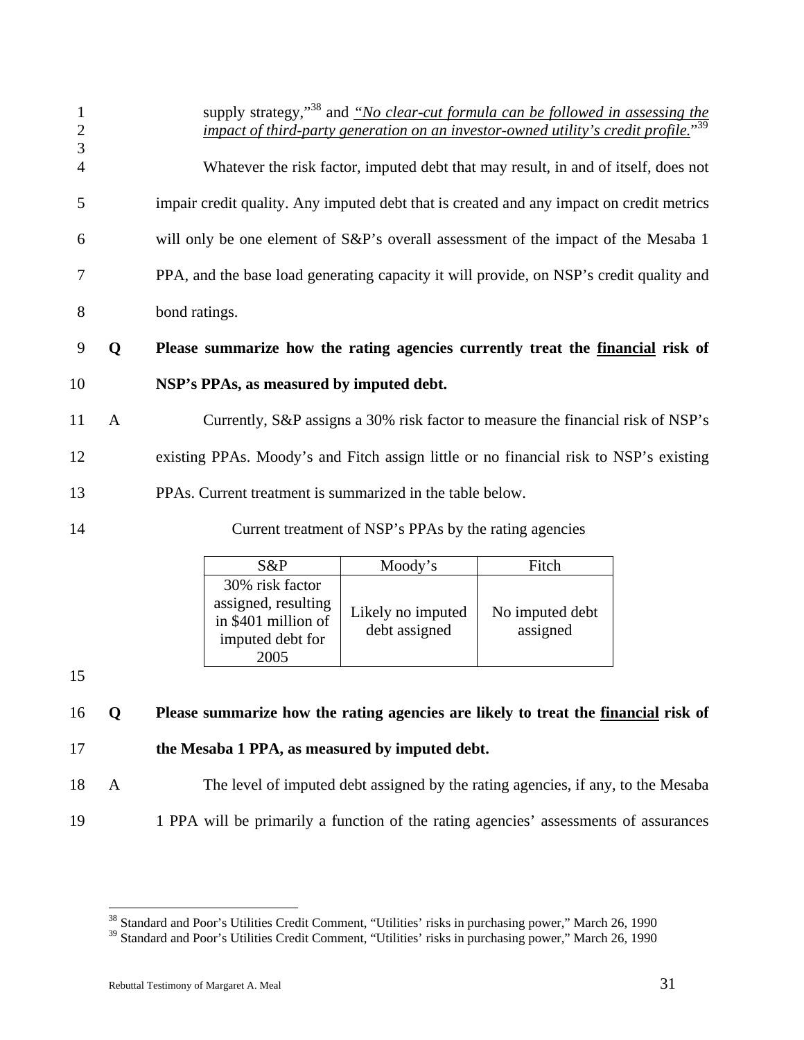supply strategy,"[38] and *"No clear-cut formula can be followed in assessing the impact of third-party generation on an investor-owned utility's credit profile."*[39]

Whatever the risk factor, imputed debt that may result, in and of itself, does not impair credit quality. Any imputed debt that is created and any impact on credit metrics will only be one element of S&P's overall assessment of the impact of the Mesaba 1 PPA, and the base load generating capacity it will provide, on NSP's credit quality and bond ratings.

**Q Please summarize how the rating agencies currently treat the financial risk of NSP's PPAs, as measured by imputed debt.**

A Currently, S&P assigns a 30% risk factor to measure the financial risk of NSP's existing PPAs. Moody's and Fitch assign little or no financial risk to NSP's existing PPAs. Current treatment is summarized in the table below.

Current treatment of NSP's PPAs by the rating agencies

| S&P | Moody's | Fitch |
|---|---|---|
| 30% risk factor assigned, resulting in $401 million of imputed debt for 2005 | Likely no imputed debt assigned | No imputed debt assigned |

**Q Please summarize how the rating agencies are likely to treat the financial risk of the Mesaba 1 PPA, as measured by imputed debt.**

A The level of imputed debt assigned by the rating agencies, if any, to the Mesaba 1 PPA will be primarily a function of the rating agencies' assessments of assurances

---

[38] Standard and Poor's Utilities Credit Comment, "Utilities' risks in purchasing power," March 26, 1990

[39] Standard and Poor's Utilities Credit Comment, "Utilities' risks in purchasing power," March 26, 1990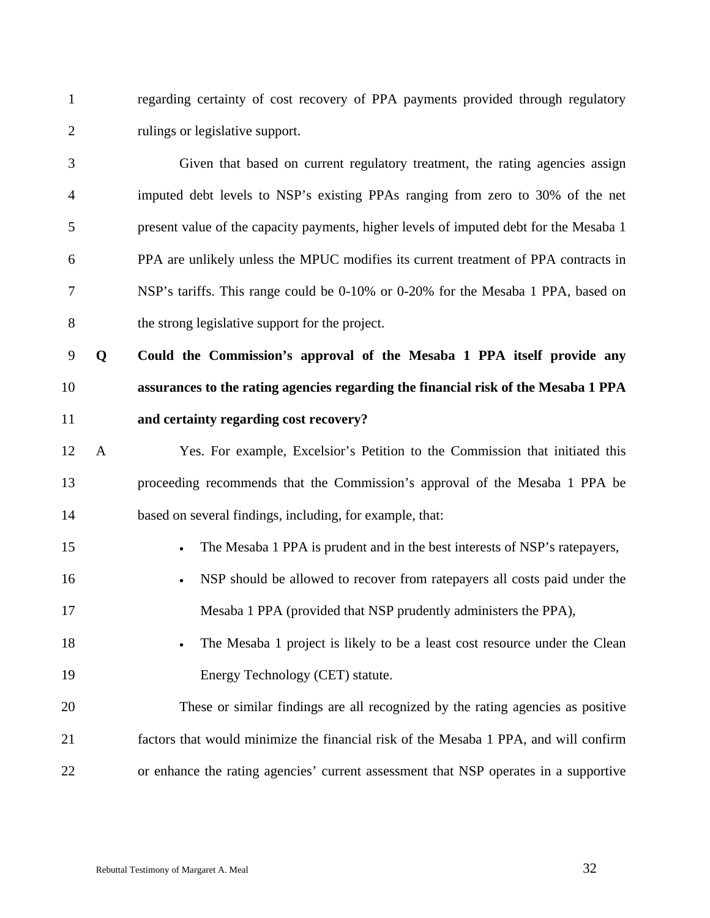regarding certainty of cost recovery of PPA payments provided through regulatory rulings or legislative support.

Given that based on current regulatory treatment, the rating agencies assign imputed debt levels to NSP's existing PPAs ranging from zero to 30% of the net present value of the capacity payments, higher levels of imputed debt for the Mesaba 1 PPA are unlikely unless the MPUC modifies its current treatment of PPA contracts in NSP's tariffs. This range could be 0-10% or 0-20% for the Mesaba 1 PPA, based on the strong legislative support for the project.

**Q Could the Commission's approval of the Mesaba 1 PPA itself provide any assurances to the rating agencies regarding the financial risk of the Mesaba 1 PPA and certainty regarding cost recovery?**

A Yes. For example, Excelsior's Petition to the Commission that initiated this proceeding recommends that the Commission's approval of the Mesaba 1 PPA be based on several findings, including, for example, that:

- The Mesaba 1 PPA is prudent and in the best interests of NSP's ratepayers,
- NSP should be allowed to recover from ratepayers all costs paid under the Mesaba 1 PPA (provided that NSP prudently administers the PPA),
- The Mesaba 1 project is likely to be a least cost resource under the Clean Energy Technology (CET) statute.

These or similar findings are all recognized by the rating agencies as positive factors that would minimize the financial risk of the Mesaba 1 PPA, and will confirm or enhance the rating agencies' current assessment that NSP operates in a supportive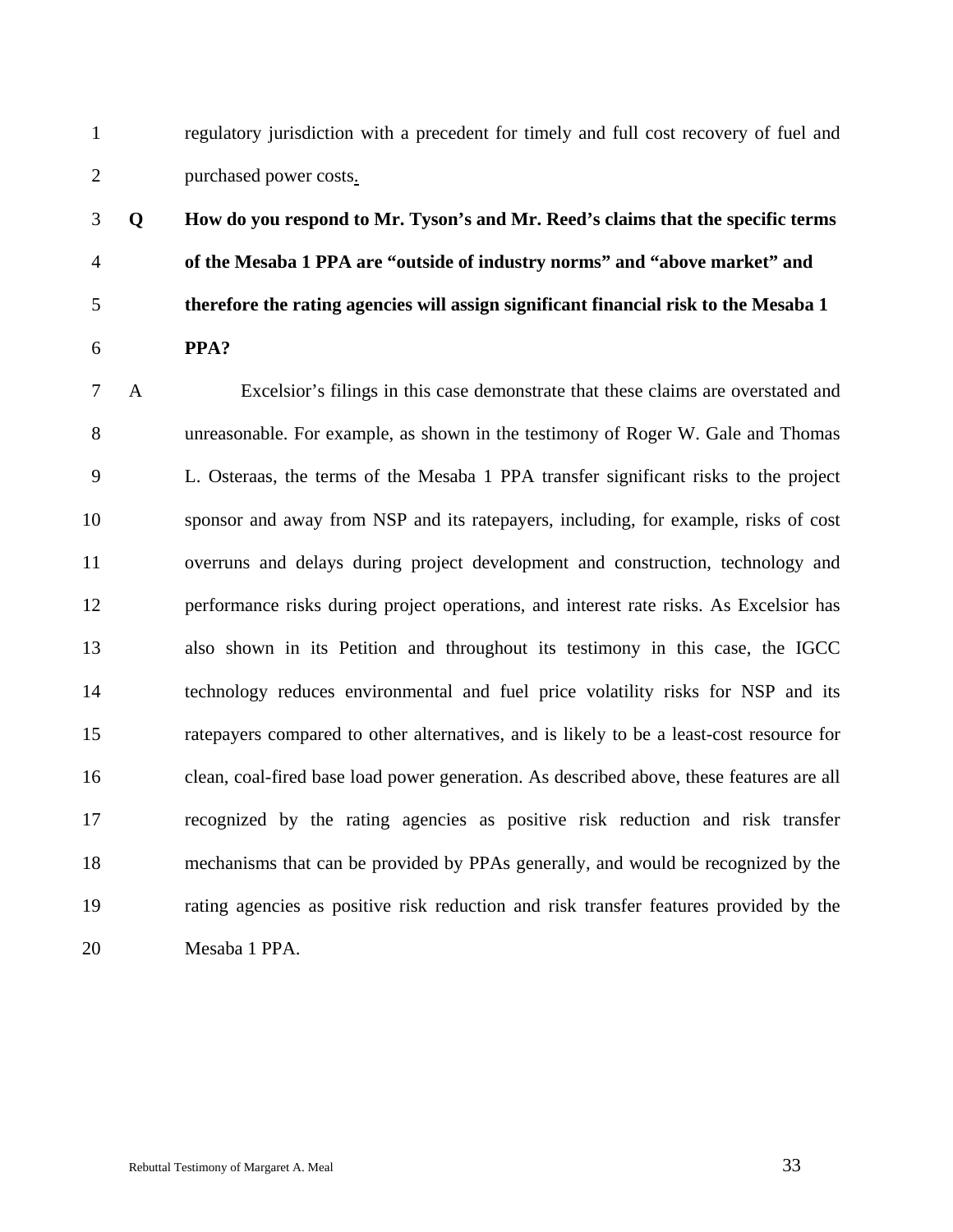regulatory jurisdiction with a precedent for timely and full cost recovery of fuel and purchased power costs.

**Q How do you respond to Mr. Tyson's and Mr. Reed's claims that the specific terms of the Mesaba 1 PPA are "outside of industry norms" and "above market" and therefore the rating agencies will assign significant financial risk to the Mesaba 1 PPA?**

A Excelsior's filings in this case demonstrate that these claims are overstated and unreasonable. For example, as shown in the testimony of Roger W. Gale and Thomas L. Osteraas, the terms of the Mesaba 1 PPA transfer significant risks to the project sponsor and away from NSP and its ratepayers, including, for example, risks of cost overruns and delays during project development and construction, technology and performance risks during project operations, and interest rate risks. As Excelsior has also shown in its Petition and throughout its testimony in this case, the IGCC technology reduces environmental and fuel price volatility risks for NSP and its ratepayers compared to other alternatives, and is likely to be a least-cost resource for clean, coal-fired base load power generation. As described above, these features are all recognized by the rating agencies as positive risk reduction and risk transfer mechanisms that can be provided by PPAs generally, and would be recognized by the rating agencies as positive risk reduction and risk transfer features provided by the Mesaba 1 PPA.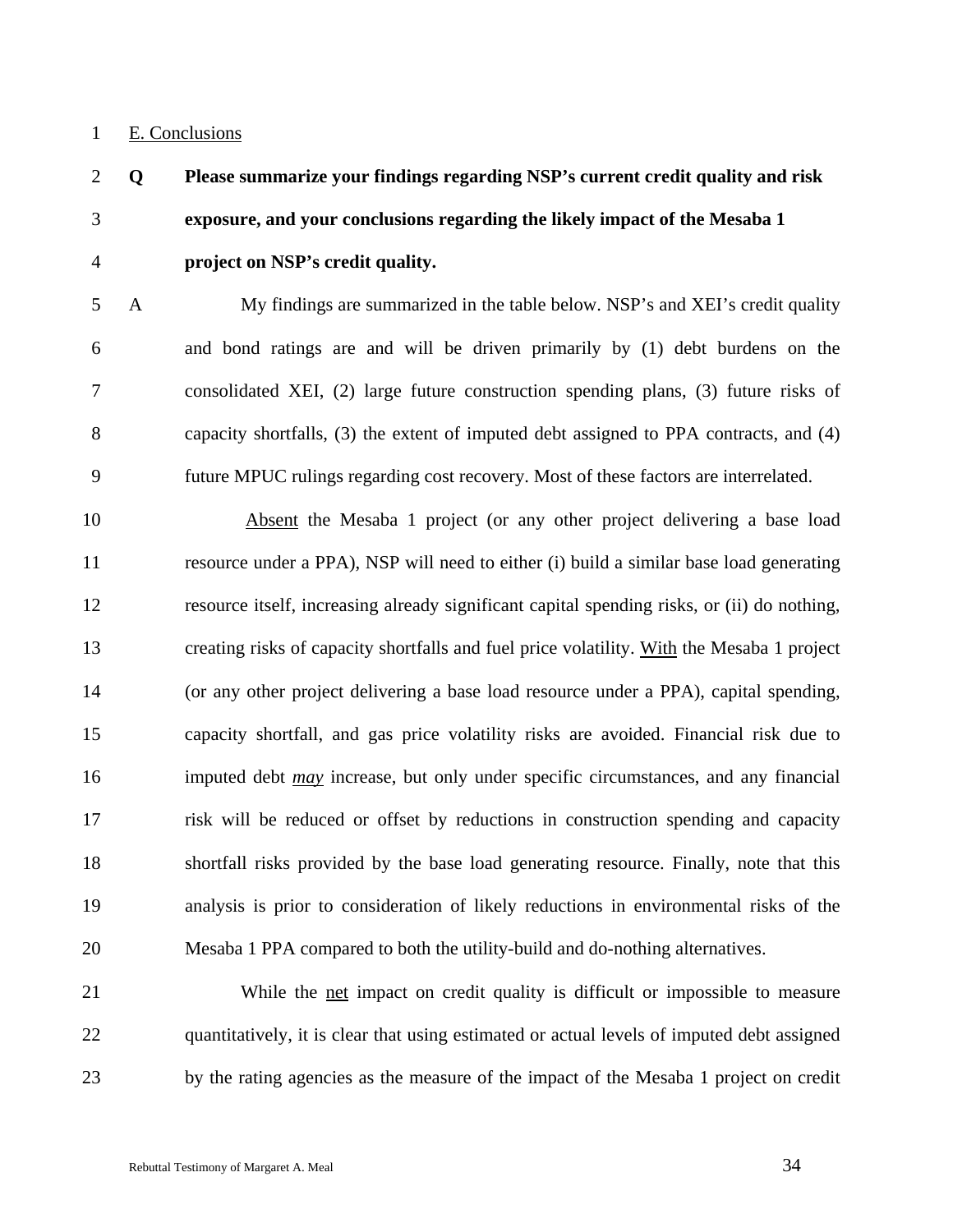E. Conclusions

**Q Please summarize your findings regarding NSP's current credit quality and risk exposure, and your conclusions regarding the likely impact of the Mesaba 1 project on NSP's credit quality.**

A My findings are summarized in the table below. NSP's and XEI's credit quality and bond ratings are and will be driven primarily by (1) debt burdens on the consolidated XEI, (2) large future construction spending plans, (3) future risks of capacity shortfalls, (3) the extent of imputed debt assigned to PPA contracts, and (4) future MPUC rulings regarding cost recovery. Most of these factors are interrelated.

Absent the Mesaba 1 project (or any other project delivering a base load resource under a PPA), NSP will need to either (i) build a similar base load generating resource itself, increasing already significant capital spending risks, or (ii) do nothing, creating risks of capacity shortfalls and fuel price volatility. With the Mesaba 1 project (or any other project delivering a base load resource under a PPA), capital spending, capacity shortfall, and gas price volatility risks are avoided. Financial risk due to imputed debt *may* increase, but only under specific circumstances, and any financial risk will be reduced or offset by reductions in construction spending and capacity shortfall risks provided by the base load generating resource. Finally, note that this analysis is prior to consideration of likely reductions in environmental risks of the Mesaba 1 PPA compared to both the utility-build and do-nothing alternatives.

While the net impact on credit quality is difficult or impossible to measure quantitatively, it is clear that using estimated or actual levels of imputed debt assigned by the rating agencies as the measure of the impact of the Mesaba 1 project on credit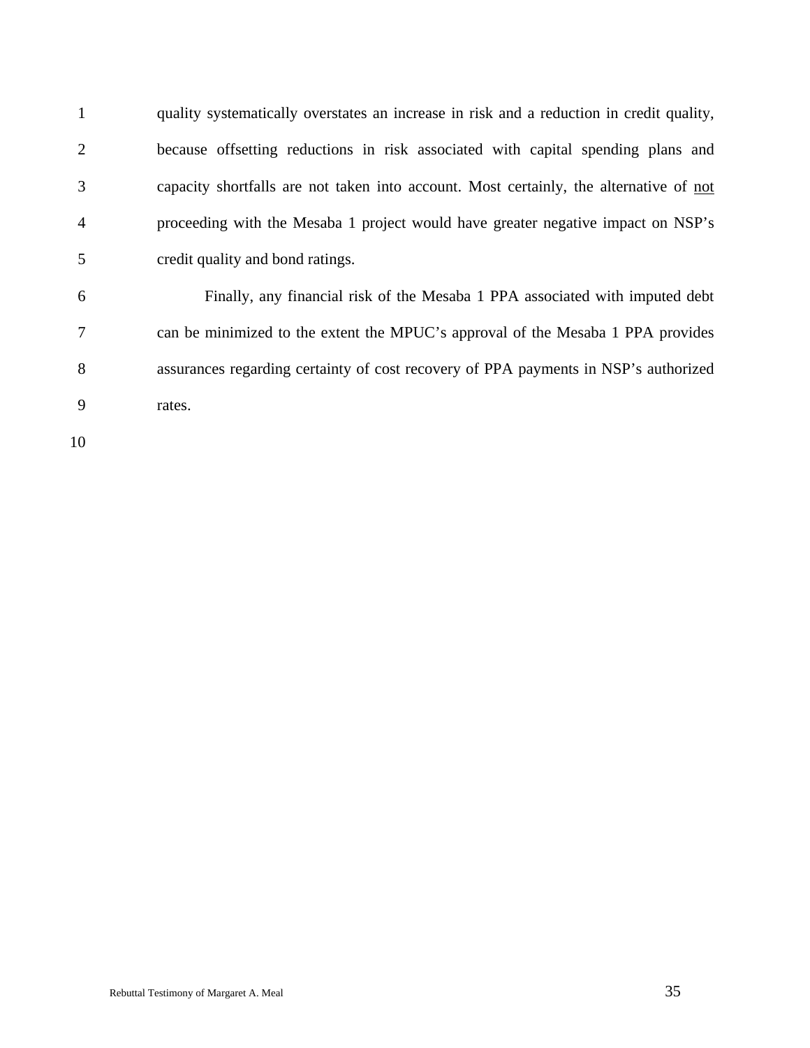quality systematically overstates an increase in risk and a reduction in credit quality, because offsetting reductions in risk associated with capital spending plans and capacity shortfalls are not taken into account. Most certainly, the alternative of <u>not</u> proceeding with the Mesaba 1 project would have greater negative impact on NSP's credit quality and bond ratings.

Finally, any financial risk of the Mesaba 1 PPA associated with imputed debt can be minimized to the extent the MPUC's approval of the Mesaba 1 PPA provides assurances regarding certainty of cost recovery of PPA payments in NSP's authorized rates.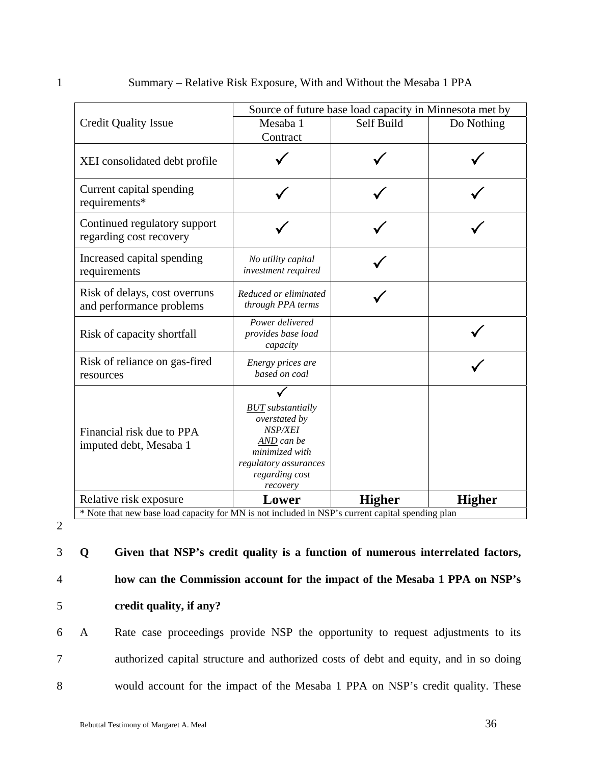Summary – Relative Risk Exposure, With and Without the Mesaba 1 PPA

| Credit Quality Issue | Source of future base load capacity in Minnesota met by | | |
|---|---|---|---|
| | Mesaba 1 Contract | Self Build | Do Nothing |
| XEI consolidated debt profile | ✓ | ✓ | ✓ |
| Current capital spending requirements* | ✓ | ✓ | ✓ |
| Continued regulatory support regarding cost recovery | ✓ | ✓ | ✓ |
| Increased capital spending requirements | *No utility capital investment required* | ✓ | |
| Risk of delays, cost overruns and performance problems | *Reduced or eliminated through PPA terms* | ✓ | |
| Risk of capacity shortfall | *Power delivered provides base load capacity* | | ✓ |
| Risk of reliance on gas-fired resources | *Energy prices are based on coal* | | ✓ |
| Financial risk due to PPA imputed debt, Mesaba 1 | ✓ *BUT substantially overstated by NSP/XEI AND can be minimized with regulatory assurances regarding cost recovery* | | |
| Relative risk exposure | **Lower** | **Higher** | **Higher** |

\* Note that new base load capacity for MN is not included in NSP's current capital spending plan

**Q Given that NSP's credit quality is a function of numerous interrelated factors, how can the Commission account for the impact of the Mesaba 1 PPA on NSP's credit quality, if any?**

A Rate case proceedings provide NSP the opportunity to request adjustments to its authorized capital structure and authorized costs of debt and equity, and in so doing would account for the impact of the Mesaba 1 PPA on NSP's credit quality. These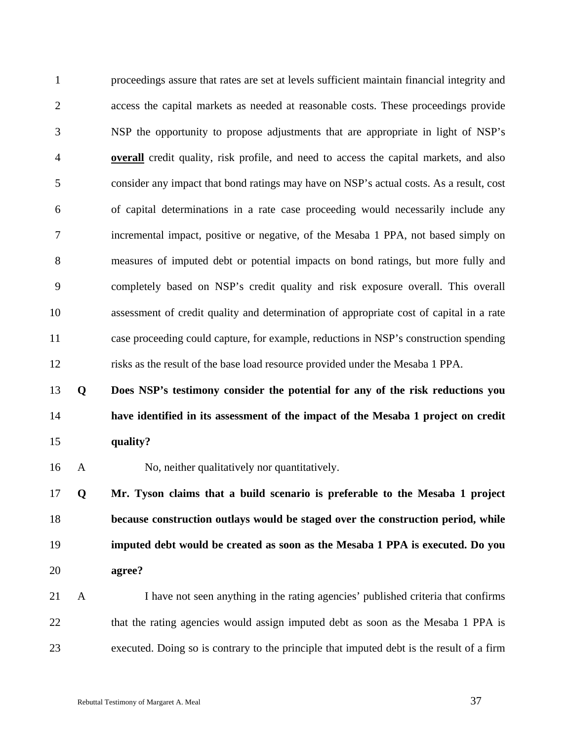proceedings assure that rates are set at levels sufficient maintain financial integrity and access the capital markets as needed at reasonable costs. These proceedings provide NSP the opportunity to propose adjustments that are appropriate in light of NSP's **overall** credit quality, risk profile, and need to access the capital markets, and also consider any impact that bond ratings may have on NSP's actual costs. As a result, cost of capital determinations in a rate case proceeding would necessarily include any incremental impact, positive or negative, of the Mesaba 1 PPA, not based simply on measures of imputed debt or potential impacts on bond ratings, but more fully and completely based on NSP's credit quality and risk exposure overall. This overall assessment of credit quality and determination of appropriate cost of capital in a rate case proceeding could capture, for example, reductions in NSP's construction spending risks as the result of the base load resource provided under the Mesaba 1 PPA.

**Q Does NSP's testimony consider the potential for any of the risk reductions you have identified in its assessment of the impact of the Mesaba 1 project on credit quality?**

A No, neither qualitatively nor quantitatively.

**Q Mr. Tyson claims that a build scenario is preferable to the Mesaba 1 project because construction outlays would be staged over the construction period, while imputed debt would be created as soon as the Mesaba 1 PPA is executed. Do you agree?**

A I have not seen anything in the rating agencies' published criteria that confirms that the rating agencies would assign imputed debt as soon as the Mesaba 1 PPA is executed. Doing so is contrary to the principle that imputed debt is the result of a firm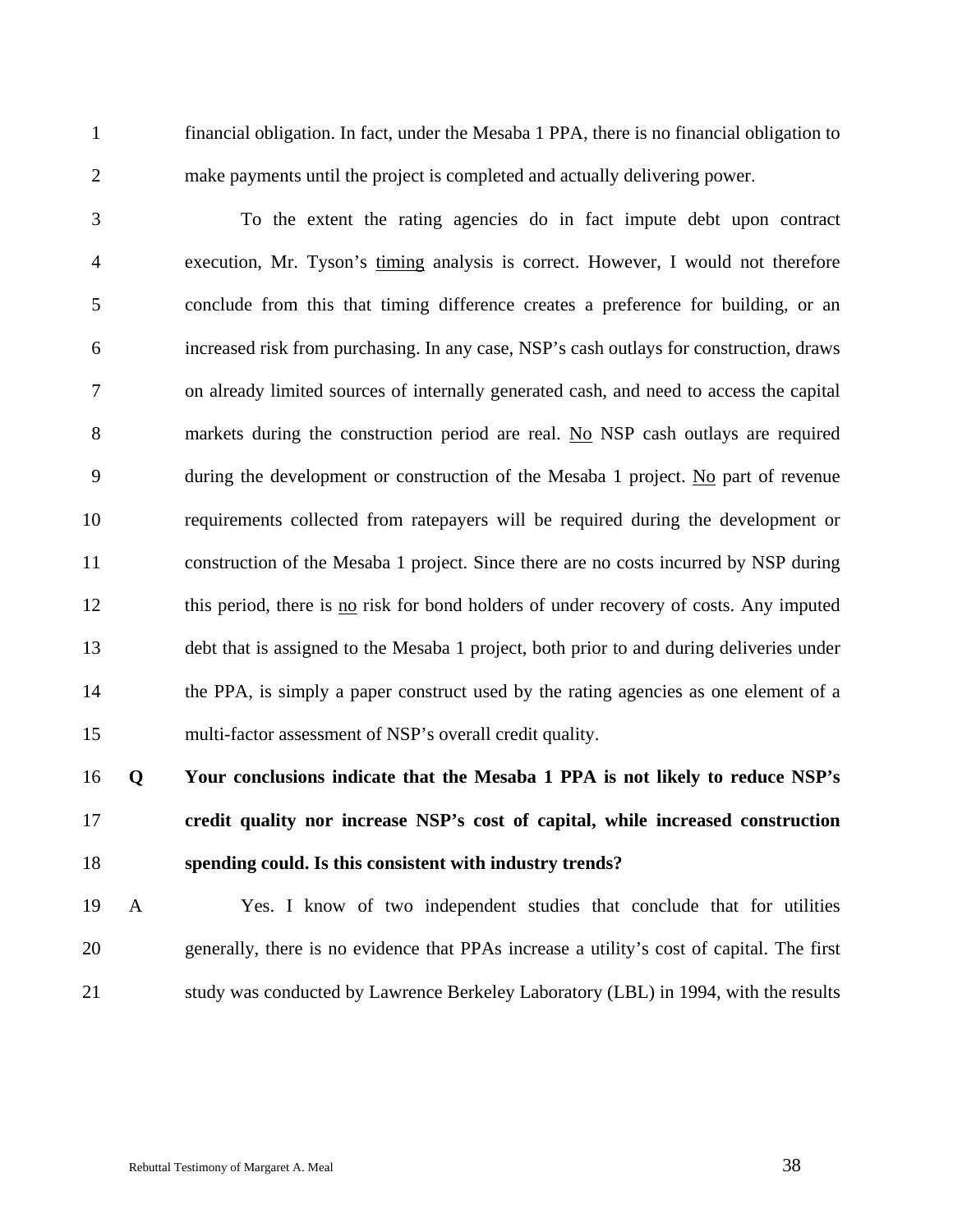financial obligation. In fact, under the Mesaba 1 PPA, there is no financial obligation to make payments until the project is completed and actually delivering power.

To the extent the rating agencies do in fact impute debt upon contract execution, Mr. Tyson's timing analysis is correct. However, I would not therefore conclude from this that timing difference creates a preference for building, or an increased risk from purchasing. In any case, NSP's cash outlays for construction, draws on already limited sources of internally generated cash, and need to access the capital markets during the construction period are real. No NSP cash outlays are required during the development or construction of the Mesaba 1 project. No part of revenue requirements collected from ratepayers will be required during the development or construction of the Mesaba 1 project. Since there are no costs incurred by NSP during this period, there is no risk for bond holders of under recovery of costs. Any imputed debt that is assigned to the Mesaba 1 project, both prior to and during deliveries under the PPA, is simply a paper construct used by the rating agencies as one element of a multi-factor assessment of NSP's overall credit quality.

**Q Your conclusions indicate that the Mesaba 1 PPA is not likely to reduce NSP's credit quality nor increase NSP's cost of capital, while increased construction spending could. Is this consistent with industry trends?**

A Yes. I know of two independent studies that conclude that for utilities generally, there is no evidence that PPAs increase a utility's cost of capital. The first study was conducted by Lawrence Berkeley Laboratory (LBL) in 1994, with the results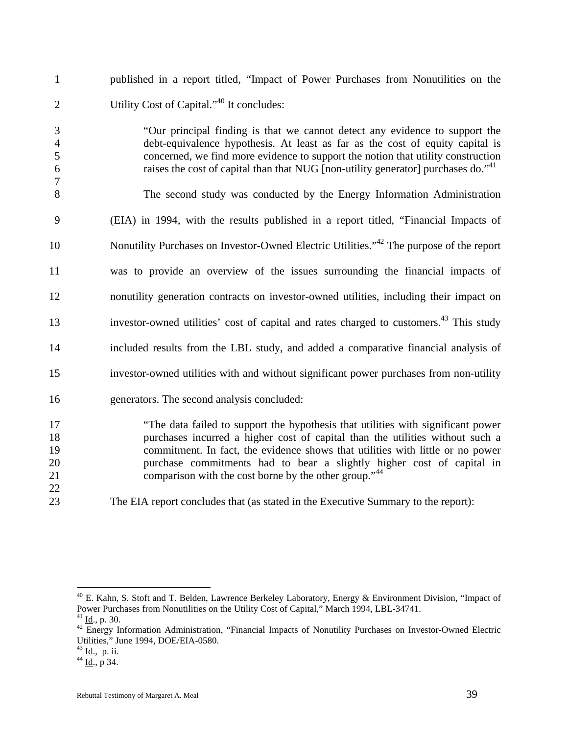published in a report titled, "Impact of Power Purchases from Nonutilities on the Utility Cost of Capital."[40] It concludes:

> "Our principal finding is that we cannot detect any evidence to support the debt-equivalence hypothesis. At least as far as the cost of equity capital is concerned, we find more evidence to support the notion that utility construction raises the cost of capital than that NUG [non-utility generator] purchases do."[41]

The second study was conducted by the Energy Information Administration (EIA) in 1994, with the results published in a report titled, "Financial Impacts of Nonutility Purchases on Investor-Owned Electric Utilities."[42] The purpose of the report was to provide an overview of the issues surrounding the financial impacts of nonutility generation contracts on investor-owned utilities, including their impact on investor-owned utilities' cost of capital and rates charged to customers.[43] This study included results from the LBL study, and added a comparative financial analysis of investor-owned utilities with and without significant power purchases from non-utility generators. The second analysis concluded:

> "The data failed to support the hypothesis that utilities with significant power purchases incurred a higher cost of capital than the utilities without such a commitment. In fact, the evidence shows that utilities with little or no power purchase commitments had to bear a slightly higher cost of capital in comparison with the cost borne by the other group."[44]

The EIA report concludes that (as stated in the Executive Summary to the report):

---

[40] E. Kahn, S. Stoft and T. Belden, Lawrence Berkeley Laboratory, Energy & Environment Division, "Impact of Power Purchases from Nonutilities on the Utility Cost of Capital," March 1994, LBL-34741.

[41] Id., p. 30.

[42] Energy Information Administration, "Financial Impacts of Nonutility Purchases on Investor-Owned Electric Utilities," June 1994, DOE/EIA-0580.

[43] Id., p. ii.

[44] Id., p 34.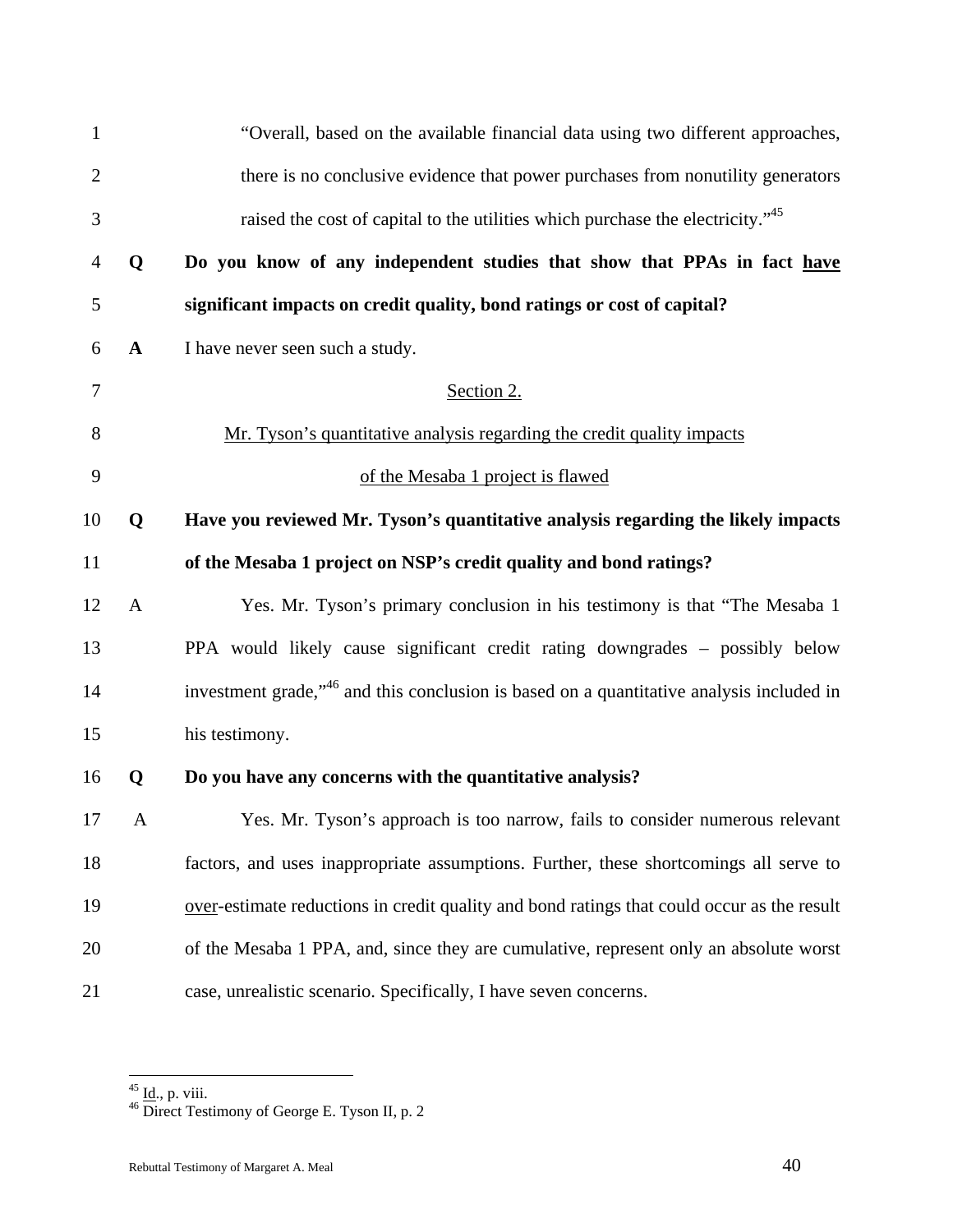"Overall, based on the available financial data using two different approaches, there is no conclusive evidence that power purchases from nonutility generators raised the cost of capital to the utilities which purchase the electricity."[45]

**Q Do you know of any independent studies that show that PPAs in fact have significant impacts on credit quality, bond ratings or cost of capital?**

A I have never seen such a study.

## Section 2.

## Mr. Tyson's quantitative analysis regarding the credit quality impacts of the Mesaba 1 project is flawed

**Q Have you reviewed Mr. Tyson's quantitative analysis regarding the likely impacts of the Mesaba 1 project on NSP's credit quality and bond ratings?**

A Yes. Mr. Tyson's primary conclusion in his testimony is that "The Mesaba 1 PPA would likely cause significant credit rating downgrades – possibly below investment grade,"[46] and this conclusion is based on a quantitative analysis included in his testimony.

**Q Do you have any concerns with the quantitative analysis?**

A Yes. Mr. Tyson's approach is too narrow, fails to consider numerous relevant factors, and uses inappropriate assumptions. Further, these shortcomings all serve to over-estimate reductions in credit quality and bond ratings that could occur as the result of the Mesaba 1 PPA, and, since they are cumulative, represent only an absolute worst case, unrealistic scenario. Specifically, I have seven concerns.

---

[45] Id., p. viii.

[46] Direct Testimony of George E. Tyson II, p. 2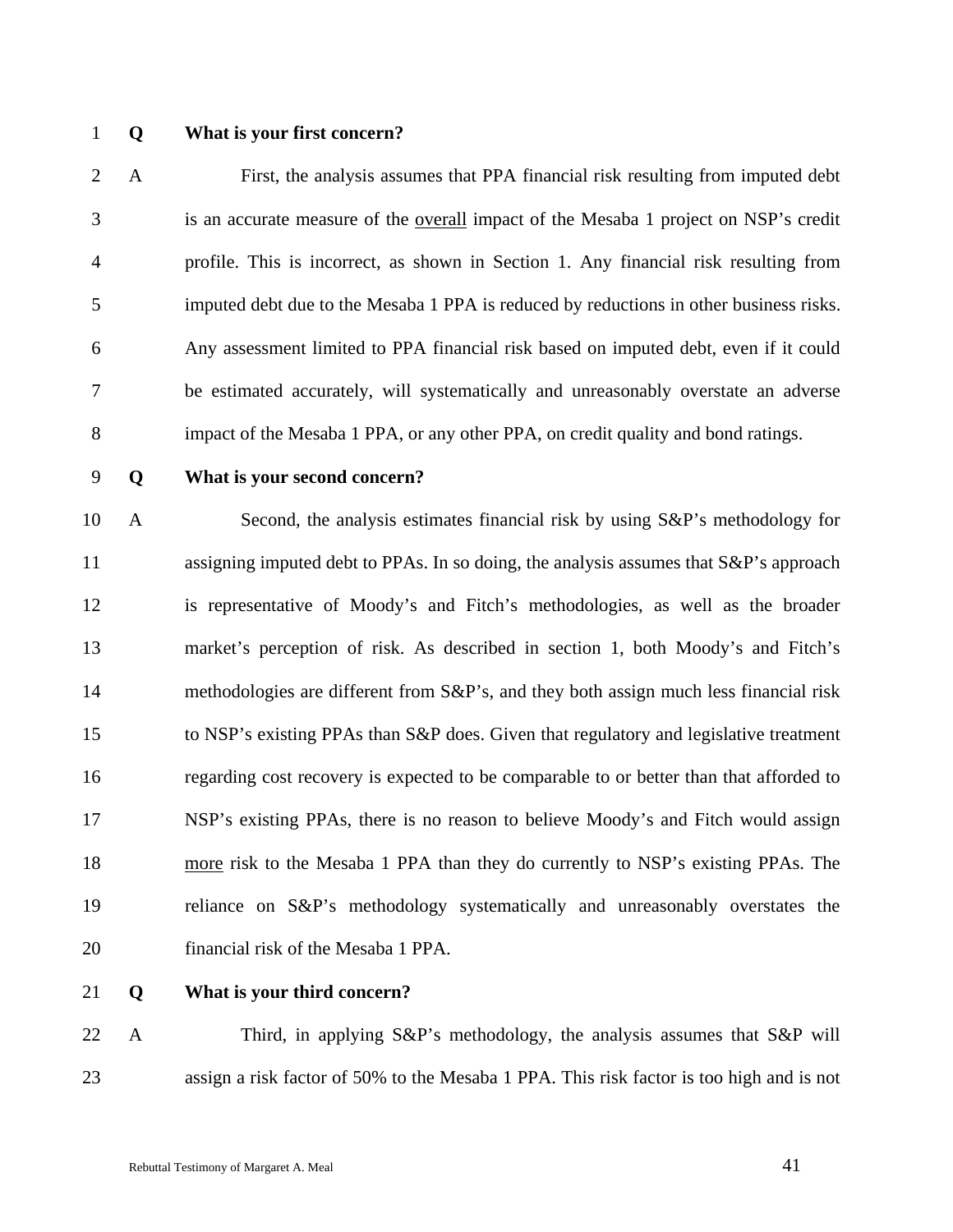**Q What is your first concern?**

A First, the analysis assumes that PPA financial risk resulting from imputed debt is an accurate measure of the overall impact of the Mesaba 1 project on NSP's credit profile. This is incorrect, as shown in Section 1. Any financial risk resulting from imputed debt due to the Mesaba 1 PPA is reduced by reductions in other business risks. Any assessment limited to PPA financial risk based on imputed debt, even if it could be estimated accurately, will systematically and unreasonably overstate an adverse impact of the Mesaba 1 PPA, or any other PPA, on credit quality and bond ratings.

**Q What is your second concern?**

A Second, the analysis estimates financial risk by using S&P's methodology for assigning imputed debt to PPAs. In so doing, the analysis assumes that S&P's approach is representative of Moody's and Fitch's methodologies, as well as the broader market's perception of risk. As described in section 1, both Moody's and Fitch's methodologies are different from S&P's, and they both assign much less financial risk to NSP's existing PPAs than S&P does. Given that regulatory and legislative treatment regarding cost recovery is expected to be comparable to or better than that afforded to NSP's existing PPAs, there is no reason to believe Moody's and Fitch would assign more risk to the Mesaba 1 PPA than they do currently to NSP's existing PPAs. The reliance on S&P's methodology systematically and unreasonably overstates the financial risk of the Mesaba 1 PPA.

**Q What is your third concern?**

A Third, in applying S&P's methodology, the analysis assumes that S&P will assign a risk factor of 50% to the Mesaba 1 PPA. This risk factor is too high and is not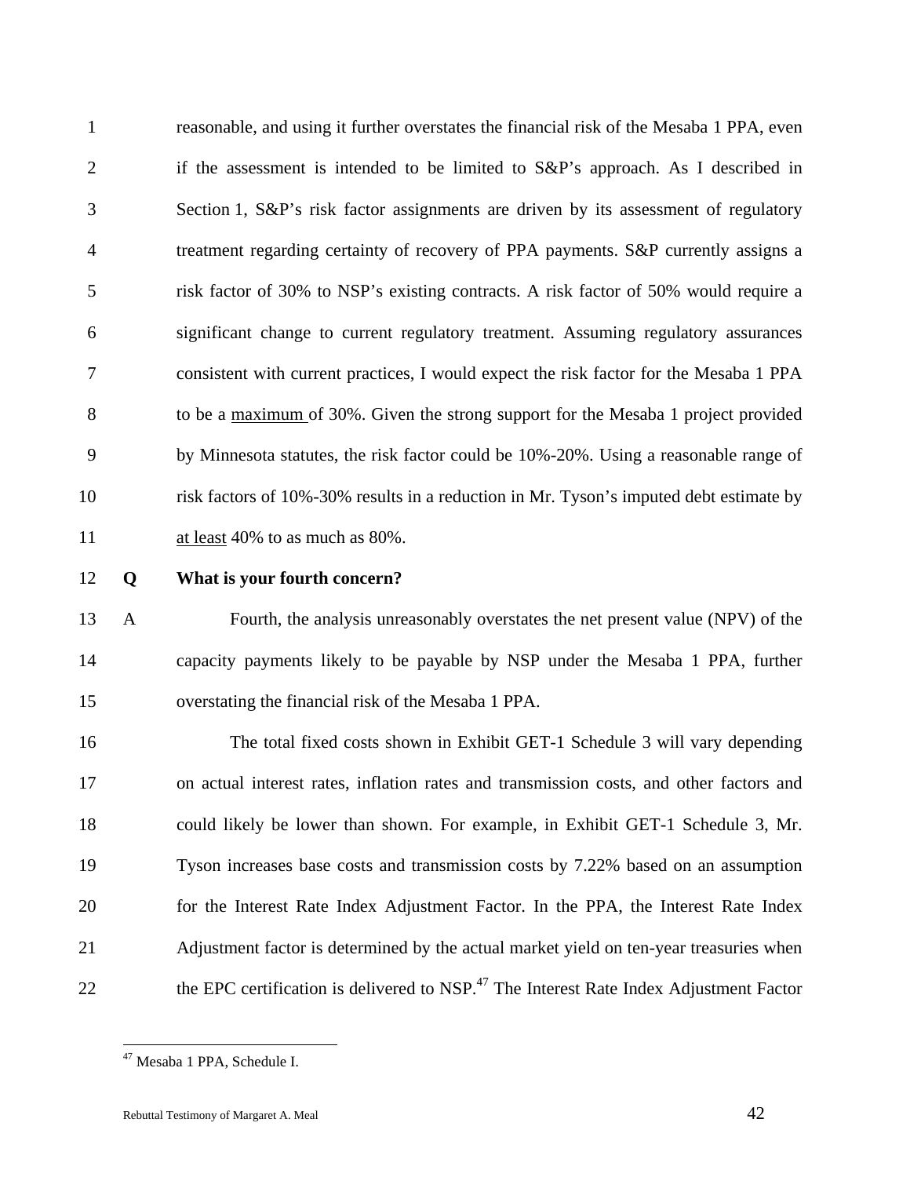reasonable, and using it further overstates the financial risk of the Mesaba 1 PPA, even if the assessment is intended to be limited to S&P's approach. As I described in Section 1, S&P's risk factor assignments are driven by its assessment of regulatory treatment regarding certainty of recovery of PPA payments. S&P currently assigns a risk factor of 30% to NSP's existing contracts. A risk factor of 50% would require a significant change to current regulatory treatment. Assuming regulatory assurances consistent with current practices, I would expect the risk factor for the Mesaba 1 PPA to be a <u>maximum</u> of 30%. Given the strong support for the Mesaba 1 project provided by Minnesota statutes, the risk factor could be 10%-20%. Using a reasonable range of risk factors of 10%-30% results in a reduction in Mr. Tyson's imputed debt estimate by <u>at least</u> 40% to as much as 80%.

**Q What is your fourth concern?**

A Fourth, the analysis unreasonably overstates the net present value (NPV) of the capacity payments likely to be payable by NSP under the Mesaba 1 PPA, further overstating the financial risk of the Mesaba 1 PPA.

The total fixed costs shown in Exhibit GET-1 Schedule 3 will vary depending on actual interest rates, inflation rates and transmission costs, and other factors and could likely be lower than shown. For example, in Exhibit GET-1 Schedule 3, Mr. Tyson increases base costs and transmission costs by 7.22% based on an assumption for the Interest Rate Index Adjustment Factor. In the PPA, the Interest Rate Index Adjustment factor is determined by the actual market yield on ten-year treasuries when the EPC certification is delivered to NSP.[47] The Interest Rate Index Adjustment Factor

[47] Mesaba 1 PPA, Schedule I.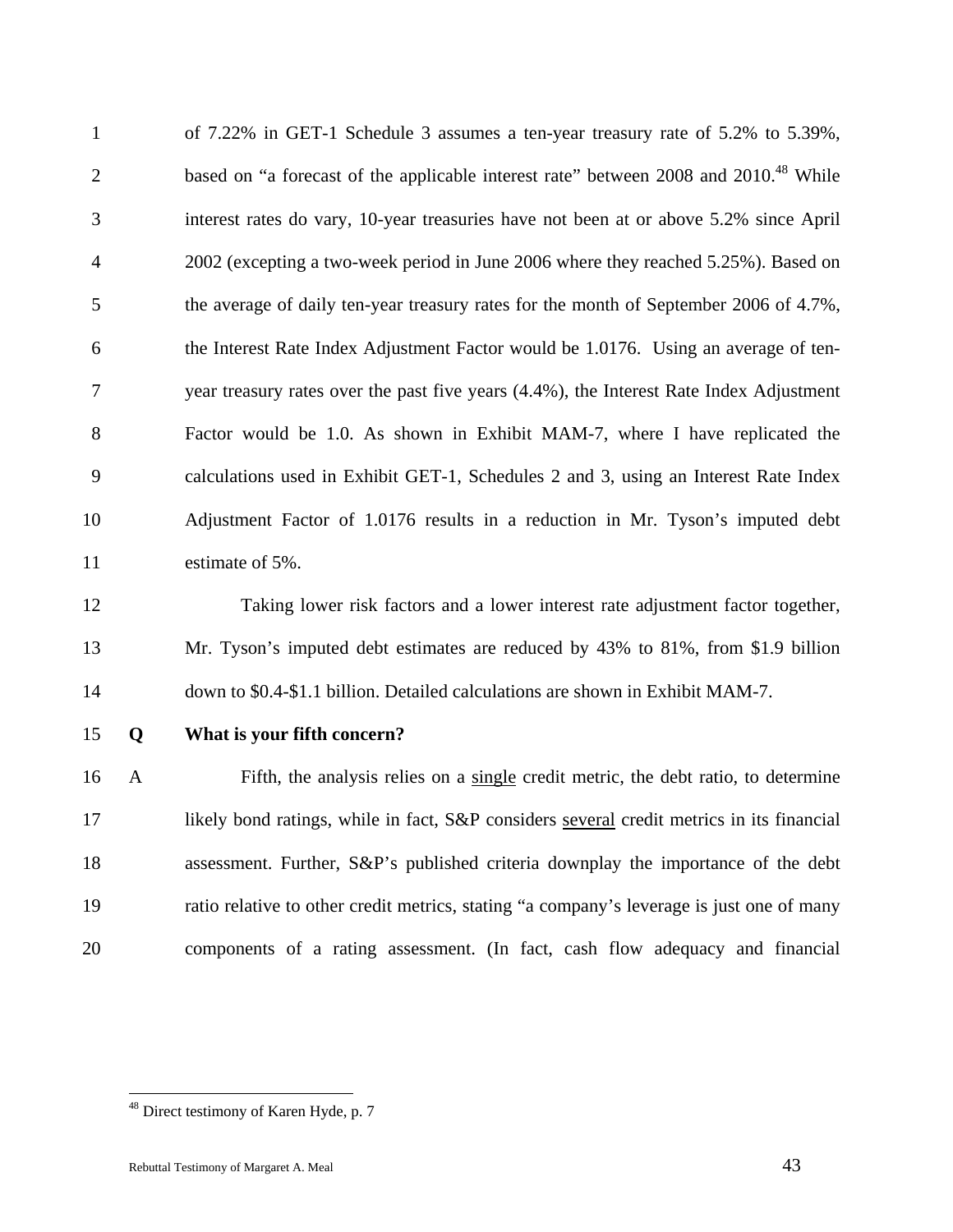of 7.22% in GET-1 Schedule 3 assumes a ten-year treasury rate of 5.2% to 5.39%, based on "a forecast of the applicable interest rate" between 2008 and 2010.[48] While interest rates do vary, 10-year treasuries have not been at or above 5.2% since April 2002 (excepting a two-week period in June 2006 where they reached 5.25%). Based on the average of daily ten-year treasury rates for the month of September 2006 of 4.7%, the Interest Rate Index Adjustment Factor would be 1.0176. Using an average of ten-year treasury rates over the past five years (4.4%), the Interest Rate Index Adjustment Factor would be 1.0. As shown in Exhibit MAM-7, where I have replicated the calculations used in Exhibit GET-1, Schedules 2 and 3, using an Interest Rate Index Adjustment Factor of 1.0176 results in a reduction in Mr. Tyson's imputed debt estimate of 5%.

Taking lower risk factors and a lower interest rate adjustment factor together, Mr. Tyson's imputed debt estimates are reduced by 43% to 81%, from $1.9 billion down to $0.4-$1.1 billion. Detailed calculations are shown in Exhibit MAM-7.

**Q What is your fifth concern?**

A Fifth, the analysis relies on a <u>single</u> credit metric, the debt ratio, to determine likely bond ratings, while in fact, S&P considers <u>several</u> credit metrics in its financial assessment. Further, S&P's published criteria downplay the importance of the debt ratio relative to other credit metrics, stating "a company's leverage is just one of many components of a rating assessment. (In fact, cash flow adequacy and financial

---

[48] Direct testimony of Karen Hyde, p. 7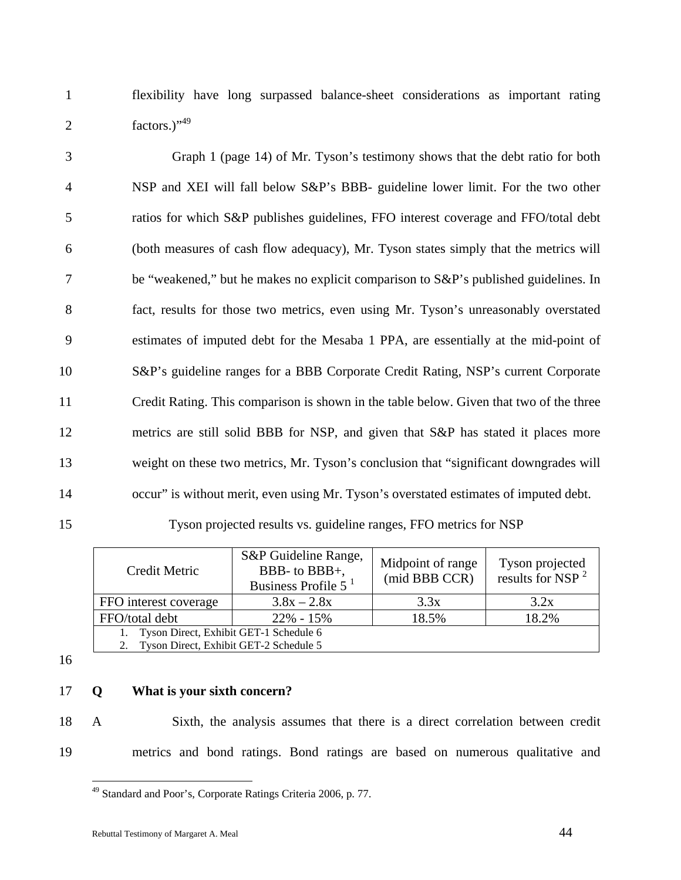flexibility have long surpassed balance-sheet considerations as important rating factors.)"[49]

Graph 1 (page 14) of Mr. Tyson's testimony shows that the debt ratio for both NSP and XEI will fall below S&P's BBB- guideline lower limit. For the two other ratios for which S&P publishes guidelines, FFO interest coverage and FFO/total debt (both measures of cash flow adequacy), Mr. Tyson states simply that the metrics will be "weakened," but he makes no explicit comparison to S&P's published guidelines. In fact, results for those two metrics, even using Mr. Tyson's unreasonably overstated estimates of imputed debt for the Mesaba 1 PPA, are essentially at the mid-point of S&P's guideline ranges for a BBB Corporate Credit Rating, NSP's current Corporate Credit Rating. This comparison is shown in the table below. Given that two of the three metrics are still solid BBB for NSP, and given that S&P has stated it places more weight on these two metrics, Mr. Tyson's conclusion that "significant downgrades will occur" is without merit, even using Mr. Tyson's overstated estimates of imputed debt.

Tyson projected results vs. guideline ranges, FFO metrics for NSP

| Credit Metric | S&P Guideline Range, BBB- to BBB+, Business Profile 5 [1] | Midpoint of range (mid BBB CCR) | Tyson projected results for NSP [2] |
|---|---|---|---|
| FFO interest coverage | 3.8x – 2.8x | 3.3x | 3.2x |
| FFO/total debt | 22% - 15% | 18.5% | 18.2% |

1. Tyson Direct, Exhibit GET-1 Schedule 6
2. Tyson Direct, Exhibit GET-2 Schedule 5

**Q What is your sixth concern?**

A Sixth, the analysis assumes that there is a direct correlation between credit metrics and bond ratings. Bond ratings are based on numerous qualitative and

[49] Standard and Poor's, Corporate Ratings Criteria 2006, p. 77.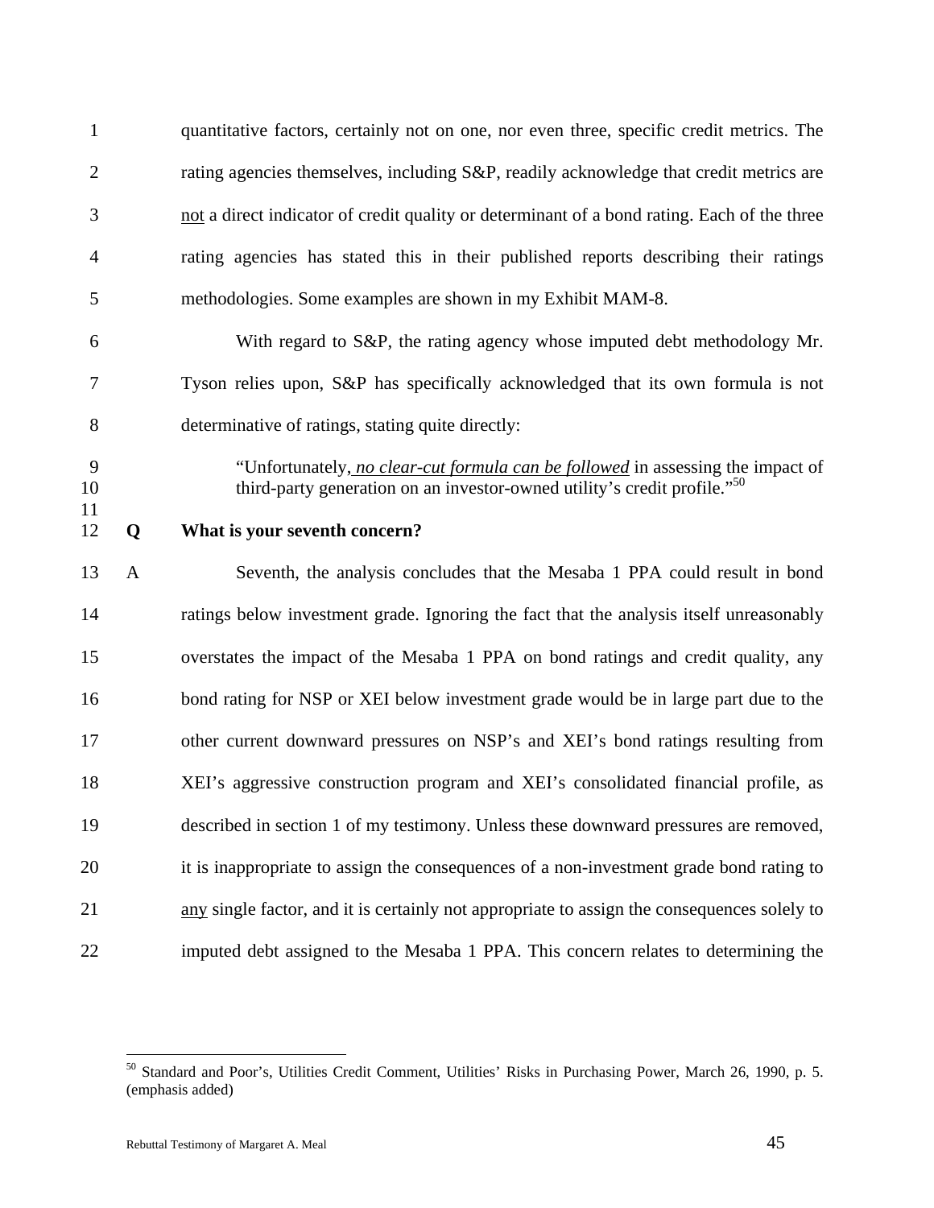quantitative factors, certainly not on one, nor even three, specific credit metrics. The rating agencies themselves, including S&P, readily acknowledge that credit metrics are not a direct indicator of credit quality or determinant of a bond rating. Each of the three rating agencies has stated this in their published reports describing their ratings methodologies. Some examples are shown in my Exhibit MAM-8.

With regard to S&P, the rating agency whose imputed debt methodology Mr. Tyson relies upon, S&P has specifically acknowledged that its own formula is not determinative of ratings, stating quite directly:

> "Unfortunately, ***no clear-cut formula can be followed*** in assessing the impact of third-party generation on an investor-owned utility's credit profile."[50]

**Q What is your seventh concern?**

A Seventh, the analysis concludes that the Mesaba 1 PPA could result in bond ratings below investment grade. Ignoring the fact that the analysis itself unreasonably overstates the impact of the Mesaba 1 PPA on bond ratings and credit quality, any bond rating for NSP or XEI below investment grade would be in large part due to the other current downward pressures on NSP's and XEI's bond ratings resulting from XEI's aggressive construction program and XEI's consolidated financial profile, as described in section 1 of my testimony. Unless these downward pressures are removed, it is inappropriate to assign the consequences of a non-investment grade bond rating to any single factor, and it is certainly not appropriate to assign the consequences solely to imputed debt assigned to the Mesaba 1 PPA. This concern relates to determining the

---

[50] Standard and Poor's, Utilities Credit Comment, Utilities' Risks in Purchasing Power, March 26, 1990, p. 5. (emphasis added)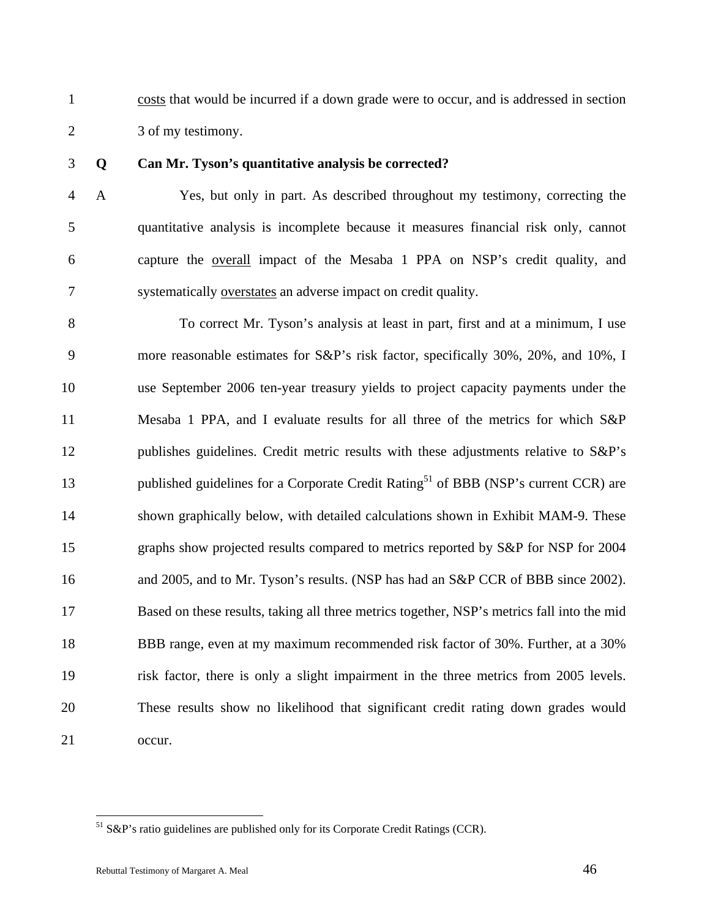costs that would be incurred if a down grade were to occur, and is addressed in section 3 of my testimony.

**Q Can Mr. Tyson's quantitative analysis be corrected?**

A Yes, but only in part. As described throughout my testimony, correcting the quantitative analysis is incomplete because it measures financial risk only, cannot capture the overall impact of the Mesaba 1 PPA on NSP's credit quality, and systematically overstates an adverse impact on credit quality.

To correct Mr. Tyson's analysis at least in part, first and at a minimum, I use more reasonable estimates for S&P's risk factor, specifically 30%, 20%, and 10%, I use September 2006 ten-year treasury yields to project capacity payments under the Mesaba 1 PPA, and I evaluate results for all three of the metrics for which S&P publishes guidelines. Credit metric results with these adjustments relative to S&P's published guidelines for a Corporate Credit Rating[51] of BBB (NSP's current CCR) are shown graphically below, with detailed calculations shown in Exhibit MAM-9. These graphs show projected results compared to metrics reported by S&P for NSP for 2004 and 2005, and to Mr. Tyson's results. (NSP has had an S&P CCR of BBB since 2002). Based on these results, taking all three metrics together, NSP's metrics fall into the mid BBB range, even at my maximum recommended risk factor of 30%. Further, at a 30% risk factor, there is only a slight impairment in the three metrics from 2005 levels. These results show no likelihood that significant credit rating down grades would occur.

[51] S&P's ratio guidelines are published only for its Corporate Credit Ratings (CCR).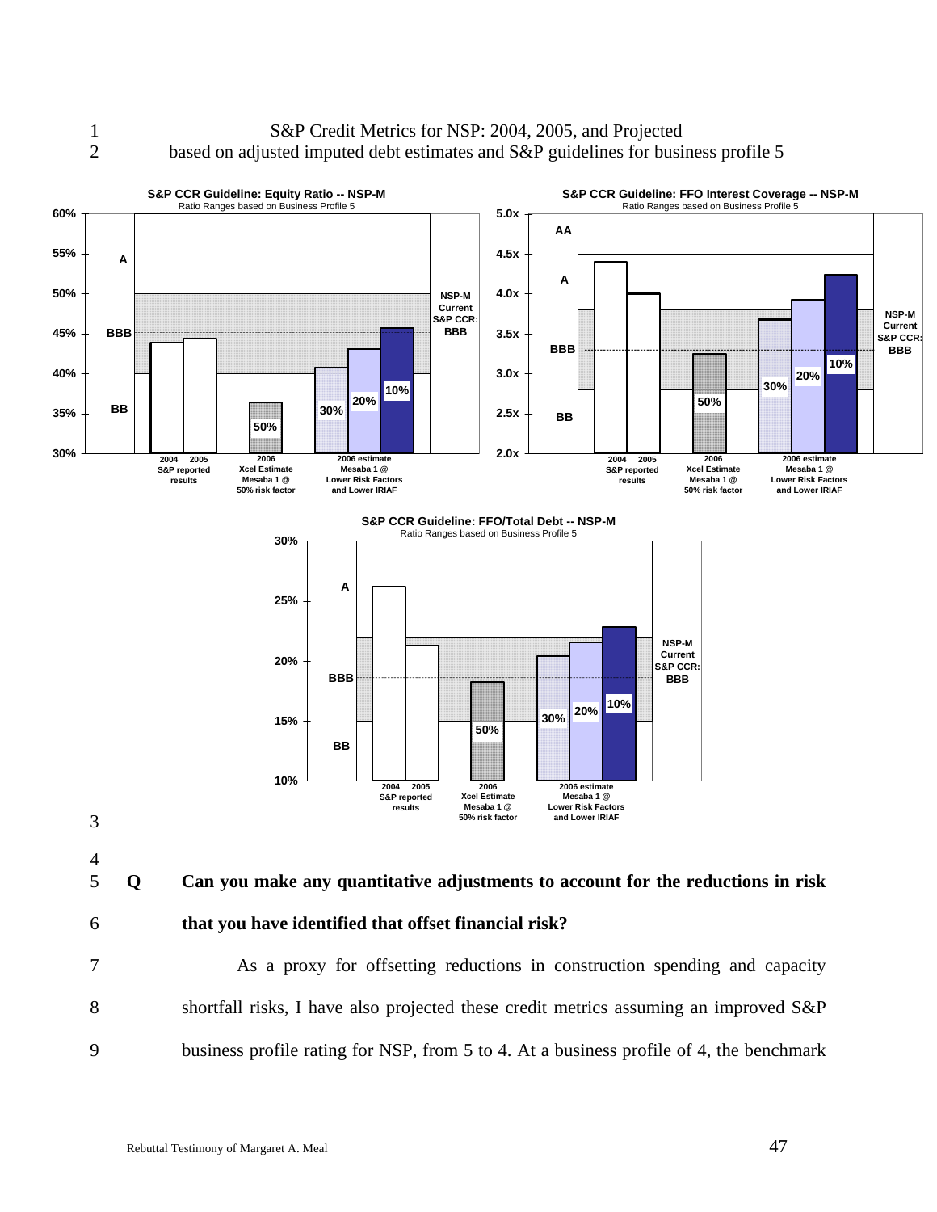S&P Credit Metrics for NSP: 2004, 2005, and Projected based on adjusted imputed debt estimates and S&P guidelines for business profile 5

**S&P CCR Guideline: Equity Ratio -- NSP-M**
Ratio Ranges based on Business Profile 5

**S&P CCR Guideline: FFO Interest Coverage -- NSP-M**
Ratio Ranges based on Business Profile 5

**S&P CCR Guideline: FFO/Total Debt -- NSP-M**
Ratio Ranges based on Business Profile 5

**Q Can you make any quantitative adjustments to account for the reductions in risk that you have identified that offset financial risk?**

As a proxy for offsetting reductions in construction spending and capacity shortfall risks, I have also projected these credit metrics assuming an improved S&P business profile rating for NSP, from 5 to 4. At a business profile of 4, the benchmark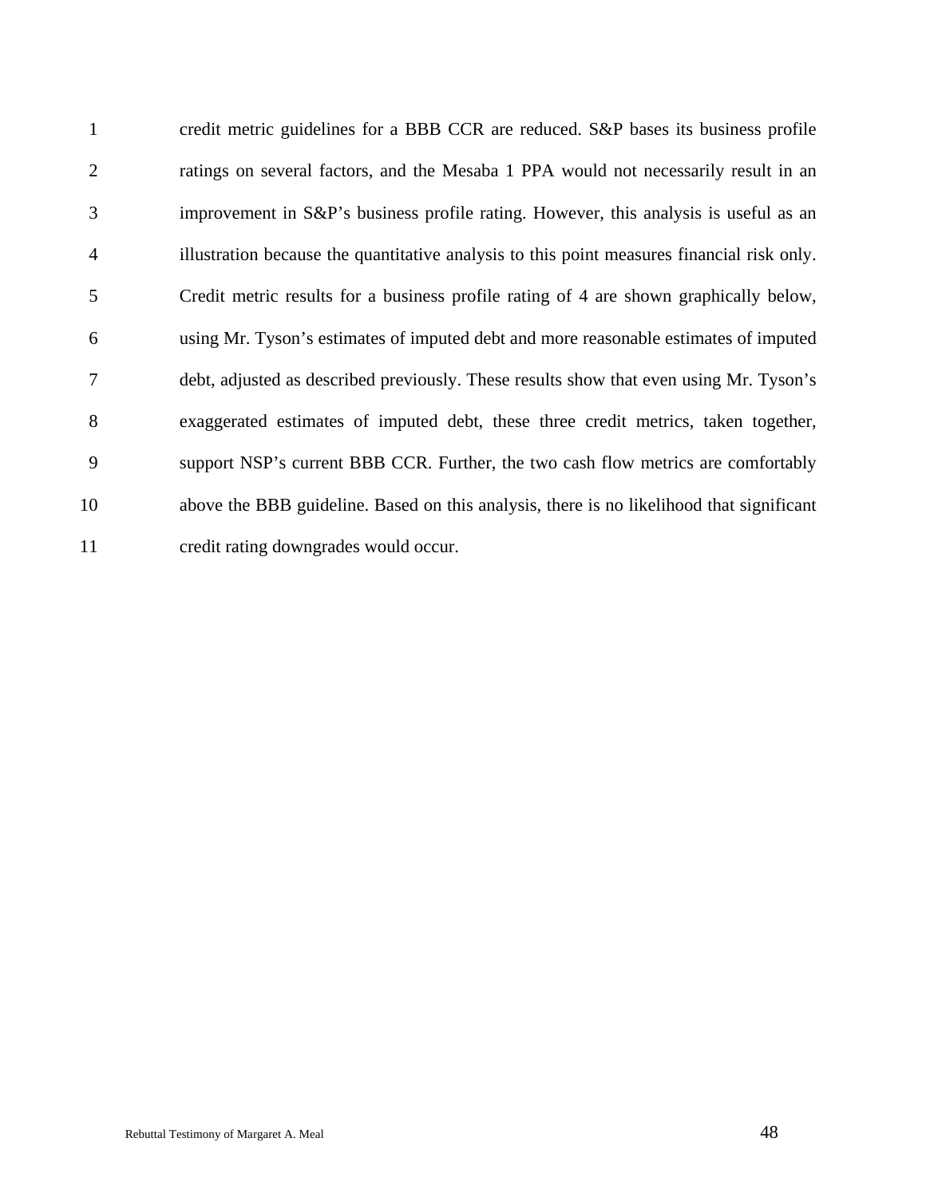credit metric guidelines for a BBB CCR are reduced. S&P bases its business profile ratings on several factors, and the Mesaba 1 PPA would not necessarily result in an improvement in S&P's business profile rating. However, this analysis is useful as an illustration because the quantitative analysis to this point measures financial risk only. Credit metric results for a business profile rating of 4 are shown graphically below, using Mr. Tyson's estimates of imputed debt and more reasonable estimates of imputed debt, adjusted as described previously. These results show that even using Mr. Tyson's exaggerated estimates of imputed debt, these three credit metrics, taken together, support NSP's current BBB CCR. Further, the two cash flow metrics are comfortably above the BBB guideline. Based on this analysis, there is no likelihood that significant credit rating downgrades would occur.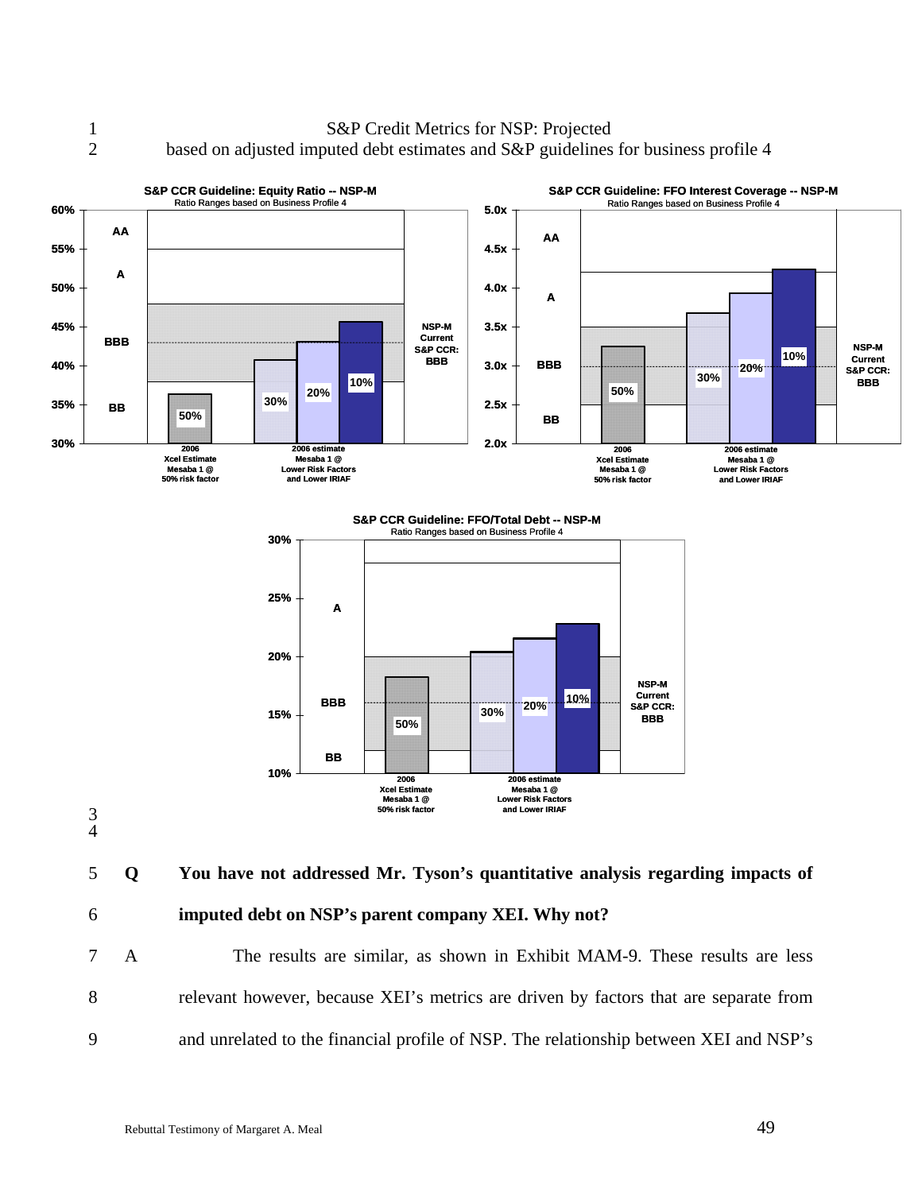S&P Credit Metrics for NSP: Projected
based on adjusted imputed debt estimates and S&P guidelines for business profile 4

**S&P CCR Guideline: Equity Ratio -- NSP-M**
Ratio Ranges based on Business Profile 4

**S&P CCR Guideline: FFO Interest Coverage -- NSP-M**
Ratio Ranges based on Business Profile 4

**S&P CCR Guideline: FFO/Total Debt -- NSP-M**
Ratio Ranges based on Business Profile 4

**Q You have not addressed Mr. Tyson's quantitative analysis regarding impacts of imputed debt on NSP's parent company XEI. Why not?**

A The results are similar, as shown in Exhibit MAM-9. These results are less relevant however, because XEI's metrics are driven by factors that are separate from and unrelated to the financial profile of NSP. The relationship between XEI and NSP's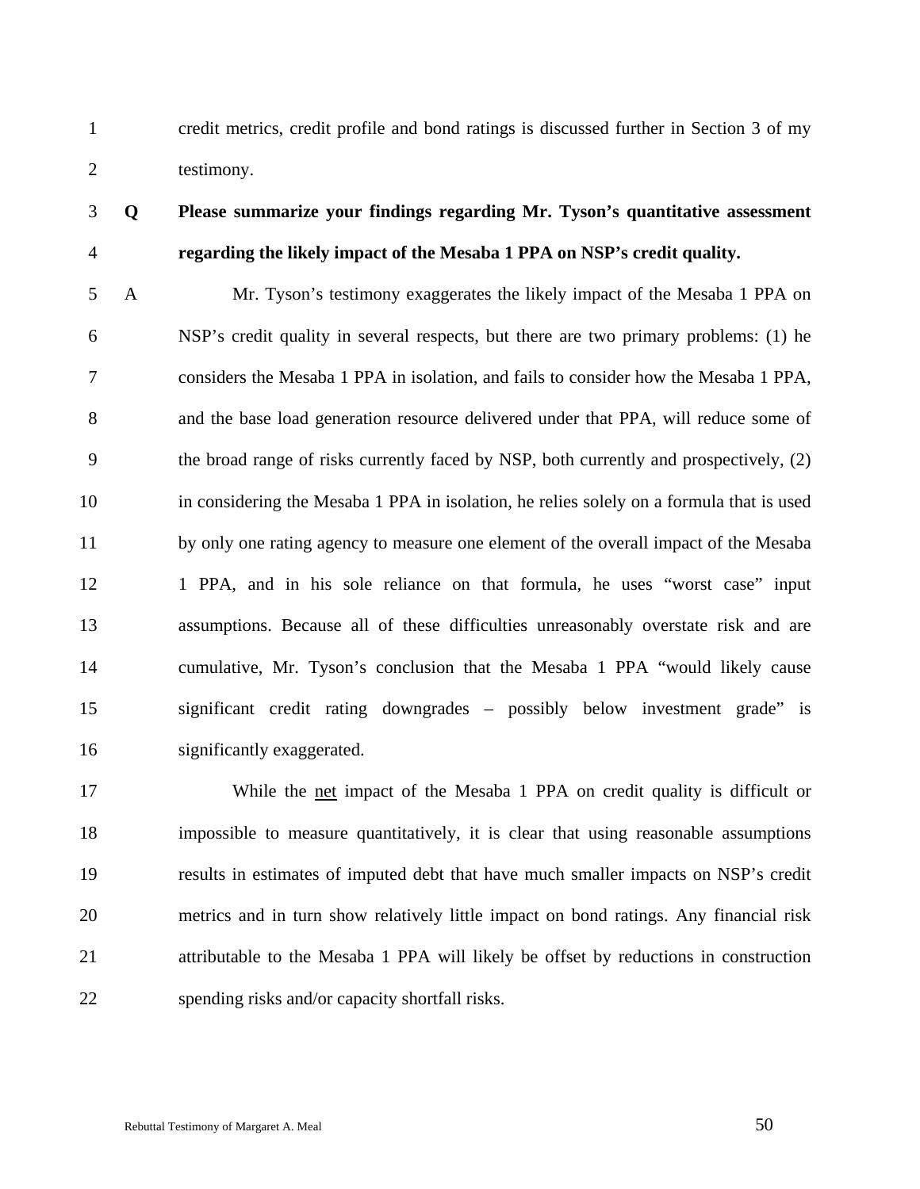credit metrics, credit profile and bond ratings is discussed further in Section 3 of my testimony.

**Q Please summarize your findings regarding Mr. Tyson's quantitative assessment regarding the likely impact of the Mesaba 1 PPA on NSP's credit quality.**

A Mr. Tyson's testimony exaggerates the likely impact of the Mesaba 1 PPA on NSP's credit quality in several respects, but there are two primary problems: (1) he considers the Mesaba 1 PPA in isolation, and fails to consider how the Mesaba 1 PPA, and the base load generation resource delivered under that PPA, will reduce some of the broad range of risks currently faced by NSP, both currently and prospectively, (2) in considering the Mesaba 1 PPA in isolation, he relies solely on a formula that is used by only one rating agency to measure one element of the overall impact of the Mesaba 1 PPA, and in his sole reliance on that formula, he uses "worst case" input assumptions. Because all of these difficulties unreasonably overstate risk and are cumulative, Mr. Tyson's conclusion that the Mesaba 1 PPA "would likely cause significant credit rating downgrades – possibly below investment grade" is significantly exaggerated.

While the <u>net</u> impact of the Mesaba 1 PPA on credit quality is difficult or impossible to measure quantitatively, it is clear that using reasonable assumptions results in estimates of imputed debt that have much smaller impacts on NSP's credit metrics and in turn show relatively little impact on bond ratings. Any financial risk attributable to the Mesaba 1 PPA will likely be offset by reductions in construction spending risks and/or capacity shortfall risks.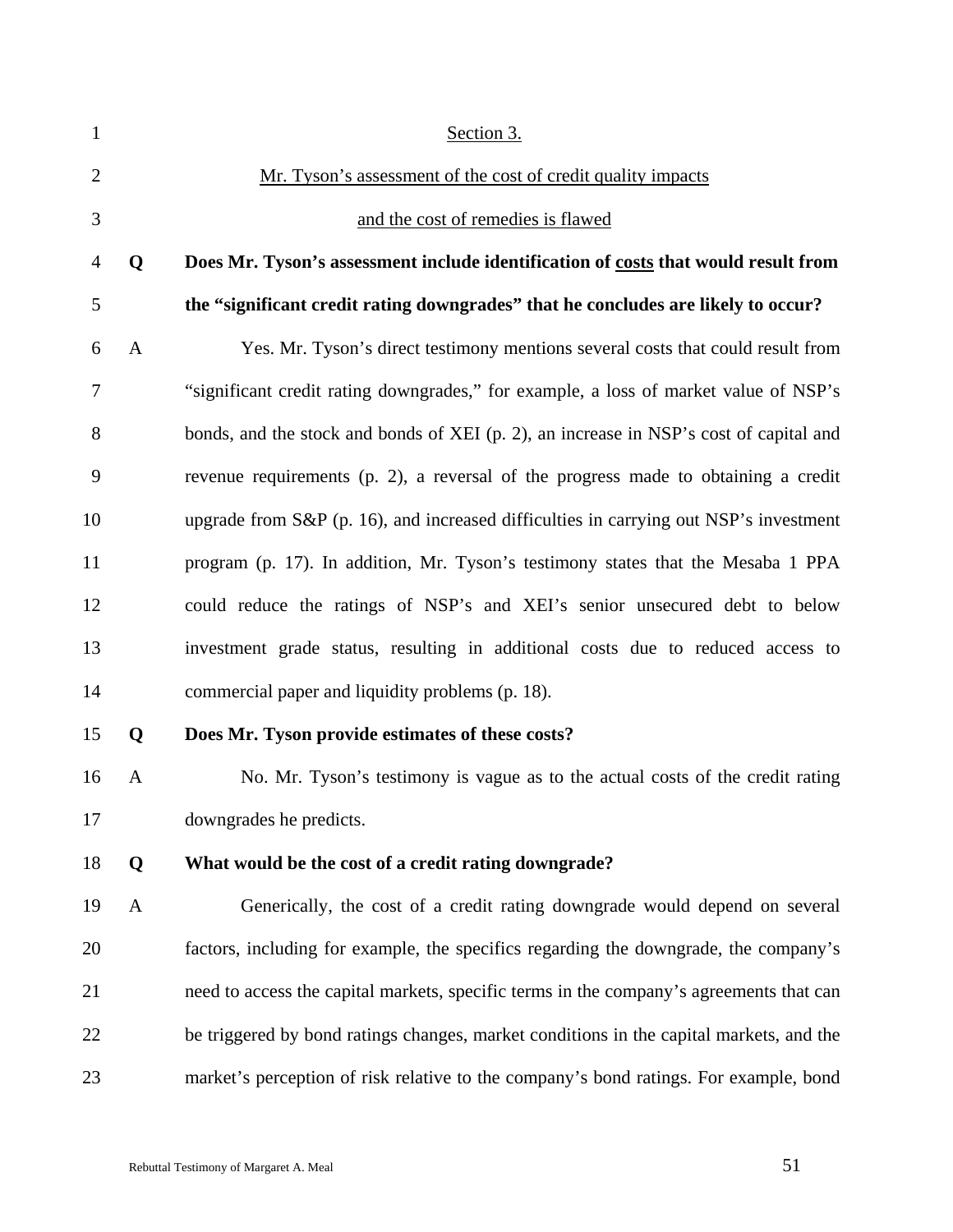## Section 3.

## Mr. Tyson's assessment of the cost of credit quality impacts and the cost of remedies is flawed

**Q Does Mr. Tyson's assessment include identification of <u>costs</u> that would result from the "significant credit rating downgrades" that he concludes are likely to occur?**

A Yes. Mr. Tyson's direct testimony mentions several costs that could result from "significant credit rating downgrades," for example, a loss of market value of NSP's bonds, and the stock and bonds of XEI (p. 2), an increase in NSP's cost of capital and revenue requirements (p. 2), a reversal of the progress made to obtaining a credit upgrade from S&P (p. 16), and increased difficulties in carrying out NSP's investment program (p. 17). In addition, Mr. Tyson's testimony states that the Mesaba 1 PPA could reduce the ratings of NSP's and XEI's senior unsecured debt to below investment grade status, resulting in additional costs due to reduced access to commercial paper and liquidity problems (p. 18).

**Q Does Mr. Tyson provide estimates of these costs?**

A No. Mr. Tyson's testimony is vague as to the actual costs of the credit rating downgrades he predicts.

**Q What would be the cost of a credit rating downgrade?**

A Generically, the cost of a credit rating downgrade would depend on several factors, including for example, the specifics regarding the downgrade, the company's need to access the capital markets, specific terms in the company's agreements that can be triggered by bond ratings changes, market conditions in the capital markets, and the market's perception of risk relative to the company's bond ratings. For example, bond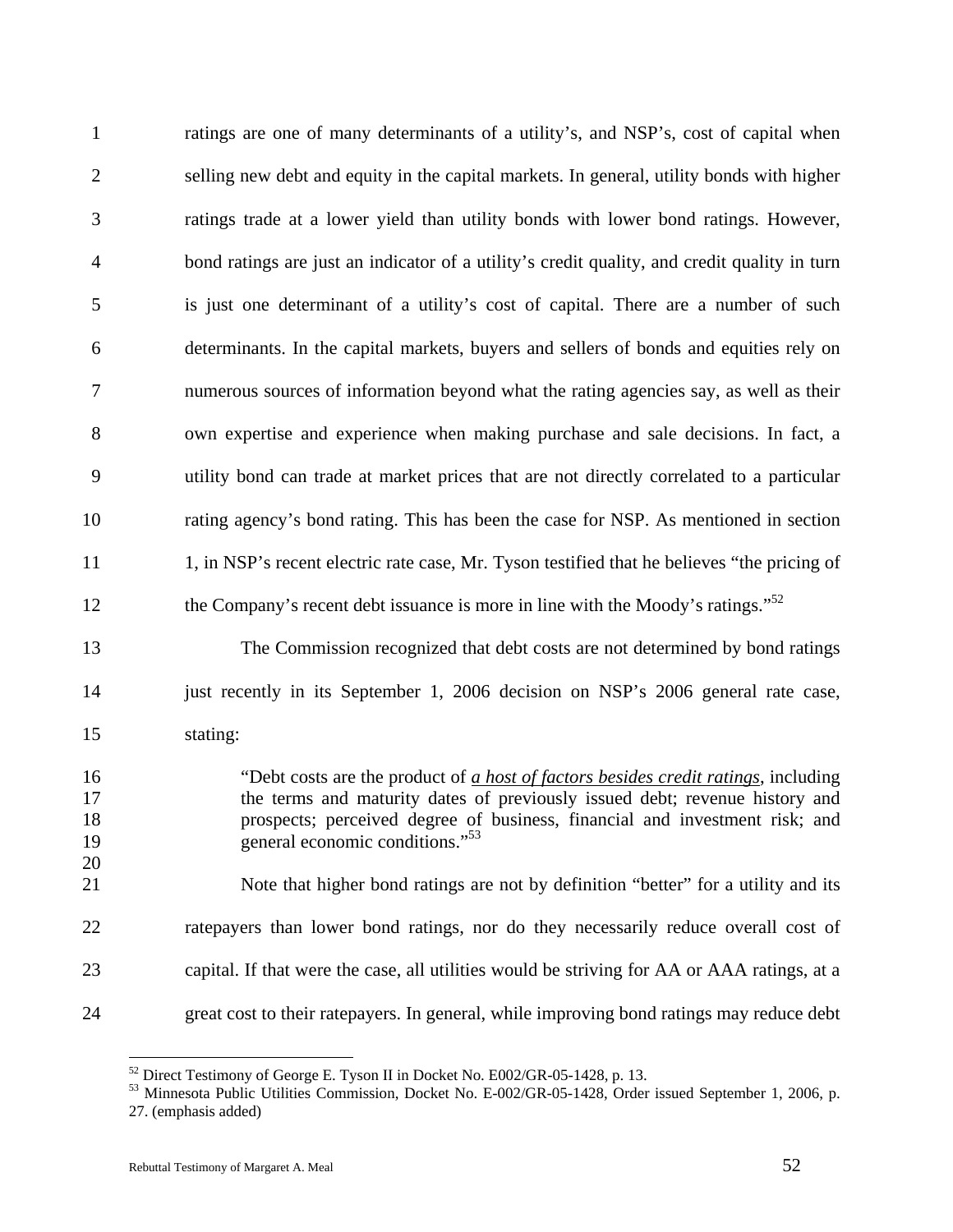ratings are one of many determinants of a utility's, and NSP's, cost of capital when selling new debt and equity in the capital markets. In general, utility bonds with higher ratings trade at a lower yield than utility bonds with lower bond ratings. However, bond ratings are just an indicator of a utility's credit quality, and credit quality in turn is just one determinant of a utility's cost of capital. There are a number of such determinants. In the capital markets, buyers and sellers of bonds and equities rely on numerous sources of information beyond what the rating agencies say, as well as their own expertise and experience when making purchase and sale decisions. In fact, a utility bond can trade at market prices that are not directly correlated to a particular rating agency's bond rating. This has been the case for NSP. As mentioned in section 1, in NSP's recent electric rate case, Mr. Tyson testified that he believes "the pricing of the Company's recent debt issuance is more in line with the Moody's ratings."[52]

The Commission recognized that debt costs are not determined by bond ratings just recently in its September 1, 2006 decision on NSP's 2006 general rate case, stating:

> "Debt costs are the product of *a host of factors besides credit ratings*, including the terms and maturity dates of previously issued debt; revenue history and prospects; perceived degree of business, financial and investment risk; and general economic conditions."[53]

Note that higher bond ratings are not by definition "better" for a utility and its ratepayers than lower bond ratings, nor do they necessarily reduce overall cost of capital. If that were the case, all utilities would be striving for AA or AAA ratings, at a great cost to their ratepayers. In general, while improving bond ratings may reduce debt

---

[52] Direct Testimony of George E. Tyson II in Docket No. E002/GR-05-1428, p. 13.

[53] Minnesota Public Utilities Commission, Docket No. E-002/GR-05-1428, Order issued September 1, 2006, p. 27. (emphasis added)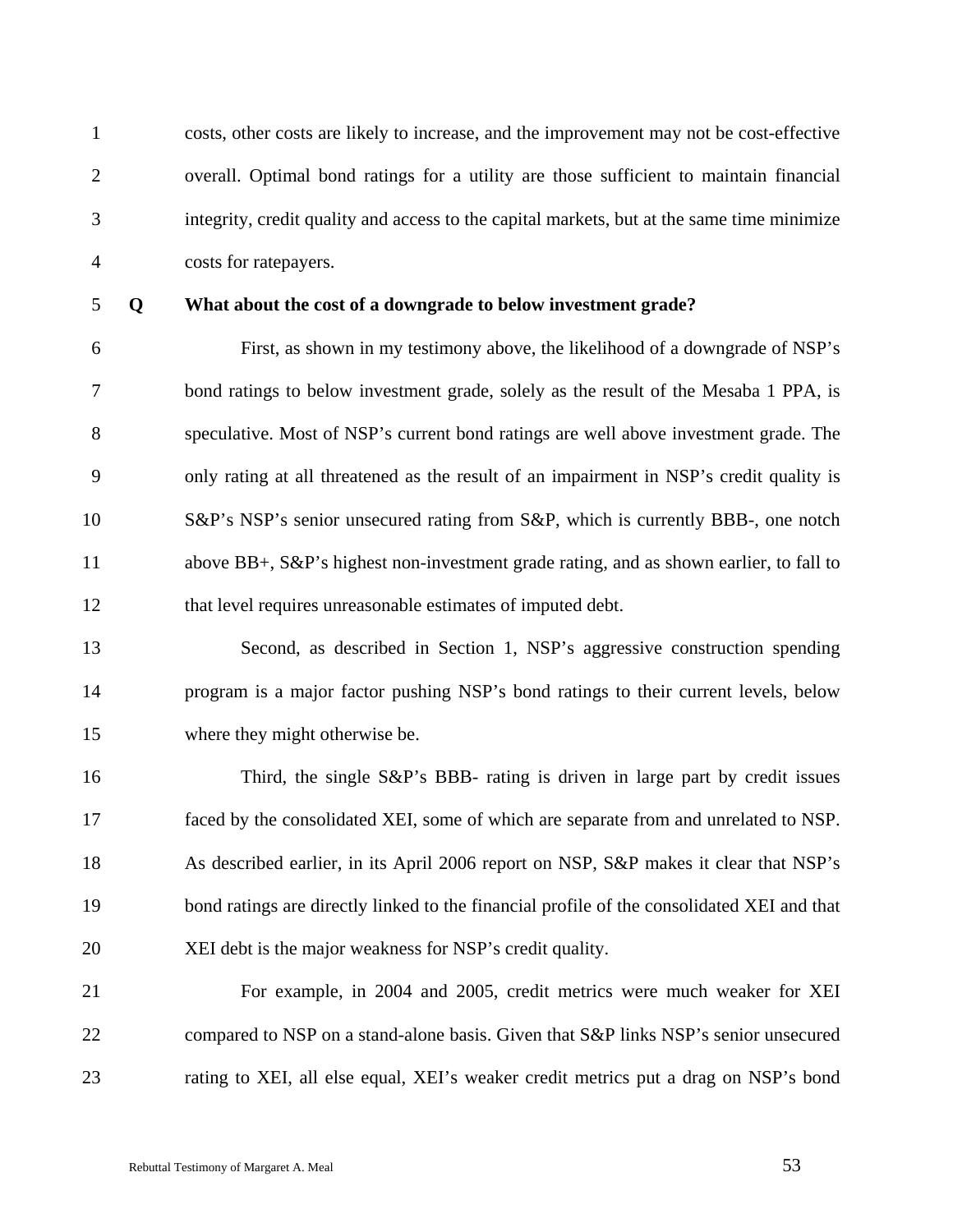costs, other costs are likely to increase, and the improvement may not be cost-effective overall. Optimal bond ratings for a utility are those sufficient to maintain financial integrity, credit quality and access to the capital markets, but at the same time minimize costs for ratepayers.

**Q What about the cost of a downgrade to below investment grade?**

First, as shown in my testimony above, the likelihood of a downgrade of NSP's bond ratings to below investment grade, solely as the result of the Mesaba 1 PPA, is speculative. Most of NSP's current bond ratings are well above investment grade. The only rating at all threatened as the result of an impairment in NSP's credit quality is S&P's NSP's senior unsecured rating from S&P, which is currently BBB-, one notch above BB+, S&P's highest non-investment grade rating, and as shown earlier, to fall to that level requires unreasonable estimates of imputed debt.

Second, as described in Section 1, NSP's aggressive construction spending program is a major factor pushing NSP's bond ratings to their current levels, below where they might otherwise be.

Third, the single S&P's BBB- rating is driven in large part by credit issues faced by the consolidated XEI, some of which are separate from and unrelated to NSP. As described earlier, in its April 2006 report on NSP, S&P makes it clear that NSP's bond ratings are directly linked to the financial profile of the consolidated XEI and that XEI debt is the major weakness for NSP's credit quality.

For example, in 2004 and 2005, credit metrics were much weaker for XEI compared to NSP on a stand-alone basis. Given that S&P links NSP's senior unsecured rating to XEI, all else equal, XEI's weaker credit metrics put a drag on NSP's bond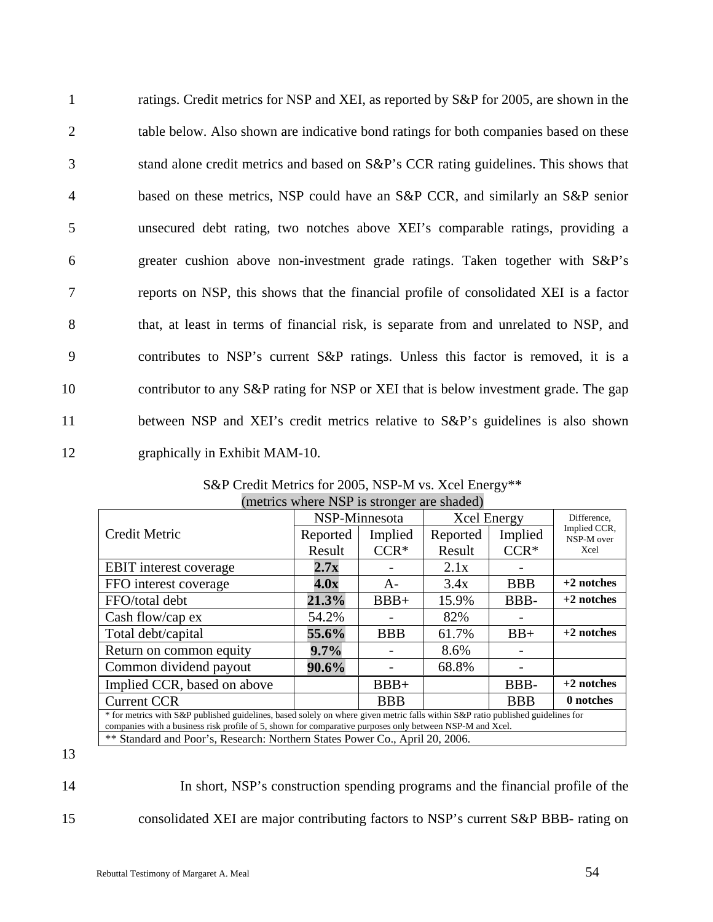ratings. Credit metrics for NSP and XEI, as reported by S&P for 2005, are shown in the table below. Also shown are indicative bond ratings for both companies based on these stand alone credit metrics and based on S&P's CCR rating guidelines. This shows that based on these metrics, NSP could have an S&P CCR, and similarly an S&P senior unsecured debt rating, two notches above XEI's comparable ratings, providing a greater cushion above non-investment grade ratings. Taken together with S&P's reports on NSP, this shows that the financial profile of consolidated XEI is a factor that, at least in terms of financial risk, is separate from and unrelated to NSP, and contributes to NSP's current S&P ratings. Unless this factor is removed, it is a contributor to any S&P rating for NSP or XEI that is below investment grade. The gap between NSP and XEI's credit metrics relative to S&P's guidelines is also shown graphically in Exhibit MAM-10.

S&P Credit Metrics for 2005, NSP-M vs. Xcel Energy**
(metrics where NSP is stronger are shaded)

| Credit Metric | NSP-Minnesota | | Xcel Energy | | Difference, Implied CCR, NSP-M over Xcel |
|---|---|---|---|---|---|
| | Reported Result | Implied CCR* | Reported Result | Implied CCR* | |
| EBIT interest coverage | **2.7x** | - | 2.1x | - | |
| FFO interest coverage | **4.0x** | A- | 3.4x | BBB | **+2 notches** |
| FFO/total debt | **21.3%** | BBB+ | 15.9% | BBB- | **+2 notches** |
| Cash flow/cap ex | 54.2% | - | 82% | - | |
| Total debt/capital | **55.6%** | BBB | 61.7% | BB+ | **+2 notches** |
| Return on common equity | **9.7%** | - | 8.6% | - | |
| Common dividend payout | **90.6%** | - | 68.8% | - | |
| Implied CCR, based on above | | BBB+ | | BBB- | **+2 notches** |
| Current CCR | | BBB | | BBB | **0 notches** |

\* for metrics with S&P published guidelines, based solely on where given metric falls within S&P ratio published guidelines for companies with a business risk profile of 5, shown for comparative purposes only between NSP-M and Xcel.

** Standard and Poor's, Research: Northern States Power Co., April 20, 2006.

In short, NSP's construction spending programs and the financial profile of the consolidated XEI are major contributing factors to NSP's current S&P BBB- rating on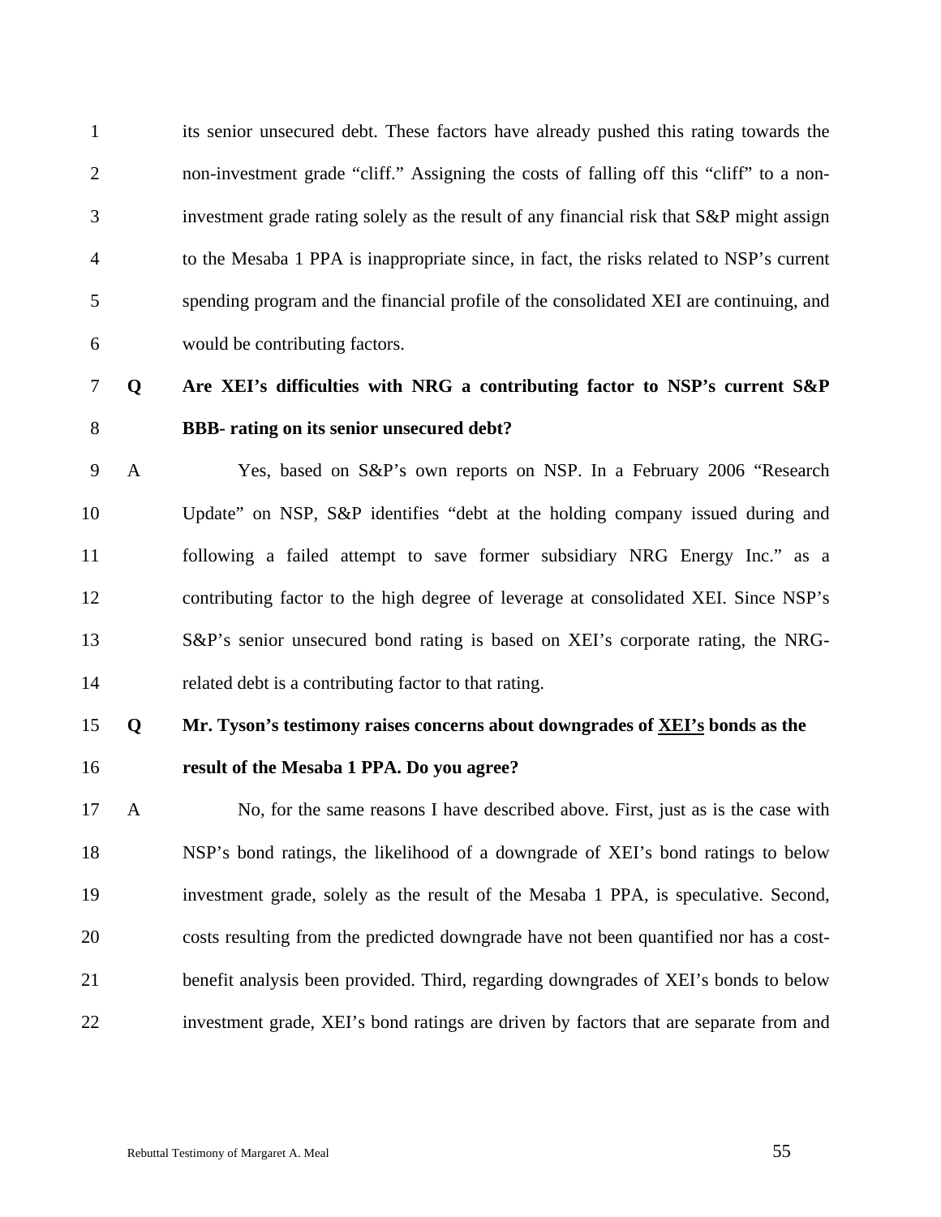its senior unsecured debt. These factors have already pushed this rating towards the non-investment grade "cliff." Assigning the costs of falling off this "cliff" to a non-investment grade rating solely as the result of any financial risk that S&P might assign to the Mesaba 1 PPA is inappropriate since, in fact, the risks related to NSP's current spending program and the financial profile of the consolidated XEI are continuing, and would be contributing factors.

**Q Are XEI's difficulties with NRG a contributing factor to NSP's current S&P BBB- rating on its senior unsecured debt?**

A Yes, based on S&P's own reports on NSP. In a February 2006 "Research Update" on NSP, S&P identifies "debt at the holding company issued during and following a failed attempt to save former subsidiary NRG Energy Inc." as a contributing factor to the high degree of leverage at consolidated XEI. Since NSP's S&P's senior unsecured bond rating is based on XEI's corporate rating, the NRG-related debt is a contributing factor to that rating.

**Q Mr. Tyson's testimony raises concerns about downgrades of <u>XEI's</u> bonds as the result of the Mesaba 1 PPA. Do you agree?**

A No, for the same reasons I have described above. First, just as is the case with NSP's bond ratings, the likelihood of a downgrade of XEI's bond ratings to below investment grade, solely as the result of the Mesaba 1 PPA, is speculative. Second, costs resulting from the predicted downgrade have not been quantified nor has a cost-benefit analysis been provided. Third, regarding downgrades of XEI's bonds to below investment grade, XEI's bond ratings are driven by factors that are separate from and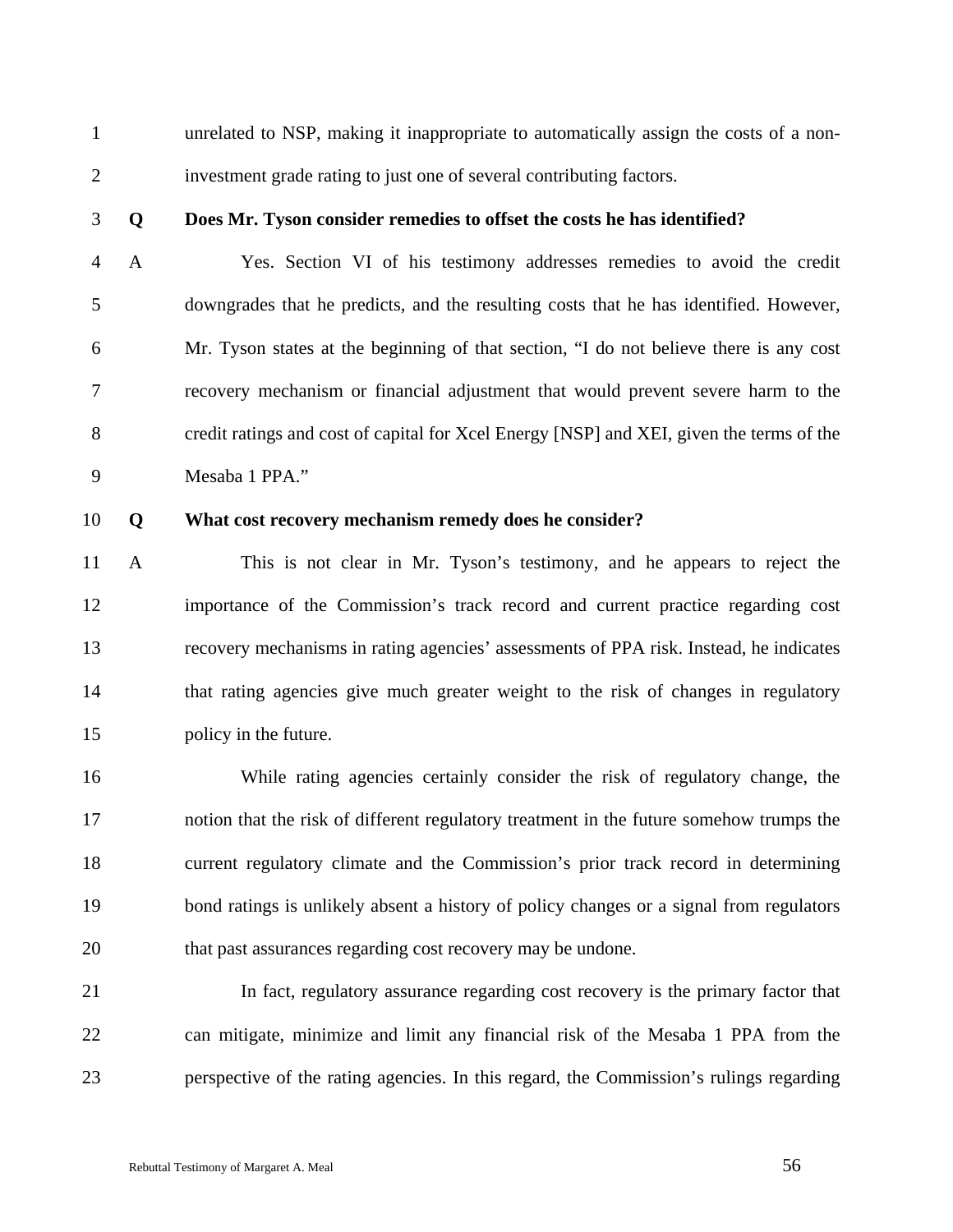unrelated to NSP, making it inappropriate to automatically assign the costs of a non-investment grade rating to just one of several contributing factors.

**Q Does Mr. Tyson consider remedies to offset the costs he has identified?**

A Yes. Section VI of his testimony addresses remedies to avoid the credit downgrades that he predicts, and the resulting costs that he has identified. However, Mr. Tyson states at the beginning of that section, "I do not believe there is any cost recovery mechanism or financial adjustment that would prevent severe harm to the credit ratings and cost of capital for Xcel Energy [NSP] and XEI, given the terms of the Mesaba 1 PPA."

**Q What cost recovery mechanism remedy does he consider?**

A This is not clear in Mr. Tyson's testimony, and he appears to reject the importance of the Commission's track record and current practice regarding cost recovery mechanisms in rating agencies' assessments of PPA risk. Instead, he indicates that rating agencies give much greater weight to the risk of changes in regulatory policy in the future.

While rating agencies certainly consider the risk of regulatory change, the notion that the risk of different regulatory treatment in the future somehow trumps the current regulatory climate and the Commission's prior track record in determining bond ratings is unlikely absent a history of policy changes or a signal from regulators that past assurances regarding cost recovery may be undone.

In fact, regulatory assurance regarding cost recovery is the primary factor that can mitigate, minimize and limit any financial risk of the Mesaba 1 PPA from the perspective of the rating agencies. In this regard, the Commission's rulings regarding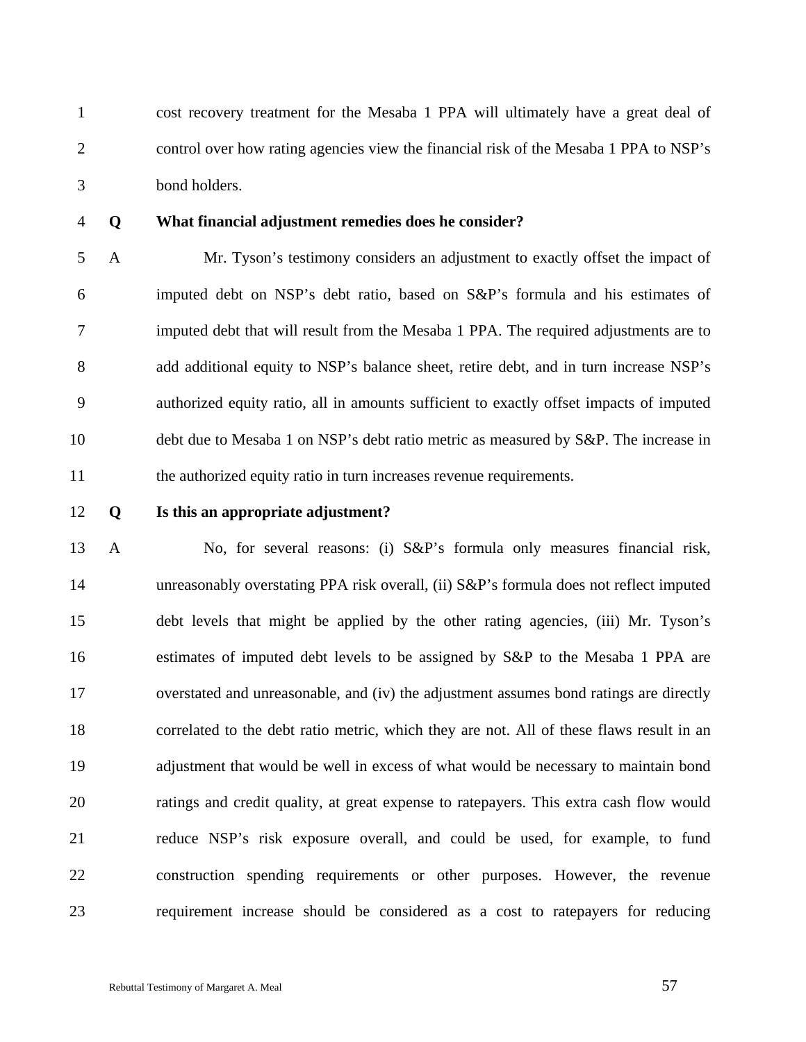cost recovery treatment for the Mesaba 1 PPA will ultimately have a great deal of control over how rating agencies view the financial risk of the Mesaba 1 PPA to NSP's bond holders.

**Q What financial adjustment remedies does he consider?**

A Mr. Tyson's testimony considers an adjustment to exactly offset the impact of imputed debt on NSP's debt ratio, based on S&P's formula and his estimates of imputed debt that will result from the Mesaba 1 PPA. The required adjustments are to add additional equity to NSP's balance sheet, retire debt, and in turn increase NSP's authorized equity ratio, all in amounts sufficient to exactly offset impacts of imputed debt due to Mesaba 1 on NSP's debt ratio metric as measured by S&P. The increase in the authorized equity ratio in turn increases revenue requirements.

**Q Is this an appropriate adjustment?**

A No, for several reasons: (i) S&P's formula only measures financial risk, unreasonably overstating PPA risk overall, (ii) S&P's formula does not reflect imputed debt levels that might be applied by the other rating agencies, (iii) Mr. Tyson's estimates of imputed debt levels to be assigned by S&P to the Mesaba 1 PPA are overstated and unreasonable, and (iv) the adjustment assumes bond ratings are directly correlated to the debt ratio metric, which they are not. All of these flaws result in an adjustment that would be well in excess of what would be necessary to maintain bond ratings and credit quality, at great expense to ratepayers. This extra cash flow would reduce NSP's risk exposure overall, and could be used, for example, to fund construction spending requirements or other purposes. However, the revenue requirement increase should be considered as a cost to ratepayers for reducing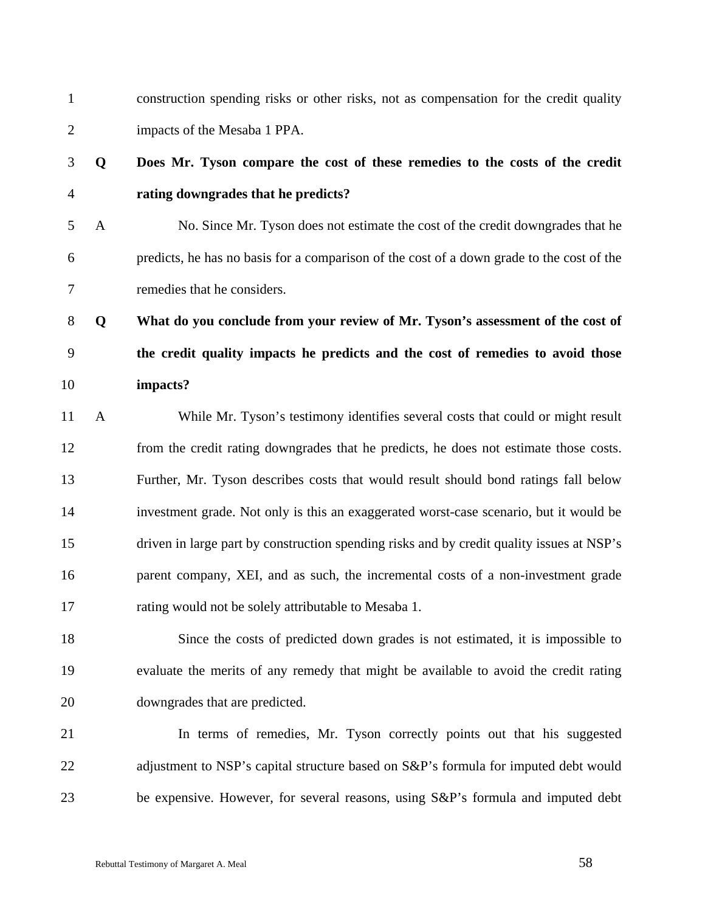construction spending risks or other risks, not as compensation for the credit quality impacts of the Mesaba 1 PPA.

**Q Does Mr. Tyson compare the cost of these remedies to the costs of the credit rating downgrades that he predicts?**

A No. Since Mr. Tyson does not estimate the cost of the credit downgrades that he predicts, he has no basis for a comparison of the cost of a down grade to the cost of the remedies that he considers.

**Q What do you conclude from your review of Mr. Tyson's assessment of the cost of the credit quality impacts he predicts and the cost of remedies to avoid those impacts?**

A While Mr. Tyson's testimony identifies several costs that could or might result from the credit rating downgrades that he predicts, he does not estimate those costs. Further, Mr. Tyson describes costs that would result should bond ratings fall below investment grade. Not only is this an exaggerated worst-case scenario, but it would be driven in large part by construction spending risks and by credit quality issues at NSP's parent company, XEI, and as such, the incremental costs of a non-investment grade rating would not be solely attributable to Mesaba 1.

Since the costs of predicted down grades is not estimated, it is impossible to evaluate the merits of any remedy that might be available to avoid the credit rating downgrades that are predicted.

In terms of remedies, Mr. Tyson correctly points out that his suggested adjustment to NSP's capital structure based on S&P's formula for imputed debt would be expensive. However, for several reasons, using S&P's formula and imputed debt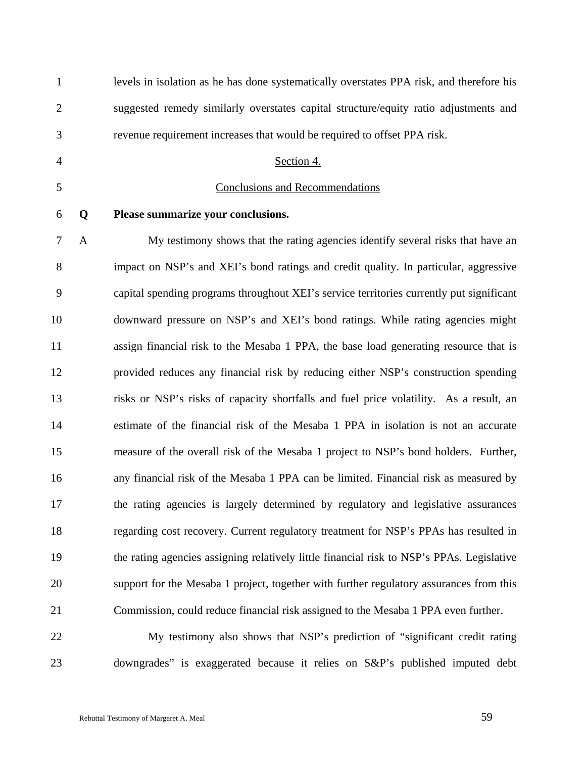levels in isolation as he has done systematically overstates PPA risk, and therefore his suggested remedy similarly overstates capital structure/equity ratio adjustments and revenue requirement increases that would be required to offset PPA risk.

## Section 4.

## Conclusions and Recommendations

**Q Please summarize your conclusions.**

A My testimony shows that the rating agencies identify several risks that have an impact on NSP's and XEI's bond ratings and credit quality. In particular, aggressive capital spending programs throughout XEI's service territories currently put significant downward pressure on NSP's and XEI's bond ratings. While rating agencies might assign financial risk to the Mesaba 1 PPA, the base load generating resource that is provided reduces any financial risk by reducing either NSP's construction spending risks or NSP's risks of capacity shortfalls and fuel price volatility. As a result, an estimate of the financial risk of the Mesaba 1 PPA in isolation is not an accurate measure of the overall risk of the Mesaba 1 project to NSP's bond holders. Further, any financial risk of the Mesaba 1 PPA can be limited. Financial risk as measured by the rating agencies is largely determined by regulatory and legislative assurances regarding cost recovery. Current regulatory treatment for NSP's PPAs has resulted in the rating agencies assigning relatively little financial risk to NSP's PPAs. Legislative support for the Mesaba 1 project, together with further regulatory assurances from this Commission, could reduce financial risk assigned to the Mesaba 1 PPA even further.

My testimony also shows that NSP's prediction of "significant credit rating downgrades" is exaggerated because it relies on S&P's published imputed debt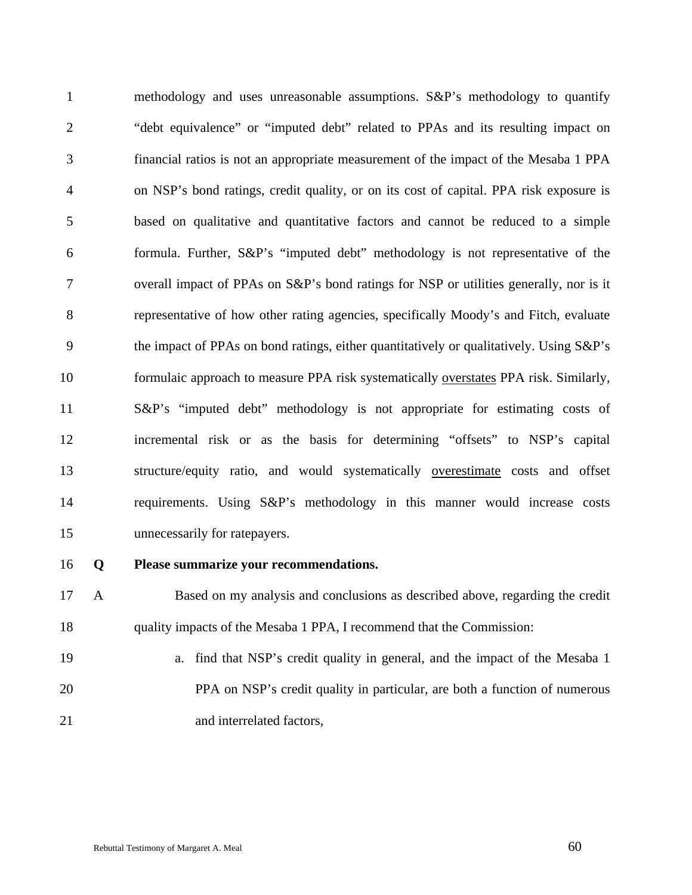methodology and uses unreasonable assumptions. S&P's methodology to quantify "debt equivalence" or "imputed debt" related to PPAs and its resulting impact on financial ratios is not an appropriate measurement of the impact of the Mesaba 1 PPA on NSP's bond ratings, credit quality, or on its cost of capital. PPA risk exposure is based on qualitative and quantitative factors and cannot be reduced to a simple formula. Further, S&P's "imputed debt" methodology is not representative of the overall impact of PPAs on S&P's bond ratings for NSP or utilities generally, nor is it representative of how other rating agencies, specifically Moody's and Fitch, evaluate the impact of PPAs on bond ratings, either quantitatively or qualitatively. Using S&P's formulaic approach to measure PPA risk systematically <u>overstates</u> PPA risk. Similarly, S&P's "imputed debt" methodology is not appropriate for estimating costs of incremental risk or as the basis for determining "offsets" to NSP's capital structure/equity ratio, and would systematically <u>overestimate</u> costs and offset requirements. Using S&P's methodology in this manner would increase costs unnecessarily for ratepayers.

**Q Please summarize your recommendations.**

A Based on my analysis and conclusions as described above, regarding the credit quality impacts of the Mesaba 1 PPA, I recommend that the Commission:

a. find that NSP's credit quality in general, and the impact of the Mesaba 1 PPA on NSP's credit quality in particular, are both a function of numerous and interrelated factors,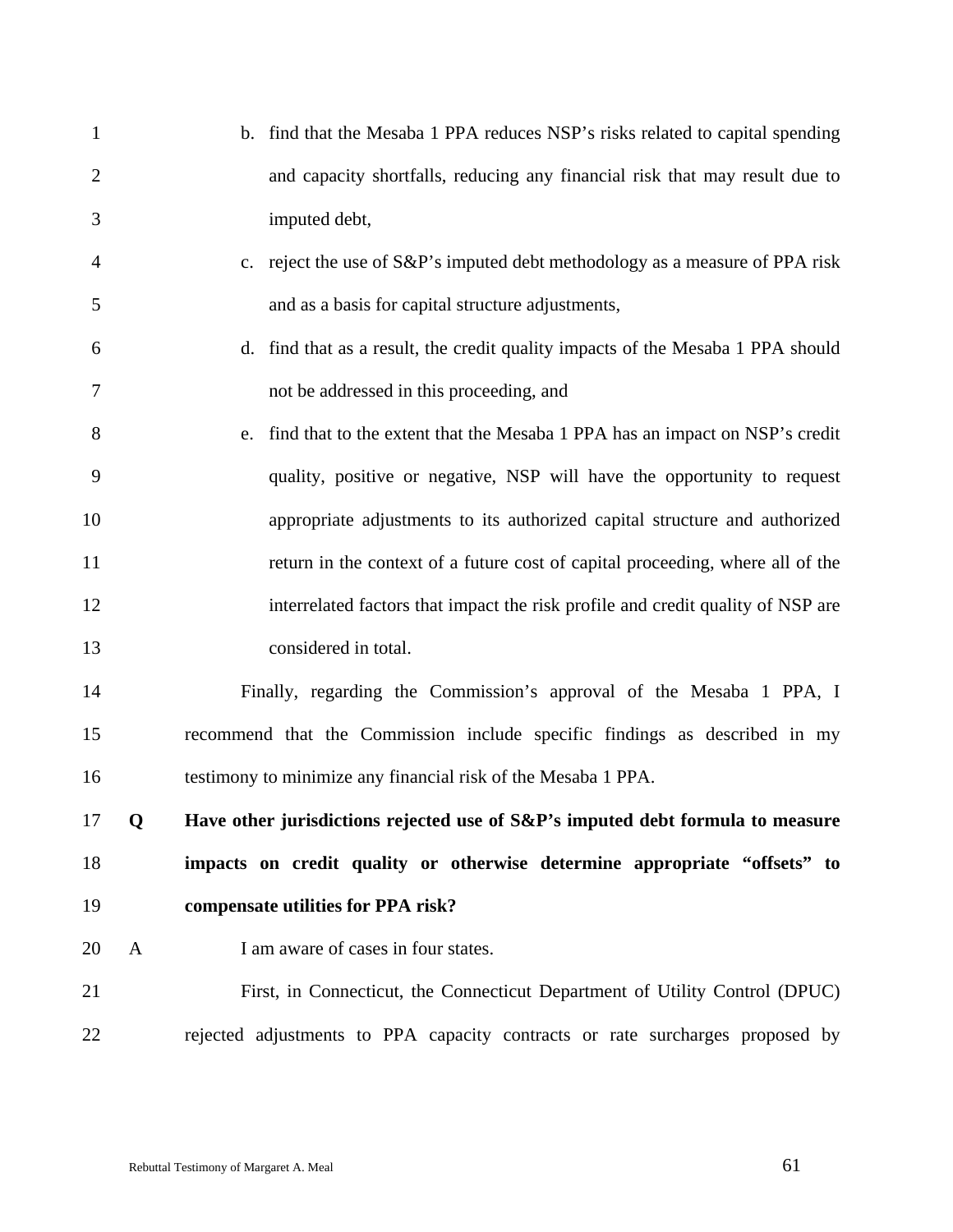b. find that the Mesaba 1 PPA reduces NSP's risks related to capital spending and capacity shortfalls, reducing any financial risk that may result due to imputed debt,

c. reject the use of S&P's imputed debt methodology as a measure of PPA risk and as a basis for capital structure adjustments,

d. find that as a result, the credit quality impacts of the Mesaba 1 PPA should not be addressed in this proceeding, and

e. find that to the extent that the Mesaba 1 PPA has an impact on NSP's credit quality, positive or negative, NSP will have the opportunity to request appropriate adjustments to its authorized capital structure and authorized return in the context of a future cost of capital proceeding, where all of the interrelated factors that impact the risk profile and credit quality of NSP are considered in total.

Finally, regarding the Commission's approval of the Mesaba 1 PPA, I recommend that the Commission include specific findings as described in my testimony to minimize any financial risk of the Mesaba 1 PPA.

**Q Have other jurisdictions rejected use of S&P's imputed debt formula to measure impacts on credit quality or otherwise determine appropriate "offsets" to compensate utilities for PPA risk?**

A I am aware of cases in four states.

First, in Connecticut, the Connecticut Department of Utility Control (DPUC) rejected adjustments to PPA capacity contracts or rate surcharges proposed by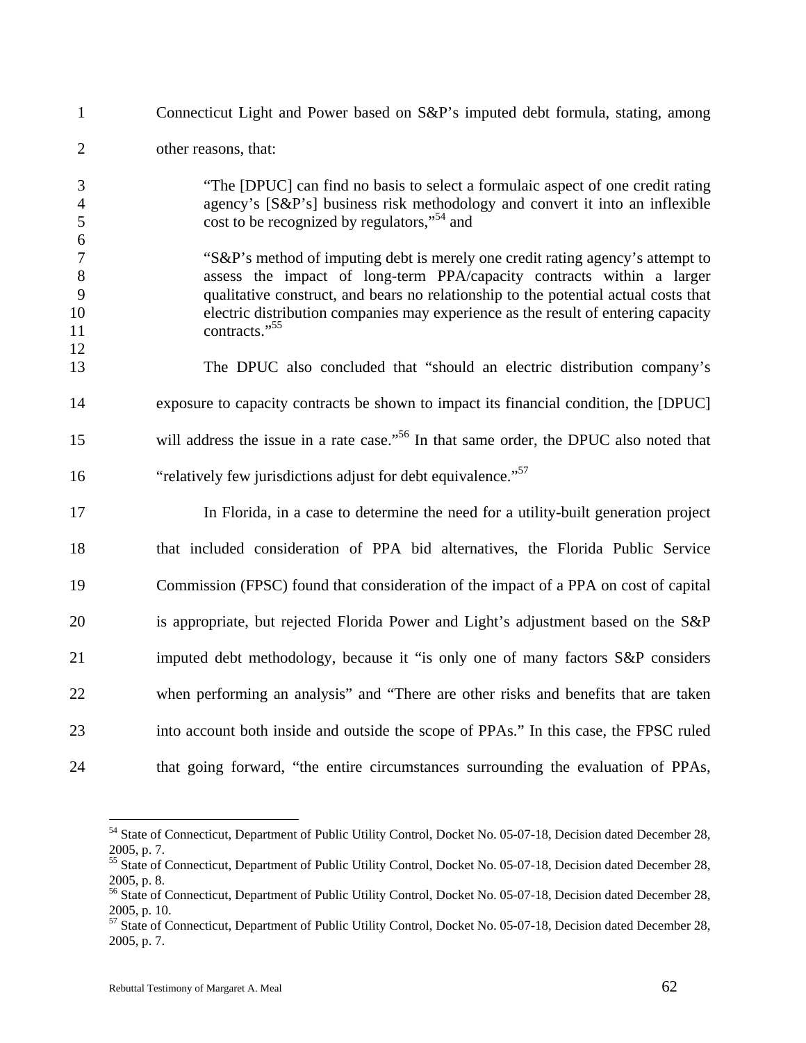Connecticut Light and Power based on S&P's imputed debt formula, stating, among other reasons, that:

> "The [DPUC] can find no basis to select a formulaic aspect of one credit rating agency's [S&P's] business risk methodology and convert it into an inflexible cost to be recognized by regulators,"[54] and
>
> "S&P's method of imputing debt is merely one credit rating agency's attempt to assess the impact of long-term PPA/capacity contracts within a larger qualitative construct, and bears no relationship to the potential actual costs that electric distribution companies may experience as the result of entering capacity contracts."[55]

The DPUC also concluded that "should an electric distribution company's exposure to capacity contracts be shown to impact its financial condition, the [DPUC] will address the issue in a rate case."[56] In that same order, the DPUC also noted that "relatively few jurisdictions adjust for debt equivalence."[57]

In Florida, in a case to determine the need for a utility-built generation project that included consideration of PPA bid alternatives, the Florida Public Service Commission (FPSC) found that consideration of the impact of a PPA on cost of capital is appropriate, but rejected Florida Power and Light's adjustment based on the S&P imputed debt methodology, because it "is only one of many factors S&P considers when performing an analysis" and "There are other risks and benefits that are taken into account both inside and outside the scope of PPAs." In this case, the FPSC ruled that going forward, "the entire circumstances surrounding the evaluation of PPAs,

---

[54] State of Connecticut, Department of Public Utility Control, Docket No. 05-07-18, Decision dated December 28, 2005, p. 7.

[55] State of Connecticut, Department of Public Utility Control, Docket No. 05-07-18, Decision dated December 28, 2005, p. 8.

[56] State of Connecticut, Department of Public Utility Control, Docket No. 05-07-18, Decision dated December 28, 2005, p. 10.

[57] State of Connecticut, Department of Public Utility Control, Docket No. 05-07-18, Decision dated December 28, 2005, p. 7.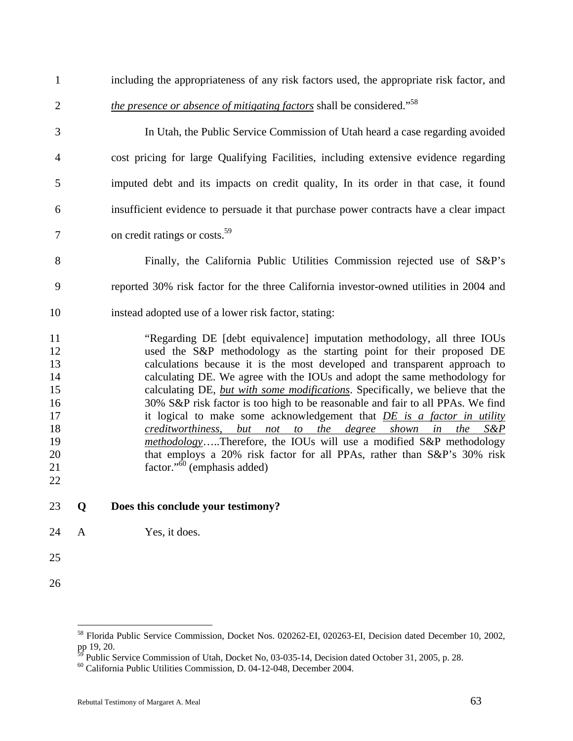including the appropriateness of any risk factors used, the appropriate risk factor, and *the presence or absence of mitigating factors* shall be considered."[58]

In Utah, the Public Service Commission of Utah heard a case regarding avoided cost pricing for large Qualifying Facilities, including extensive evidence regarding imputed debt and its impacts on credit quality, In its order in that case, it found insufficient evidence to persuade it that purchase power contracts have a clear impact on credit ratings or costs.[59]

Finally, the California Public Utilities Commission rejected use of S&P's reported 30% risk factor for the three California investor-owned utilities in 2004 and instead adopted use of a lower risk factor, stating:

> "Regarding DE [debt equivalence] imputation methodology, all three IOUs used the S&P methodology as the starting point for their proposed DE calculations because it is the most developed and transparent approach to calculating DE. We agree with the IOUs and adopt the same methodology for calculating DE, *but with some modifications*. Specifically, we believe that the 30% S&P risk factor is too high to be reasonable and fair to all PPAs. We find it logical to make some acknowledgement that *DE is a factor in utility creditworthiness, but not to the degree shown in the S&P methodology*…..Therefore, the IOUs will use a modified S&P methodology that employs a 20% risk factor for all PPAs, rather than S&P's 30% risk factor."[60] (emphasis added)

**Q Does this conclude your testimony?**

A Yes, it does.

---

[58] Florida Public Service Commission, Docket Nos. 020262-EI, 020263-EI, Decision dated December 10, 2002, pp 19, 20.

[59] Public Service Commission of Utah, Docket No, 03-035-14, Decision dated October 31, 2005, p. 28.

[60] California Public Utilities Commission, D. 04-12-048, December 2004.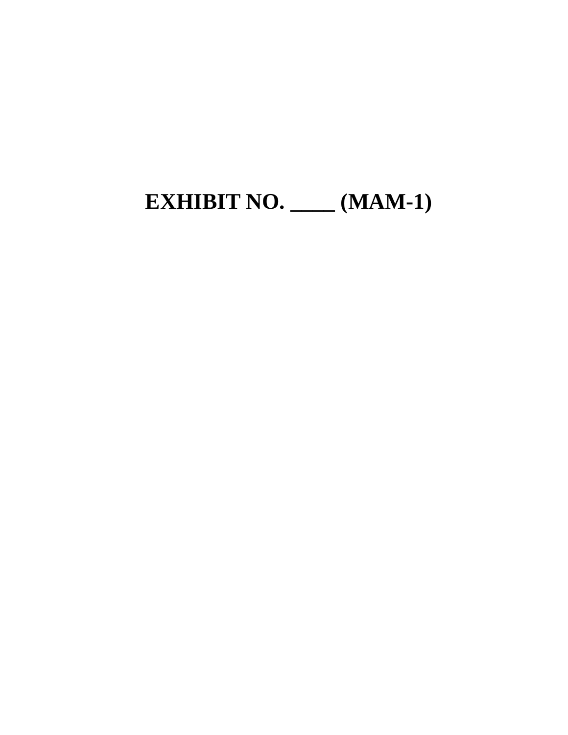# EXHIBIT NO. ____ (MAM-1)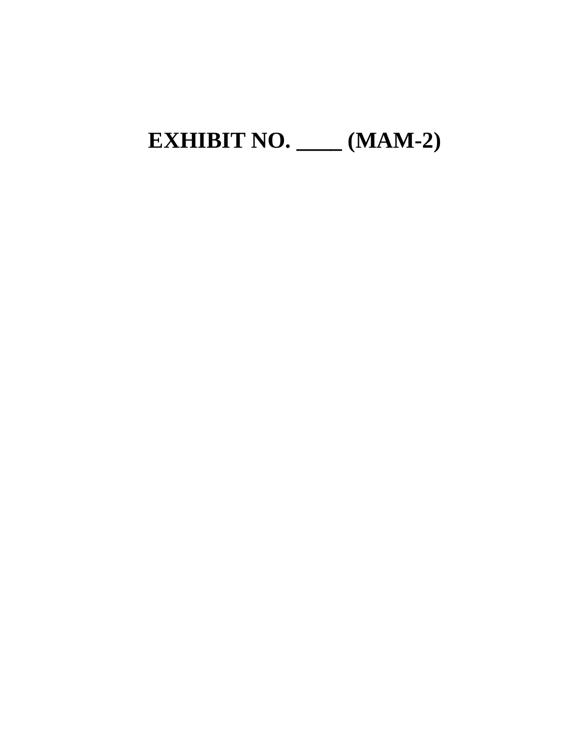# EXHIBIT NO. ____ (MAM-2)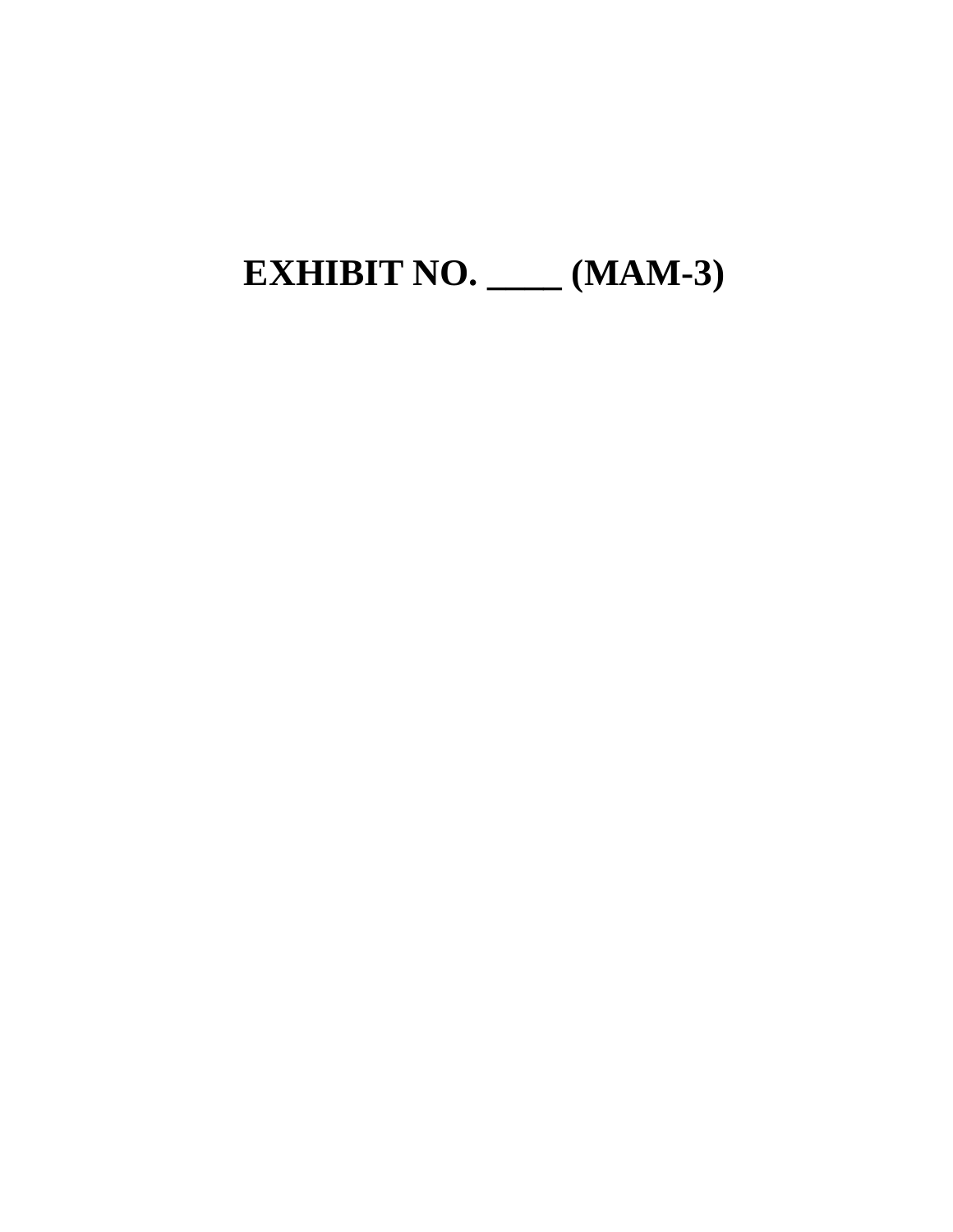# EXHIBIT NO. ____ (MAM-3)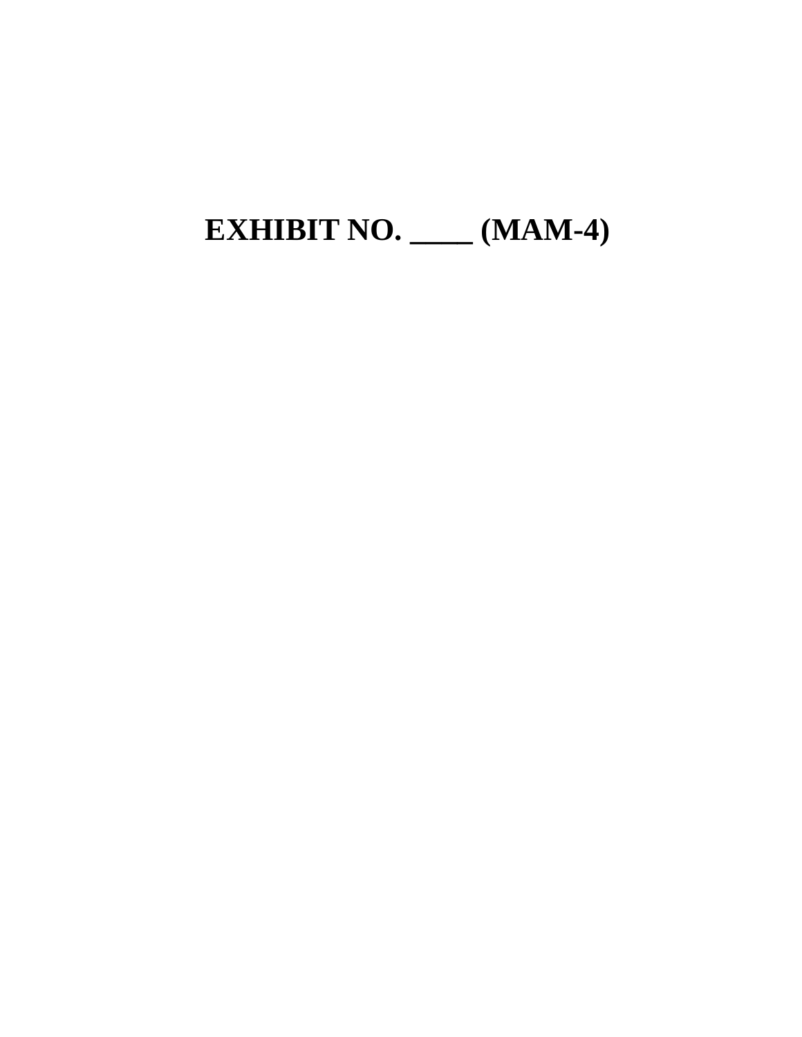# EXHIBIT NO. ____ (MAM-4)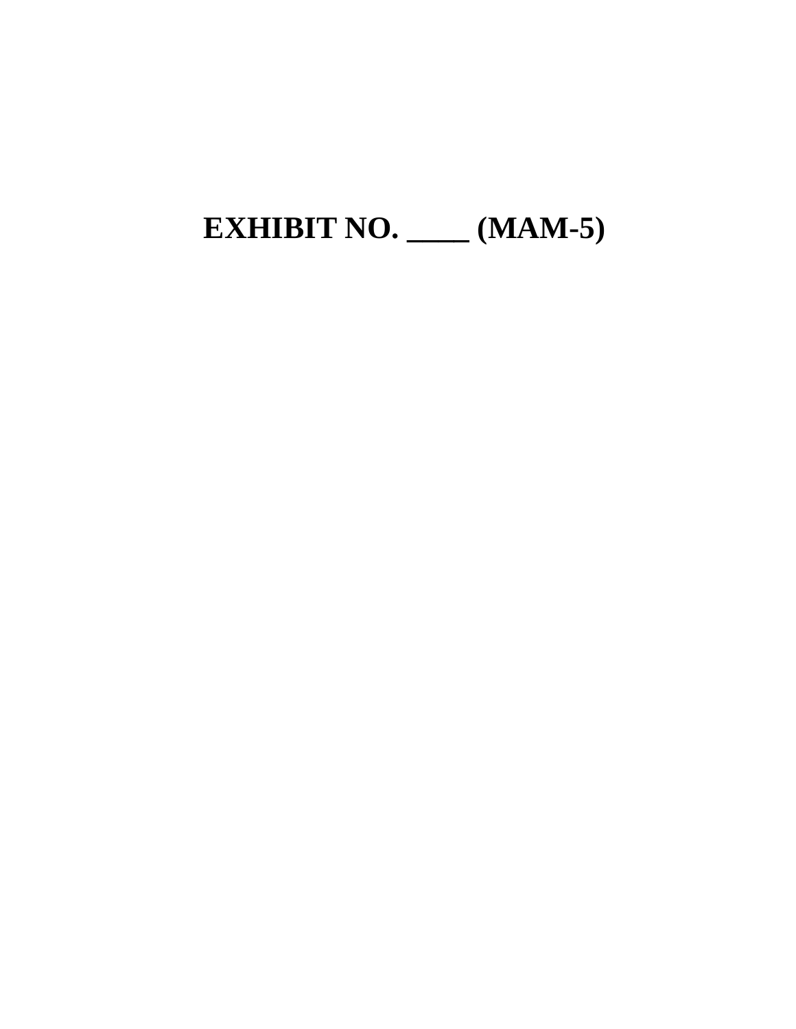# EXHIBIT NO. ____ (MAM-5)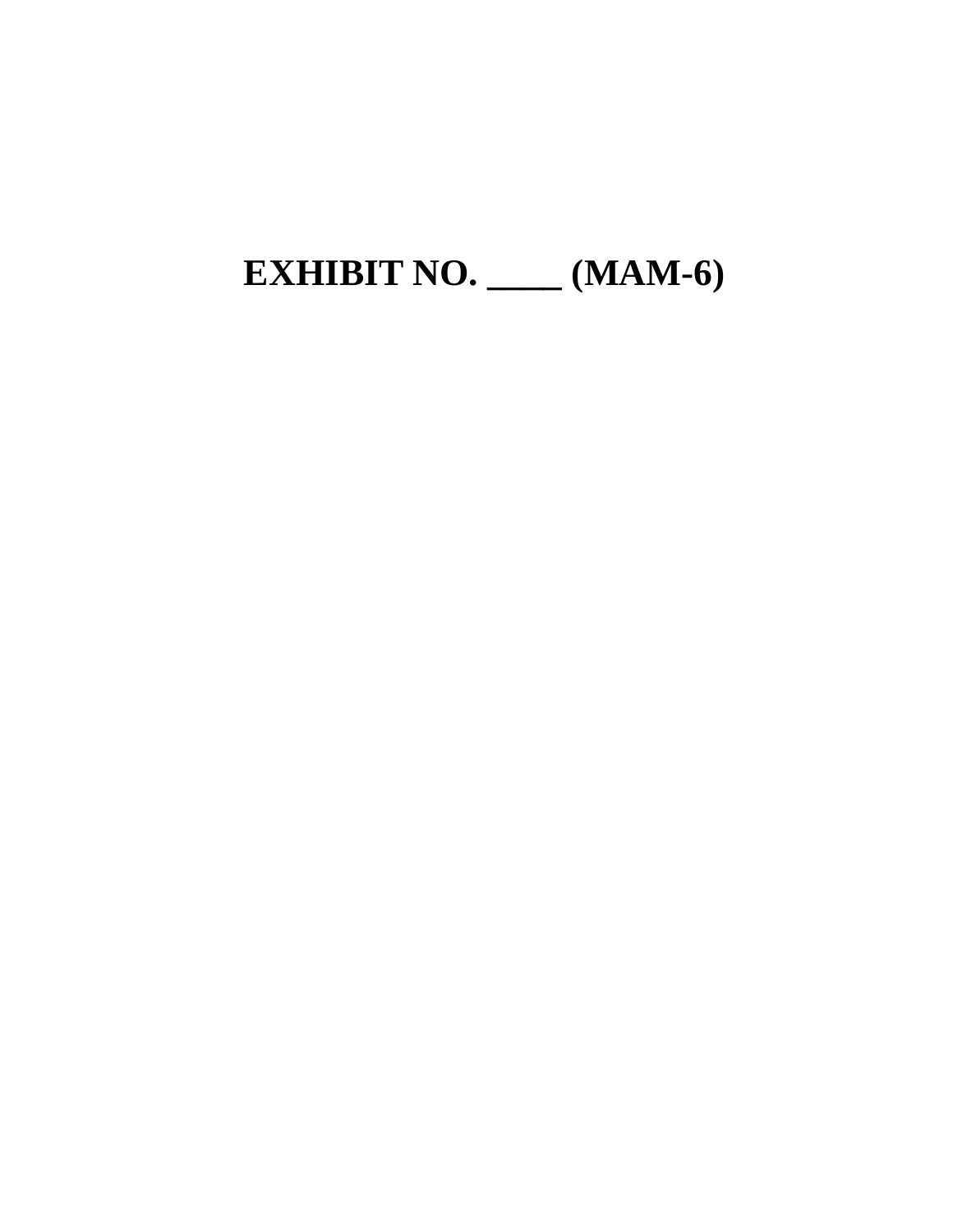# EXHIBIT NO. ____ (MAM-6)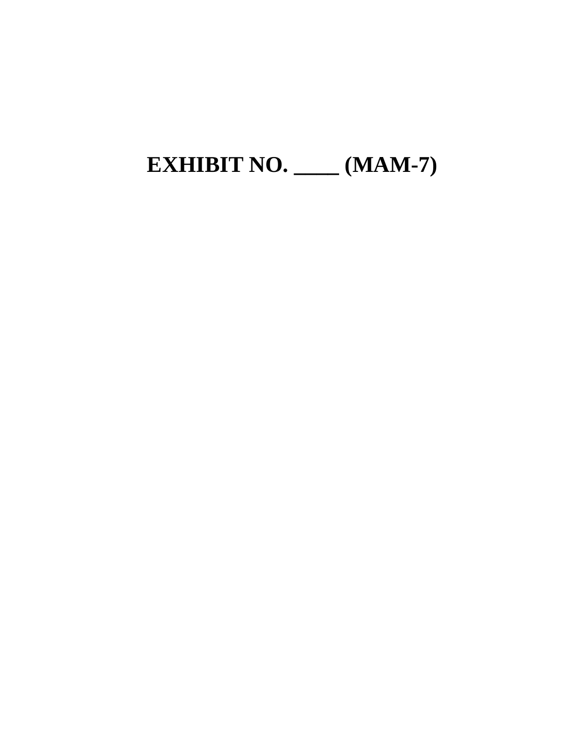# EXHIBIT NO. ____ (MAM-7)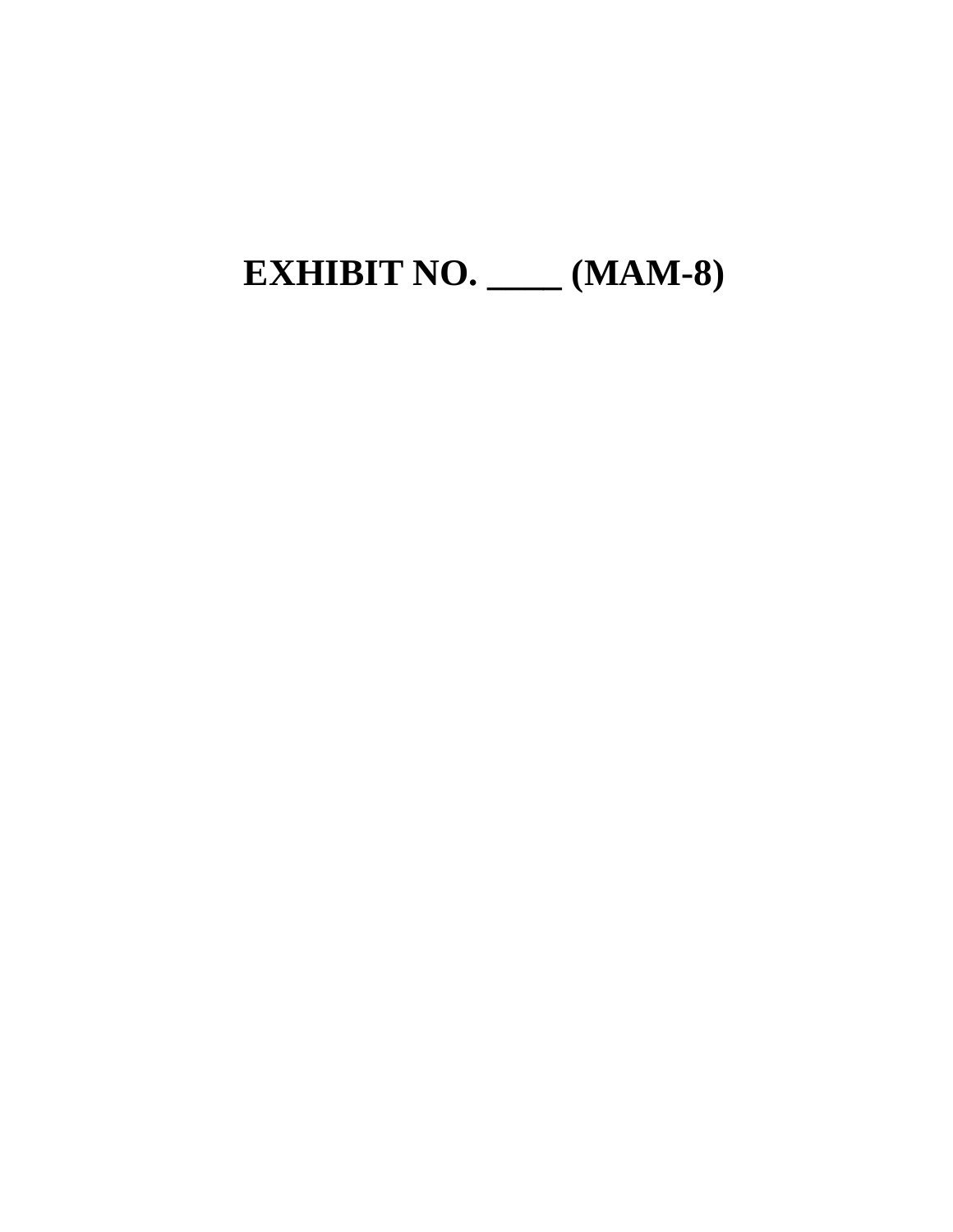# EXHIBIT NO. ____ (MAM-8)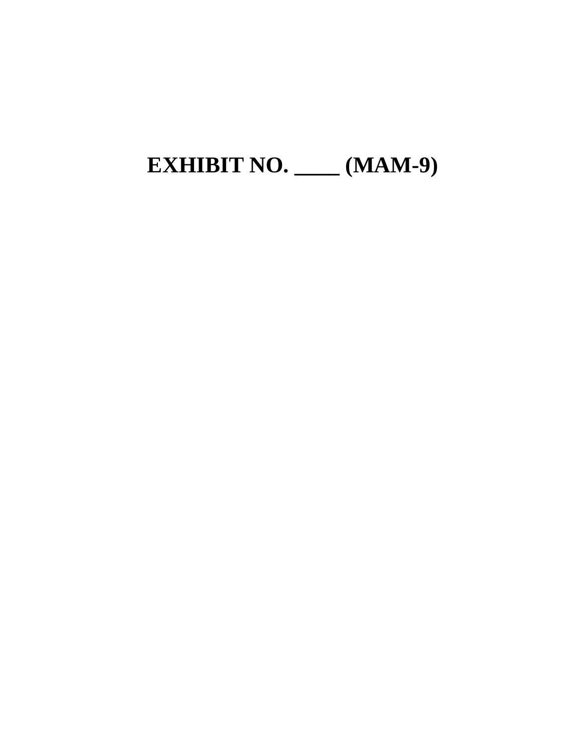# EXHIBIT NO. ____ (MAM-9)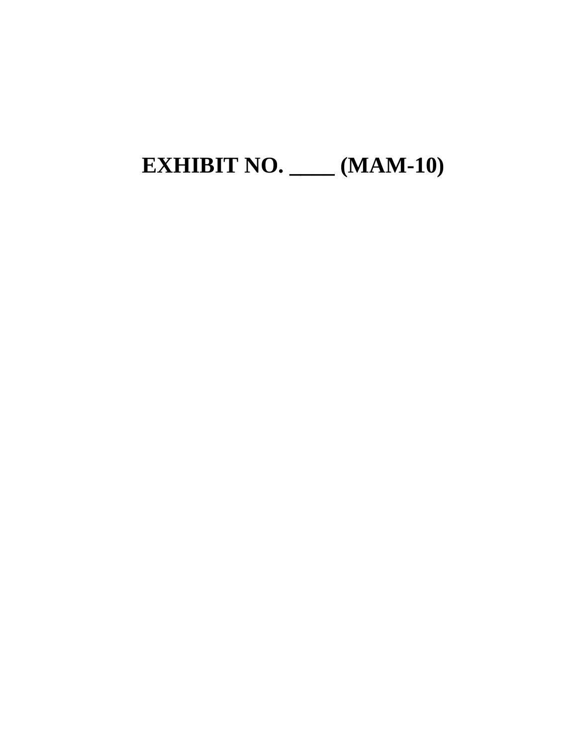# EXHIBIT NO. ____ (MAM-10)